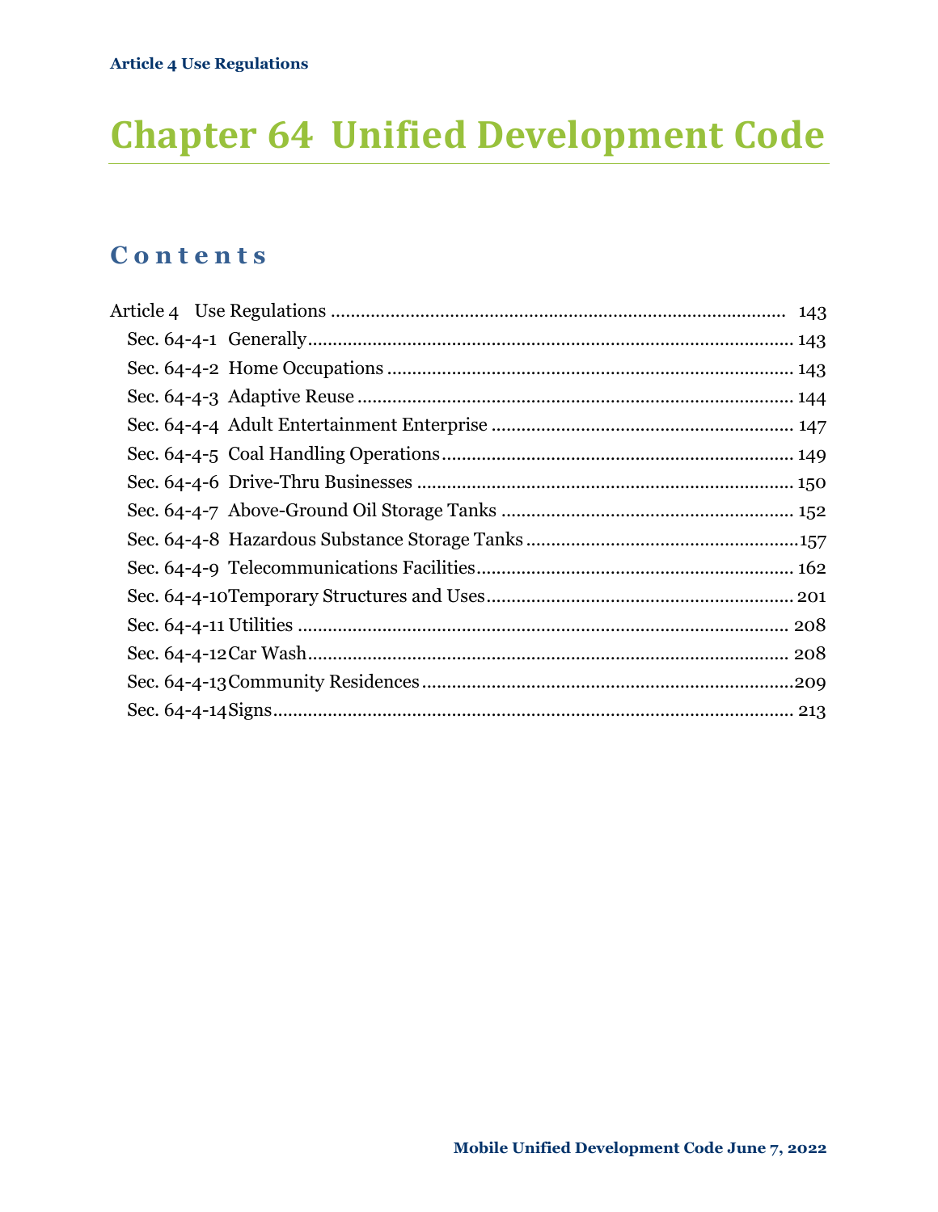# Chapter 64 Unified Development Code

## Contents

Article 4 Use Regulations ........................................................................................ 143
- Sec. 64-4-1 Generally............................................................................................. 143
- Sec. 64-4-2 Home Occupations ................................................................................ 143
- Sec. 64-4-3 Adaptive Reuse ..................................................................................... 144
- Sec. 64-4-4 Adult Entertainment Enterprise ............................................................. 147
- Sec. 64-4-5 Coal Handling Operations...................................................................... 149
- Sec. 64-4-6 Drive-Thru Businesses ........................................................................... 150
- Sec. 64-4-7 Above-Ground Oil Storage Tanks .......................................................... 152
- Sec. 64-4-8 Hazardous Substance Storage Tanks .......................................................157
- Sec. 64-4-9 Telecommunications Facilities................................................................ 162
- Sec. 64-4-10 Temporary Structures and Uses............................................................. 201
- Sec. 64-4-11 Utilities ................................................................................................. 208
- Sec. 64-4-12 Car Wash................................................................................................ 208
- Sec. 64-4-13 Community Residences ..........................................................................209
- Sec. 64-4-14 Signs....................................................................................................... 213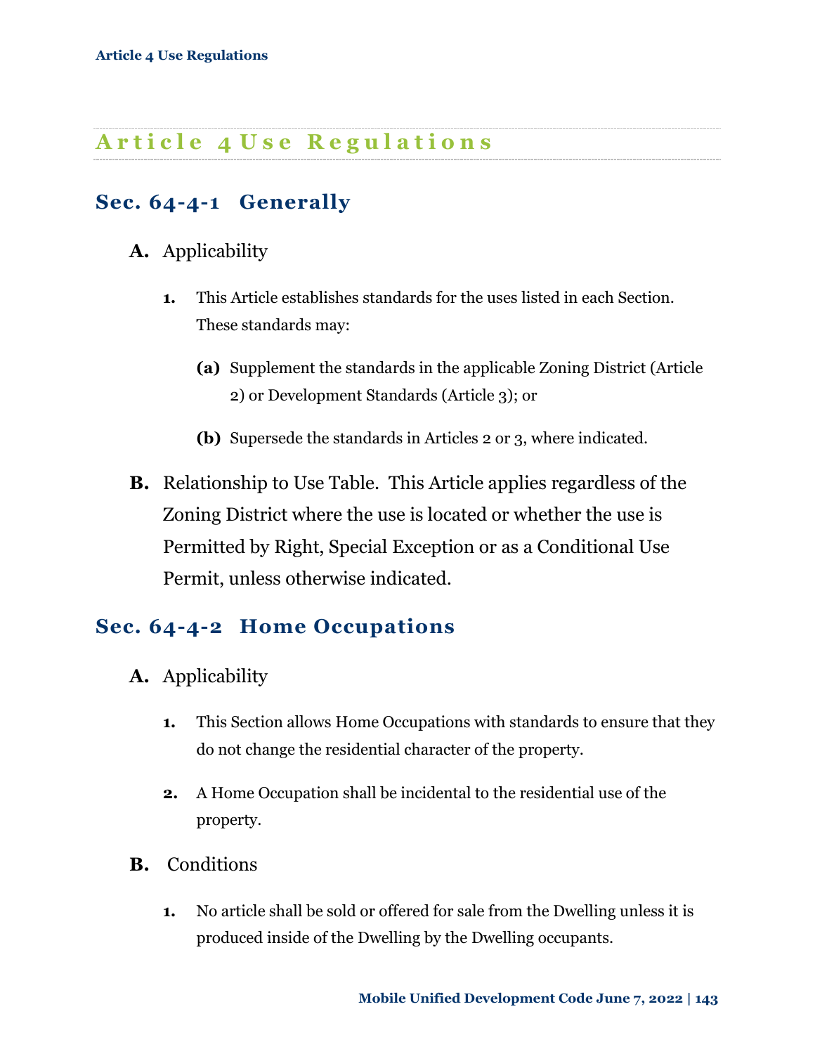# Article 4 Use Regulations

## Sec. 64-4-1 Generally

**A.** Applicability

**1.** This Article establishes standards for the uses listed in each Section. These standards may:

**(a)** Supplement the standards in the applicable Zoning District (Article 2) or Development Standards (Article 3); or

**(b)** Supersede the standards in Articles 2 or 3, where indicated.

**B.** Relationship to Use Table. This Article applies regardless of the Zoning District where the use is located or whether the use is Permitted by Right, Special Exception or as a Conditional Use Permit, unless otherwise indicated.

## Sec. 64-4-2 Home Occupations

**A.** Applicability

**1.** This Section allows Home Occupations with standards to ensure that they do not change the residential character of the property.

**2.** A Home Occupation shall be incidental to the residential use of the property.

**B.** Conditions

**1.** No article shall be sold or offered for sale from the Dwelling unless it is produced inside of the Dwelling by the Dwelling occupants.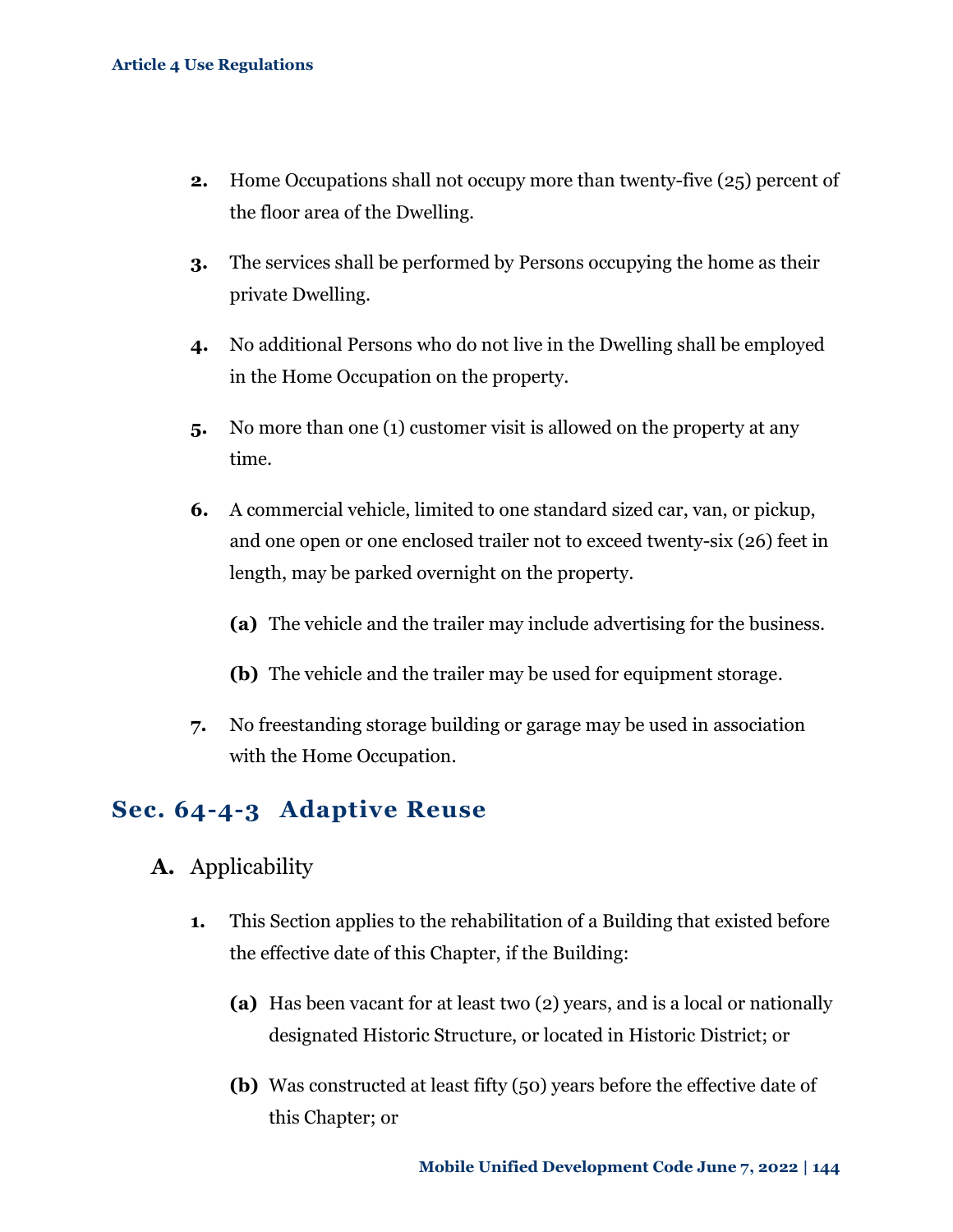2. Home Occupations shall not occupy more than twenty-five (25) percent of the floor area of the Dwelling.

3. The services shall be performed by Persons occupying the home as their private Dwelling.

4. No additional Persons who do not live in the Dwelling shall be employed in the Home Occupation on the property.

5. No more than one (1) customer visit is allowed on the property at any time.

6. A commercial vehicle, limited to one standard sized car, van, or pickup, and one open or one enclosed trailer not to exceed twenty-six (26) feet in length, may be parked overnight on the property.

   **(a)** The vehicle and the trailer may include advertising for the business.

   **(b)** The vehicle and the trailer may be used for equipment storage.

7. No freestanding storage building or garage may be used in association with the Home Occupation.

## Sec. 64-4-3 Adaptive Reuse

### A. Applicability

1. This Section applies to the rehabilitation of a Building that existed before the effective date of this Chapter, if the Building:

   **(a)** Has been vacant for at least two (2) years, and is a local or nationally designated Historic Structure, or located in Historic District; or

   **(b)** Was constructed at least fifty (50) years before the effective date of this Chapter; or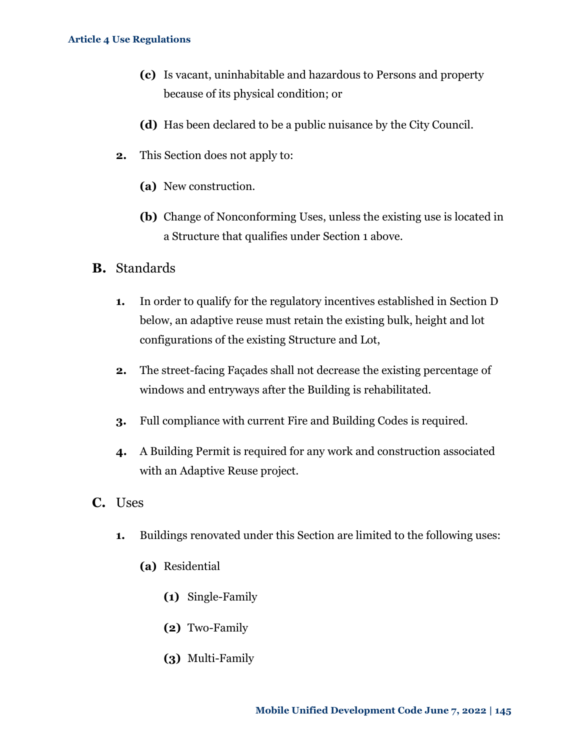(c) Is vacant, uninhabitable and hazardous to Persons and property because of its physical condition; or

(d) Has been declared to be a public nuisance by the City Council.

2. This Section does not apply to:

(a) New construction.

(b) Change of Nonconforming Uses, unless the existing use is located in a Structure that qualifies under Section 1 above.

## B. Standards

1. In order to qualify for the regulatory incentives established in Section D below, an adaptive reuse must retain the existing bulk, height and lot configurations of the existing Structure and Lot,

2. The street-facing Façades shall not decrease the existing percentage of windows and entryways after the Building is rehabilitated.

3. Full compliance with current Fire and Building Codes is required.

4. A Building Permit is required for any work and construction associated with an Adaptive Reuse project.

## C. Uses

1. Buildings renovated under this Section are limited to the following uses:

(a) Residential

(1) Single-Family

(2) Two-Family

(3) Multi-Family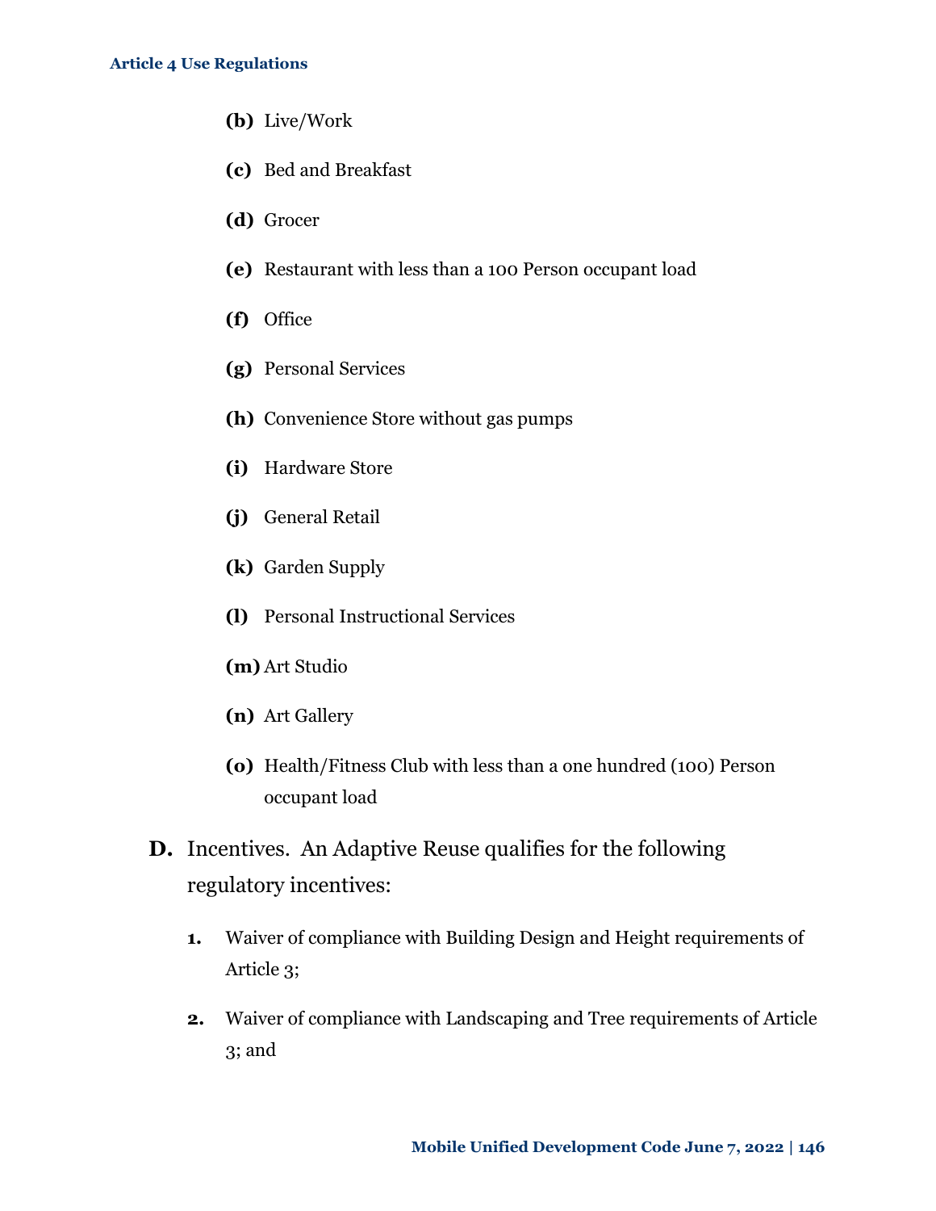**(b)** Live/Work

**(c)** Bed and Breakfast

**(d)** Grocer

**(e)** Restaurant with less than a 100 Person occupant load

**(f)** Office

**(g)** Personal Services

**(h)** Convenience Store without gas pumps

**(i)** Hardware Store

**(j)** General Retail

**(k)** Garden Supply

**(l)** Personal Instructional Services

**(m)** Art Studio

**(n)** Art Gallery

**(o)** Health/Fitness Club with less than a one hundred (100) Person occupant load

**D.** Incentives. An Adaptive Reuse qualifies for the following regulatory incentives:

**1.** Waiver of compliance with Building Design and Height requirements of Article 3;

**2.** Waiver of compliance with Landscaping and Tree requirements of Article 3; and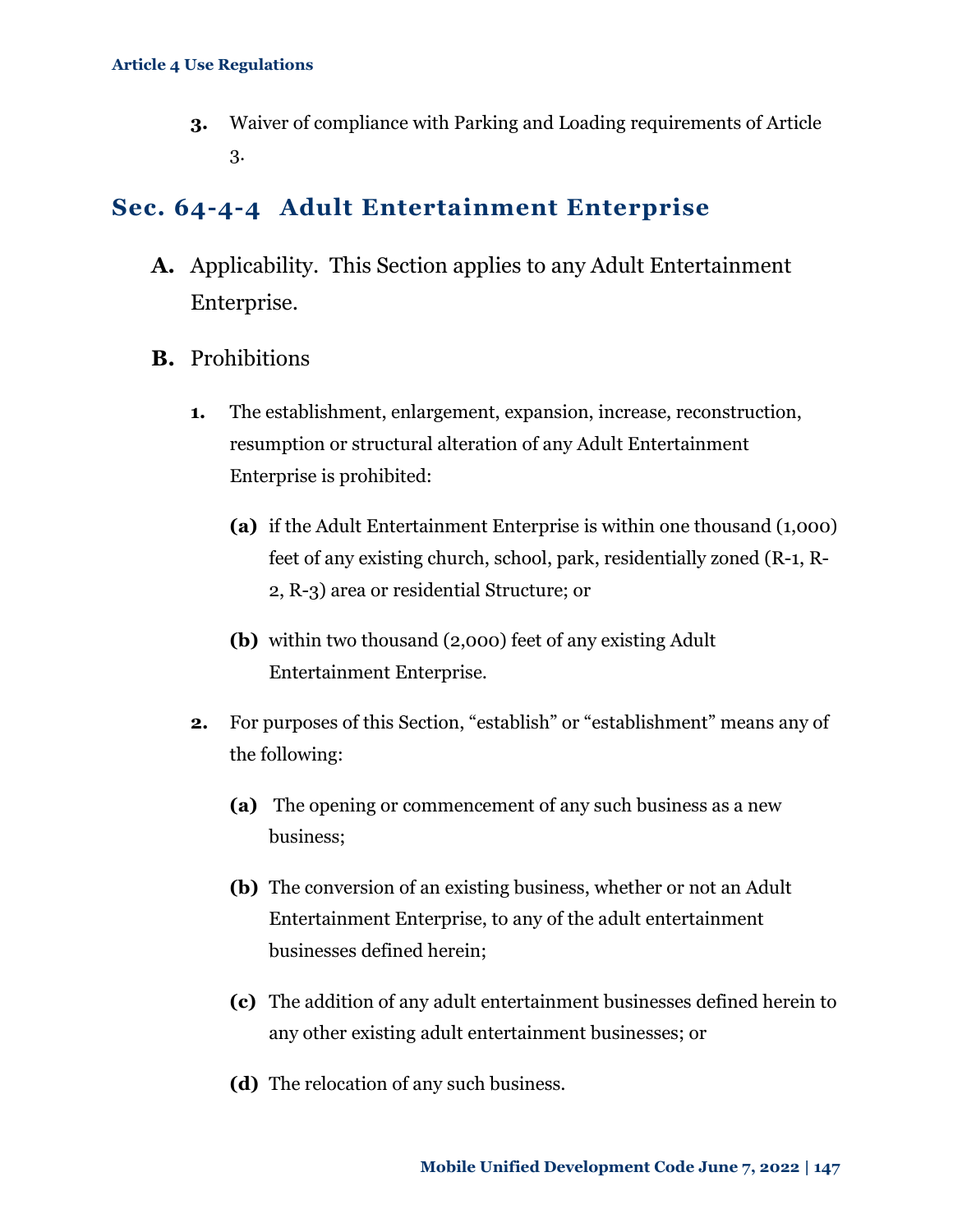3. Waiver of compliance with Parking and Loading requirements of Article 3.

## Sec. 64-4-4 Adult Entertainment Enterprise

**A.** Applicability. This Section applies to any Adult Entertainment Enterprise.

**B.** Prohibitions

1. The establishment, enlargement, expansion, increase, reconstruction, resumption or structural alteration of any Adult Entertainment Enterprise is prohibited:

   **(a)** if the Adult Entertainment Enterprise is within one thousand (1,000) feet of any existing church, school, park, residentially zoned (R-1, R-2, R-3) area or residential Structure; or

   **(b)** within two thousand (2,000) feet of any existing Adult Entertainment Enterprise.

2. For purposes of this Section, "establish" or "establishment" means any of the following:

   **(a)** The opening or commencement of any such business as a new business;

   **(b)** The conversion of an existing business, whether or not an Adult Entertainment Enterprise, to any of the adult entertainment businesses defined herein;

   **(c)** The addition of any adult entertainment businesses defined herein to any other existing adult entertainment businesses; or

   **(d)** The relocation of any such business.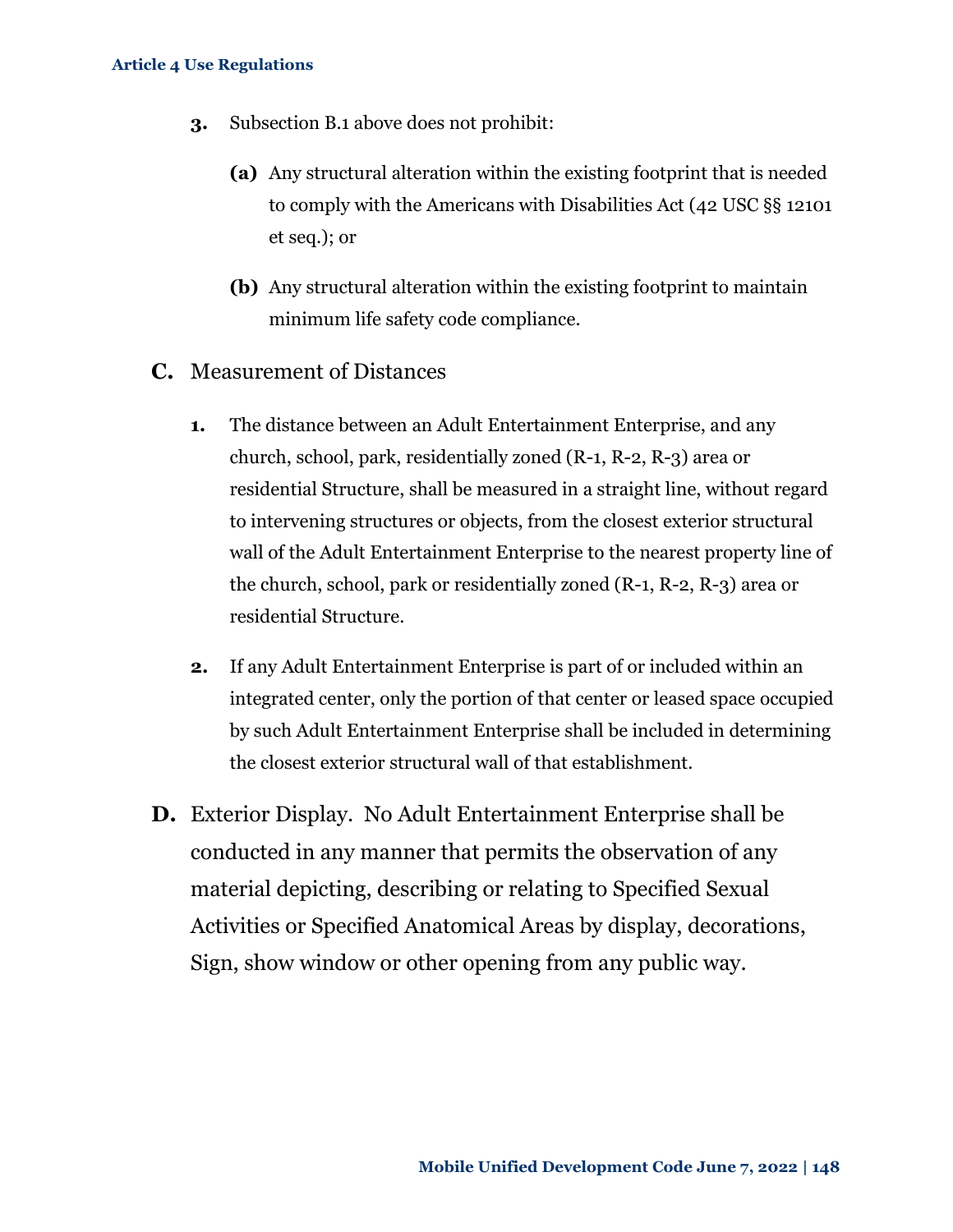3. Subsection B.1 above does not prohibit:

   **(a)** Any structural alteration within the existing footprint that is needed to comply with the Americans with Disabilities Act (42 USC §§ 12101 et seq.); or

   **(b)** Any structural alteration within the existing footprint to maintain minimum life safety code compliance.

**C.** Measurement of Distances

1. The distance between an Adult Entertainment Enterprise, and any church, school, park, residentially zoned (R-1, R-2, R-3) area or residential Structure, shall be measured in a straight line, without regard to intervening structures or objects, from the closest exterior structural wall of the Adult Entertainment Enterprise to the nearest property line of the church, school, park or residentially zoned (R-1, R-2, R-3) area or residential Structure.

2. If any Adult Entertainment Enterprise is part of or included within an integrated center, only the portion of that center or leased space occupied by such Adult Entertainment Enterprise shall be included in determining the closest exterior structural wall of that establishment.

**D.** Exterior Display. No Adult Entertainment Enterprise shall be conducted in any manner that permits the observation of any material depicting, describing or relating to Specified Sexual Activities or Specified Anatomical Areas by display, decorations, Sign, show window or other opening from any public way.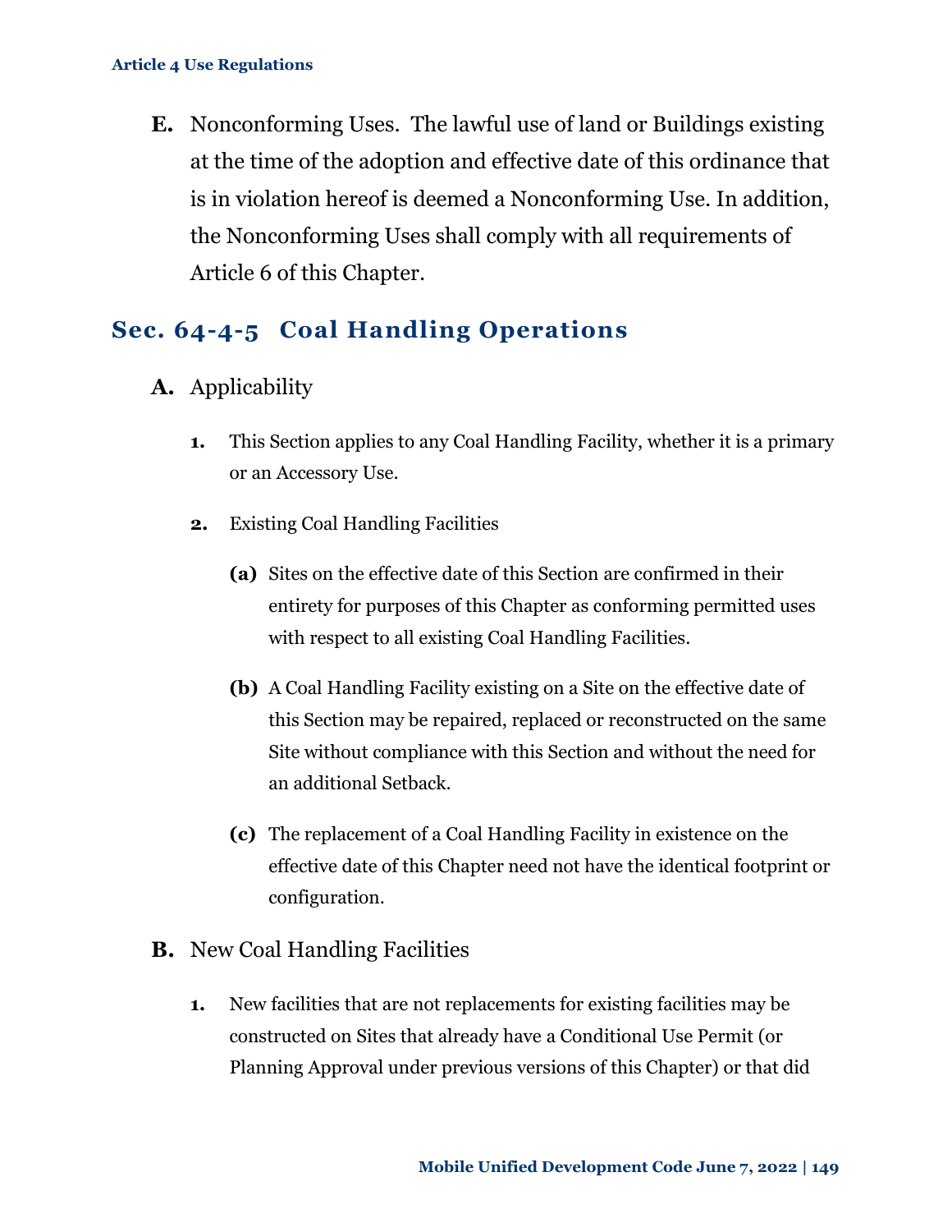**E.** Nonconforming Uses. The lawful use of land or Buildings existing at the time of the adoption and effective date of this ordinance that is in violation hereof is deemed a Nonconforming Use. In addition, the Nonconforming Uses shall comply with all requirements of Article 6 of this Chapter.

## Sec. 64-4-5 Coal Handling Operations

**A.** Applicability

**1.** This Section applies to any Coal Handling Facility, whether it is a primary or an Accessory Use.

**2.** Existing Coal Handling Facilities

**(a)** Sites on the effective date of this Section are confirmed in their entirety for purposes of this Chapter as conforming permitted uses with respect to all existing Coal Handling Facilities.

**(b)** A Coal Handling Facility existing on a Site on the effective date of this Section may be repaired, replaced or reconstructed on the same Site without compliance with this Section and without the need for an additional Setback.

**(c)** The replacement of a Coal Handling Facility in existence on the effective date of this Chapter need not have the identical footprint or configuration.

**B.** New Coal Handling Facilities

**1.** New facilities that are not replacements for existing facilities may be constructed on Sites that already have a Conditional Use Permit (or Planning Approval under previous versions of this Chapter) or that did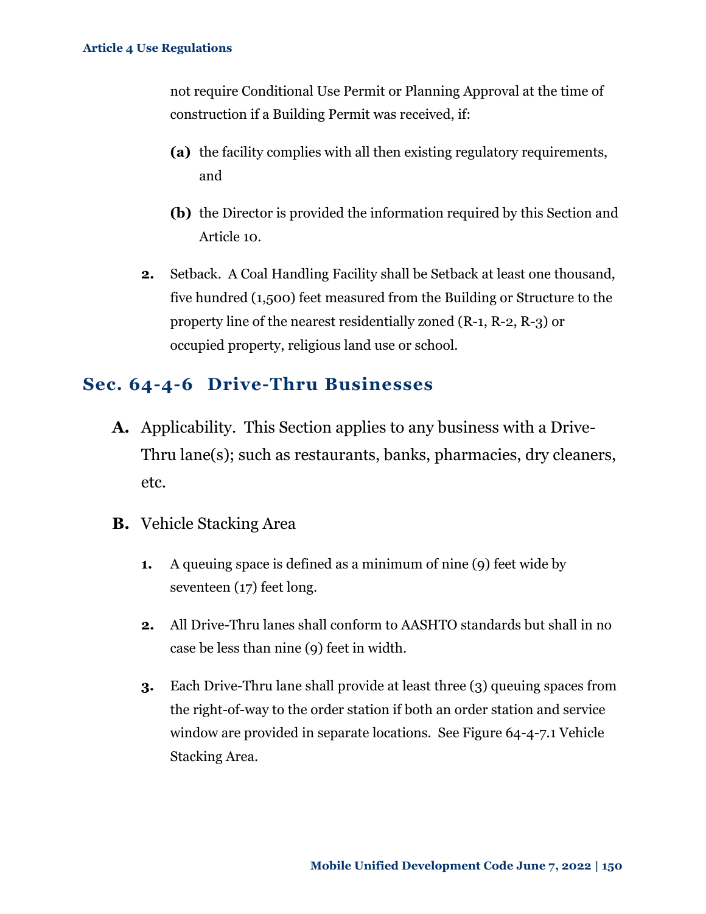not require Conditional Use Permit or Planning Approval at the time of construction if a Building Permit was received, if:

- **(a)** the facility complies with all then existing regulatory requirements, and
- **(b)** the Director is provided the information required by this Section and Article 10.

**2.** Setback. A Coal Handling Facility shall be Setback at least one thousand, five hundred (1,500) feet measured from the Building or Structure to the property line of the nearest residentially zoned (R-1, R-2, R-3) or occupied property, religious land use or school.

## Sec. 64-4-6 Drive-Thru Businesses

**A.** Applicability. This Section applies to any business with a Drive-Thru lane(s); such as restaurants, banks, pharmacies, dry cleaners, etc.

**B.** Vehicle Stacking Area

1. A queuing space is defined as a minimum of nine (9) feet wide by seventeen (17) feet long.
2. All Drive-Thru lanes shall conform to AASHTO standards but shall in no case be less than nine (9) feet in width.
3. Each Drive-Thru lane shall provide at least three (3) queuing spaces from the right-of-way to the order station if both an order station and service window are provided in separate locations. See Figure 64-4-7.1 Vehicle Stacking Area.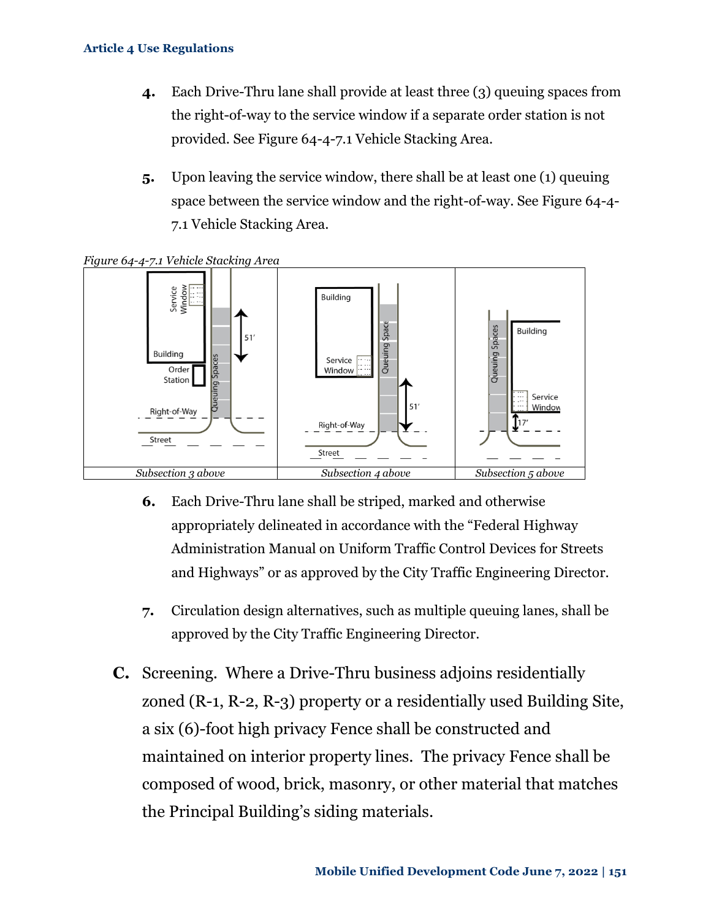4. Each Drive-Thru lane shall provide at least three (3) queuing spaces from the right-of-way to the service window if a separate order station is not provided. See Figure 64-4-7.1 Vehicle Stacking Area.

5. Upon leaving the service window, there shall be at least one (1) queuing space between the service window and the right-of-way. See Figure 64-4-7.1 Vehicle Stacking Area.

*Figure 64-4-7.1 Vehicle Stacking Area*

| *Subsection 3 above* | *Subsection 4 above* | *Subsection 5 above* |
|---|---|---|

6. Each Drive-Thru lane shall be striped, marked and otherwise appropriately delineated in accordance with the "Federal Highway Administration Manual on Uniform Traffic Control Devices for Streets and Highways" or as approved by the City Traffic Engineering Director.

7. Circulation design alternatives, such as multiple queuing lanes, shall be approved by the City Traffic Engineering Director.

C. Screening. Where a Drive-Thru business adjoins residentially zoned (R-1, R-2, R-3) property or a residentially used Building Site, a six (6)-foot high privacy Fence shall be constructed and maintained on interior property lines. The privacy Fence shall be composed of wood, brick, masonry, or other material that matches the Principal Building's siding materials.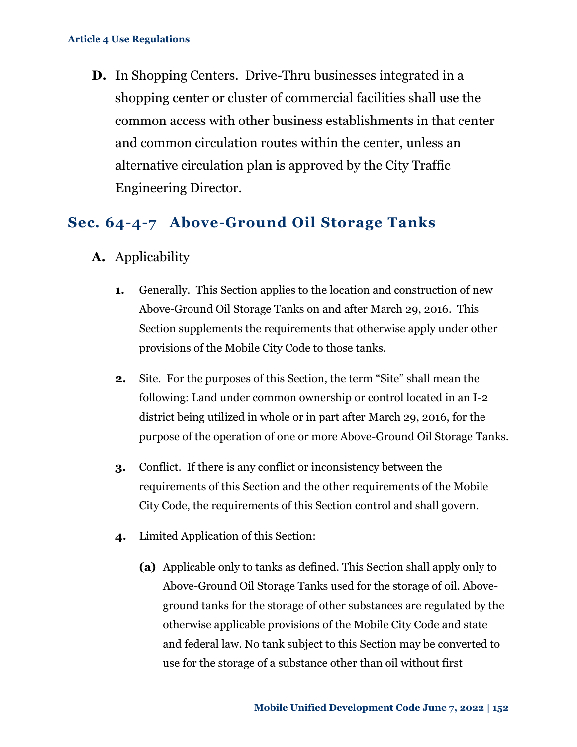**D.** In Shopping Centers. Drive-Thru businesses integrated in a shopping center or cluster of commercial facilities shall use the common access with other business establishments in that center and common circulation routes within the center, unless an alternative circulation plan is approved by the City Traffic Engineering Director.

## Sec. 64-4-7 Above-Ground Oil Storage Tanks

**A.** Applicability

1. Generally. This Section applies to the location and construction of new Above-Ground Oil Storage Tanks on and after March 29, 2016. This Section supplements the requirements that otherwise apply under other provisions of the Mobile City Code to those tanks.

2. Site. For the purposes of this Section, the term "Site" shall mean the following: Land under common ownership or control located in an I-2 district being utilized in whole or in part after March 29, 2016, for the purpose of the operation of one or more Above-Ground Oil Storage Tanks.

3. Conflict. If there is any conflict or inconsistency between the requirements of this Section and the other requirements of the Mobile City Code, the requirements of this Section control and shall govern.

4. Limited Application of this Section:

   **(a)** Applicable only to tanks as defined. This Section shall apply only to Above-Ground Oil Storage Tanks used for the storage of oil. Above-ground tanks for the storage of other substances are regulated by the otherwise applicable provisions of the Mobile City Code and state and federal law. No tank subject to this Section may be converted to use for the storage of a substance other than oil without first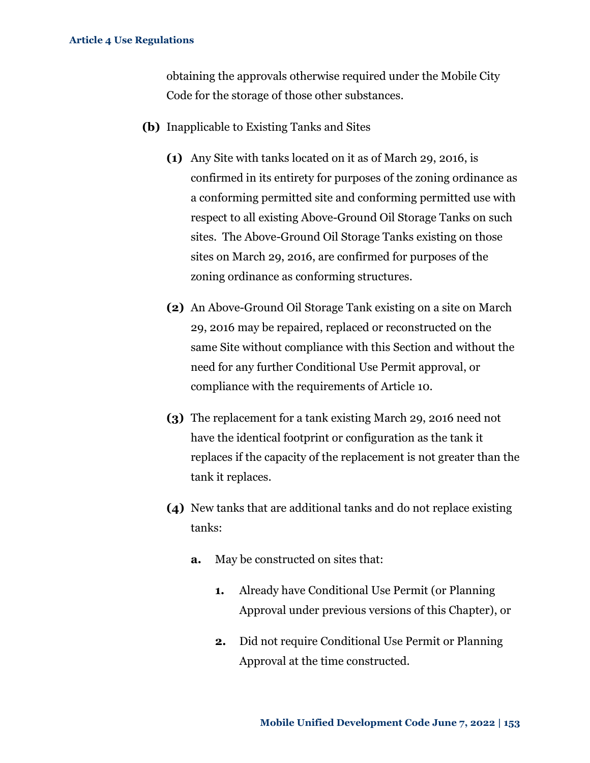obtaining the approvals otherwise required under the Mobile City Code for the storage of those other substances.

**(b)** Inapplicable to Existing Tanks and Sites

**(1)** Any Site with tanks located on it as of March 29, 2016, is confirmed in its entirety for purposes of the zoning ordinance as a conforming permitted site and conforming permitted use with respect to all existing Above-Ground Oil Storage Tanks on such sites. The Above-Ground Oil Storage Tanks existing on those sites on March 29, 2016, are confirmed for purposes of the zoning ordinance as conforming structures.

**(2)** An Above-Ground Oil Storage Tank existing on a site on March 29, 2016 may be repaired, replaced or reconstructed on the same Site without compliance with this Section and without the need for any further Conditional Use Permit approval, or compliance with the requirements of Article 10.

**(3)** The replacement for a tank existing March 29, 2016 need not have the identical footprint or configuration as the tank it replaces if the capacity of the replacement is not greater than the tank it replaces.

**(4)** New tanks that are additional tanks and do not replace existing tanks:

**a.** May be constructed on sites that:

**1.** Already have Conditional Use Permit (or Planning Approval under previous versions of this Chapter), or

**2.** Did not require Conditional Use Permit or Planning Approval at the time constructed.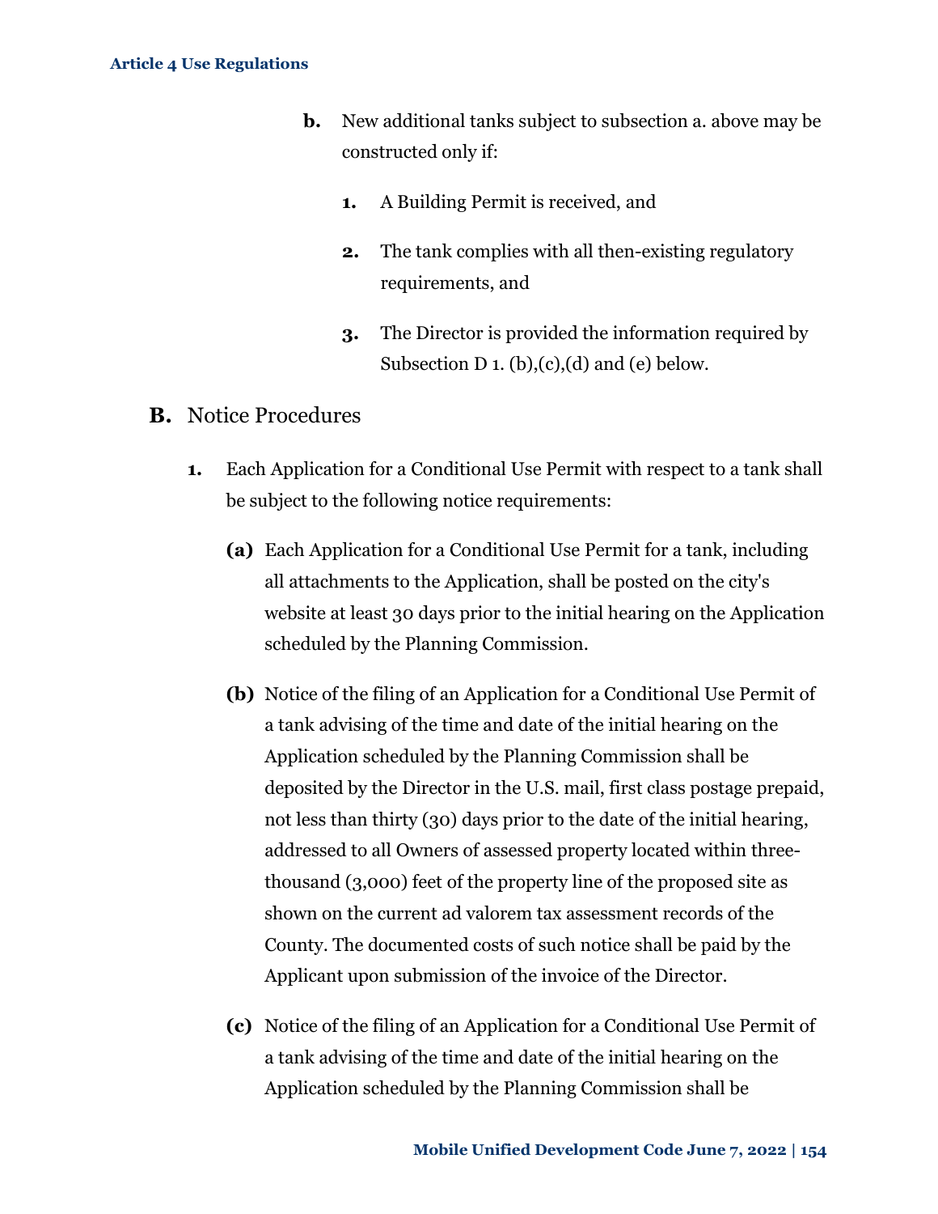**b.** New additional tanks subject to subsection a. above may be constructed only if:

**1.** A Building Permit is received, and

**2.** The tank complies with all then-existing regulatory requirements, and

**3.** The Director is provided the information required by Subsection D 1. (b),(c),(d) and (e) below.

## B. Notice Procedures

**1.** Each Application for a Conditional Use Permit with respect to a tank shall be subject to the following notice requirements:

**(a)** Each Application for a Conditional Use Permit for a tank, including all attachments to the Application, shall be posted on the city's website at least 30 days prior to the initial hearing on the Application scheduled by the Planning Commission.

**(b)** Notice of the filing of an Application for a Conditional Use Permit of a tank advising of the time and date of the initial hearing on the Application scheduled by the Planning Commission shall be deposited by the Director in the U.S. mail, first class postage prepaid, not less than thirty (30) days prior to the date of the initial hearing, addressed to all Owners of assessed property located within three-thousand (3,000) feet of the property line of the proposed site as shown on the current ad valorem tax assessment records of the County. The documented costs of such notice shall be paid by the Applicant upon submission of the invoice of the Director.

**(c)** Notice of the filing of an Application for a Conditional Use Permit of a tank advising of the time and date of the initial hearing on the Application scheduled by the Planning Commission shall be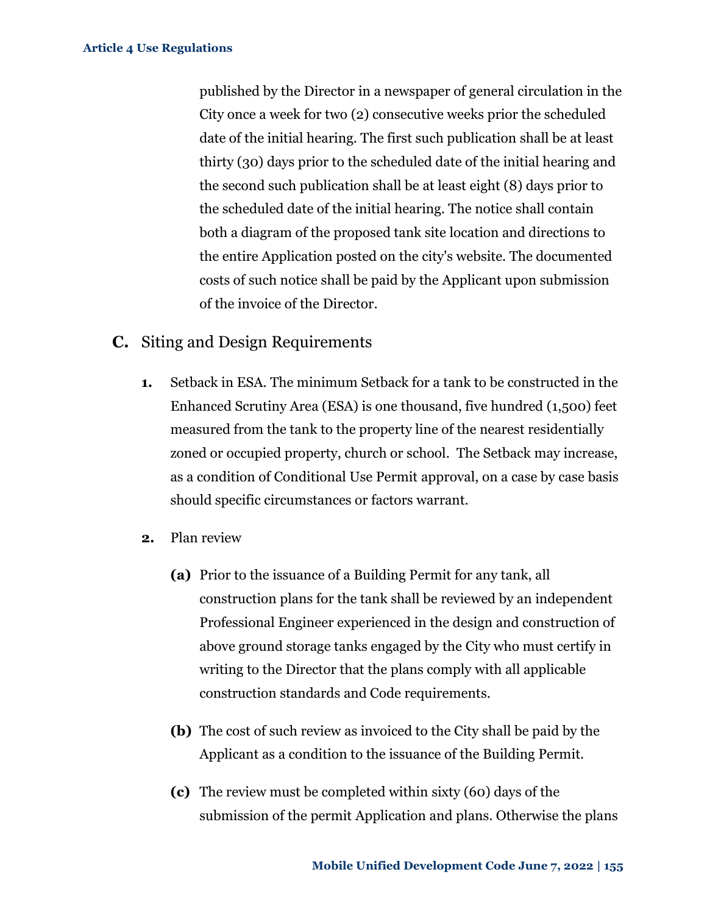published by the Director in a newspaper of general circulation in the City once a week for two (2) consecutive weeks prior the scheduled date of the initial hearing. The first such publication shall be at least thirty (30) days prior to the scheduled date of the initial hearing and the second such publication shall be at least eight (8) days prior to the scheduled date of the initial hearing. The notice shall contain both a diagram of the proposed tank site location and directions to the entire Application posted on the city's website. The documented costs of such notice shall be paid by the Applicant upon submission of the invoice of the Director.

## C. Siting and Design Requirements

**1.** Setback in ESA. The minimum Setback for a tank to be constructed in the Enhanced Scrutiny Area (ESA) is one thousand, five hundred (1,500) feet measured from the tank to the property line of the nearest residentially zoned or occupied property, church or school. The Setback may increase, as a condition of Conditional Use Permit approval, on a case by case basis should specific circumstances or factors warrant.

**2.** Plan review

**(a)** Prior to the issuance of a Building Permit for any tank, all construction plans for the tank shall be reviewed by an independent Professional Engineer experienced in the design and construction of above ground storage tanks engaged by the City who must certify in writing to the Director that the plans comply with all applicable construction standards and Code requirements.

**(b)** The cost of such review as invoiced to the City shall be paid by the Applicant as a condition to the issuance of the Building Permit.

**(c)** The review must be completed within sixty (60) days of the submission of the permit Application and plans. Otherwise the plans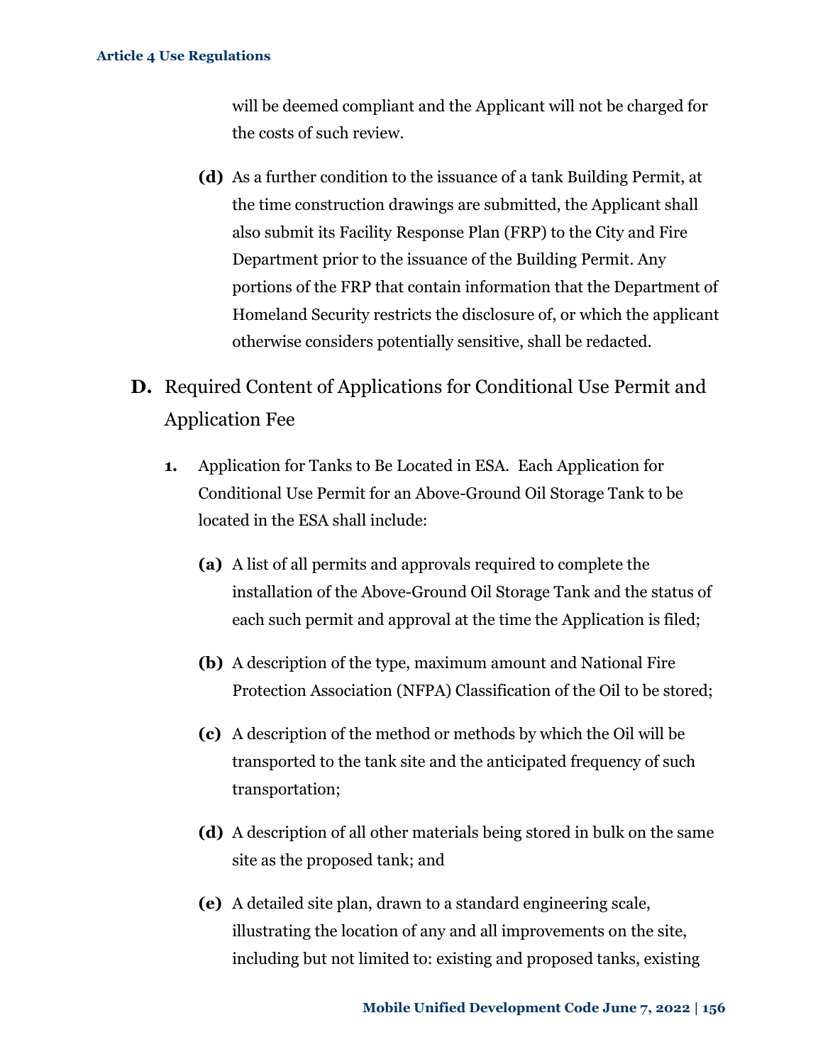will be deemed compliant and the Applicant will not be charged for the costs of such review.

**(d)** As a further condition to the issuance of a tank Building Permit, at the time construction drawings are submitted, the Applicant shall also submit its Facility Response Plan (FRP) to the City and Fire Department prior to the issuance of the Building Permit. Any portions of the FRP that contain information that the Department of Homeland Security restricts the disclosure of, or which the applicant otherwise considers potentially sensitive, shall be redacted.

## D. Required Content of Applications for Conditional Use Permit and Application Fee

**1.** Application for Tanks to Be Located in ESA. Each Application for Conditional Use Permit for an Above-Ground Oil Storage Tank to be located in the ESA shall include:

**(a)** A list of all permits and approvals required to complete the installation of the Above-Ground Oil Storage Tank and the status of each such permit and approval at the time the Application is filed;

**(b)** A description of the type, maximum amount and National Fire Protection Association (NFPA) Classification of the Oil to be stored;

**(c)** A description of the method or methods by which the Oil will be transported to the tank site and the anticipated frequency of such transportation;

**(d)** A description of all other materials being stored in bulk on the same site as the proposed tank; and

**(e)** A detailed site plan, drawn to a standard engineering scale, illustrating the location of any and all improvements on the site, including but not limited to: existing and proposed tanks, existing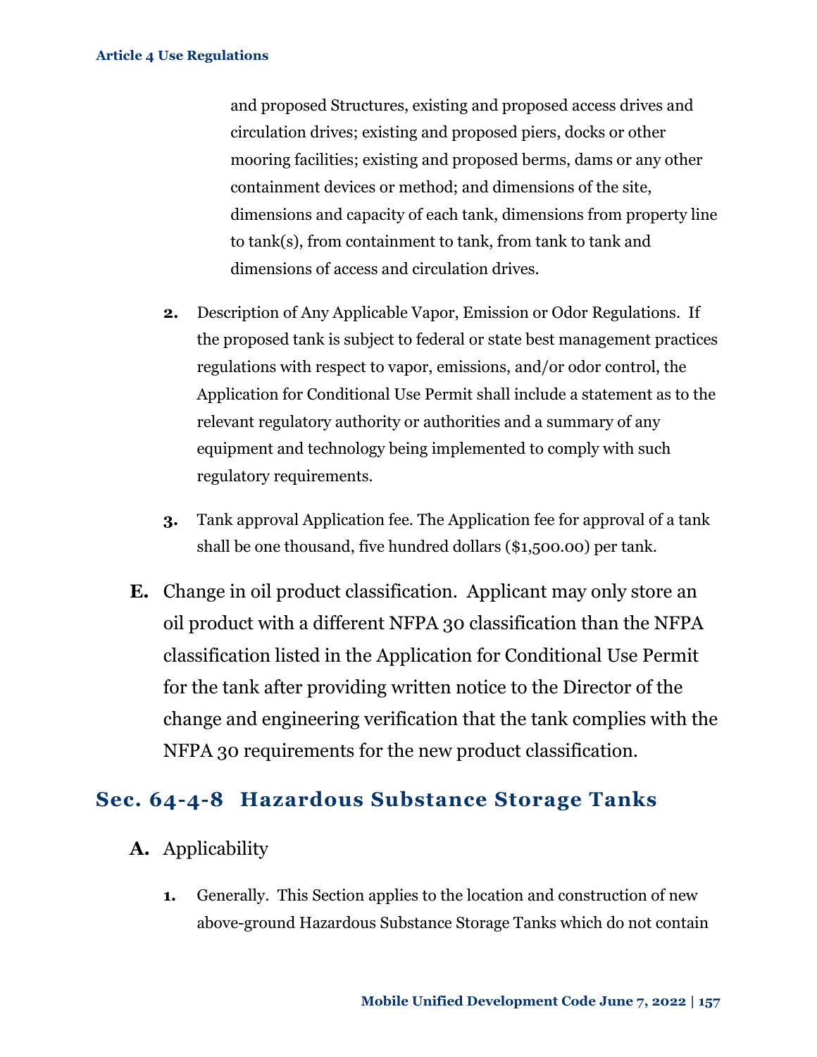and proposed Structures, existing and proposed access drives and circulation drives; existing and proposed piers, docks or other mooring facilities; existing and proposed berms, dams or any other containment devices or method; and dimensions of the site, dimensions and capacity of each tank, dimensions from property line to tank(s), from containment to tank, from tank to tank and dimensions of access and circulation drives.

2. Description of Any Applicable Vapor, Emission or Odor Regulations. If the proposed tank is subject to federal or state best management practices regulations with respect to vapor, emissions, and/or odor control, the Application for Conditional Use Permit shall include a statement as to the relevant regulatory authority or authorities and a summary of any equipment and technology being implemented to comply with such regulatory requirements.

3. Tank approval Application fee. The Application fee for approval of a tank shall be one thousand, five hundred dollars ($1,500.00) per tank.

**E.** Change in oil product classification. Applicant may only store an oil product with a different NFPA 30 classification than the NFPA classification listed in the Application for Conditional Use Permit for the tank after providing written notice to the Director of the change and engineering verification that the tank complies with the NFPA 30 requirements for the new product classification.

## Sec. 64-4-8 Hazardous Substance Storage Tanks

**A.** Applicability

1. Generally. This Section applies to the location and construction of new above-ground Hazardous Substance Storage Tanks which do not contain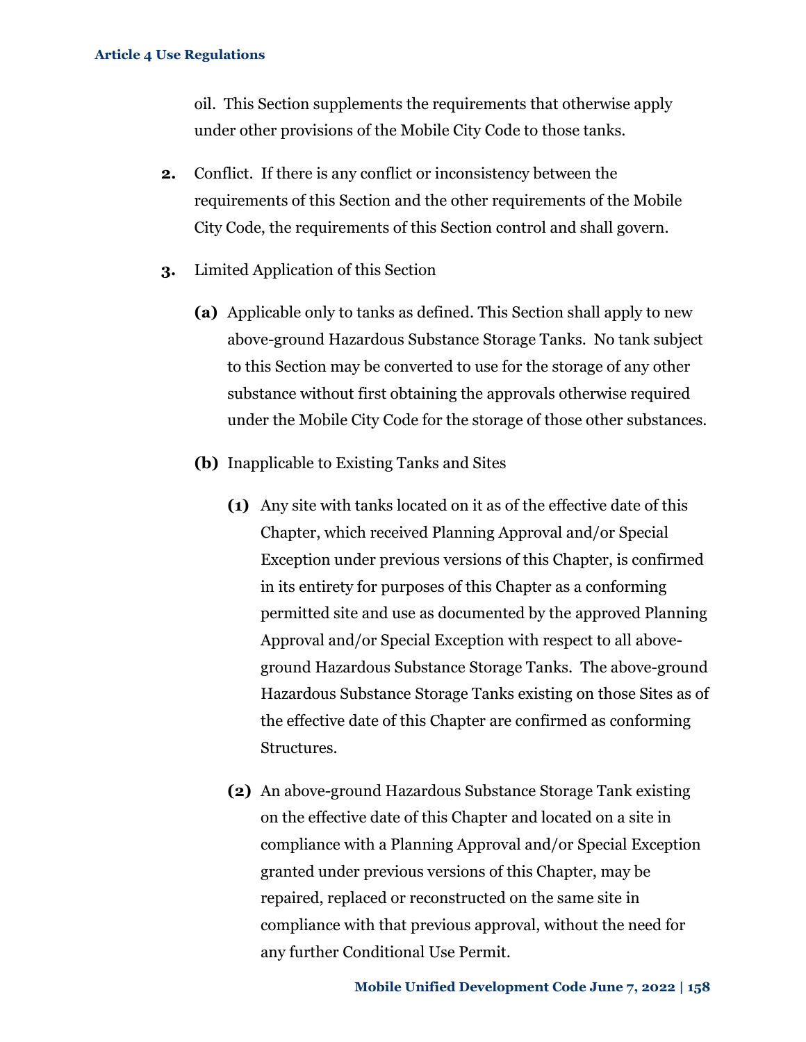oil. This Section supplements the requirements that otherwise apply under other provisions of the Mobile City Code to those tanks.

**2.** Conflict. If there is any conflict or inconsistency between the requirements of this Section and the other requirements of the Mobile City Code, the requirements of this Section control and shall govern.

**3.** Limited Application of this Section

**(a)** Applicable only to tanks as defined. This Section shall apply to new above-ground Hazardous Substance Storage Tanks. No tank subject to this Section may be converted to use for the storage of any other substance without first obtaining the approvals otherwise required under the Mobile City Code for the storage of those other substances.

**(b)** Inapplicable to Existing Tanks and Sites

**(1)** Any site with tanks located on it as of the effective date of this Chapter, which received Planning Approval and/or Special Exception under previous versions of this Chapter, is confirmed in its entirety for purposes of this Chapter as a conforming permitted site and use as documented by the approved Planning Approval and/or Special Exception with respect to all above-ground Hazardous Substance Storage Tanks. The above-ground Hazardous Substance Storage Tanks existing on those Sites as of the effective date of this Chapter are confirmed as conforming Structures.

**(2)** An above-ground Hazardous Substance Storage Tank existing on the effective date of this Chapter and located on a site in compliance with a Planning Approval and/or Special Exception granted under previous versions of this Chapter, may be repaired, replaced or reconstructed on the same site in compliance with that previous approval, without the need for any further Conditional Use Permit.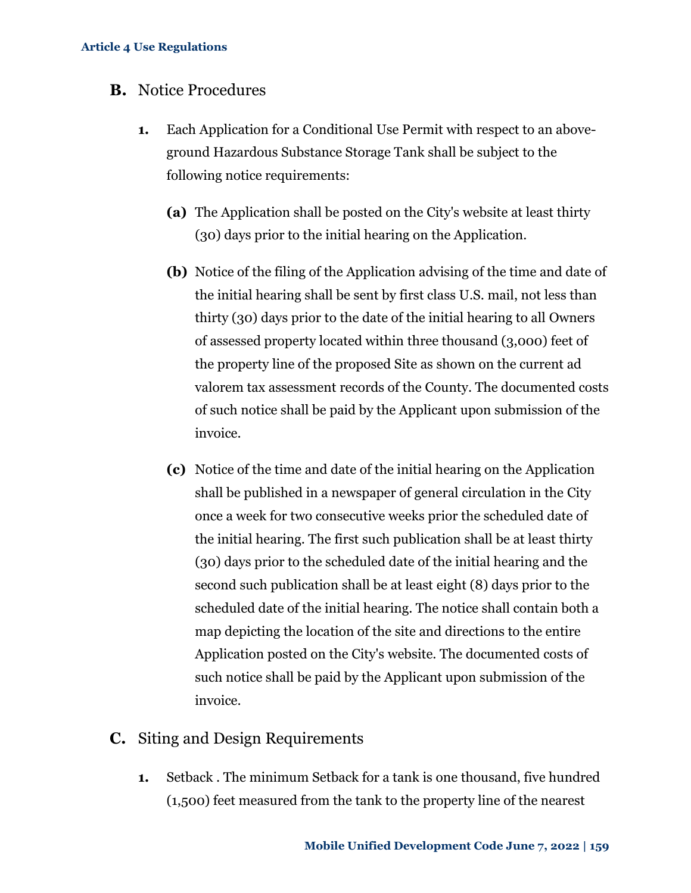### B. Notice Procedures

1. Each Application for a Conditional Use Permit with respect to an above-ground Hazardous Substance Storage Tank shall be subject to the following notice requirements:

   **(a)** The Application shall be posted on the City's website at least thirty (30) days prior to the initial hearing on the Application.

   **(b)** Notice of the filing of the Application advising of the time and date of the initial hearing shall be sent by first class U.S. mail, not less than thirty (30) days prior to the date of the initial hearing to all Owners of assessed property located within three thousand (3,000) feet of the property line of the proposed Site as shown on the current ad valorem tax assessment records of the County. The documented costs of such notice shall be paid by the Applicant upon submission of the invoice.

   **(c)** Notice of the time and date of the initial hearing on the Application shall be published in a newspaper of general circulation in the City once a week for two consecutive weeks prior the scheduled date of the initial hearing. The first such publication shall be at least thirty (30) days prior to the scheduled date of the initial hearing and the second such publication shall be at least eight (8) days prior to the scheduled date of the initial hearing. The notice shall contain both a map depicting the location of the site and directions to the entire Application posted on the City's website. The documented costs of such notice shall be paid by the Applicant upon submission of the invoice.

### C. Siting and Design Requirements

1. Setback . The minimum Setback for a tank is one thousand, five hundred (1,500) feet measured from the tank to the property line of the nearest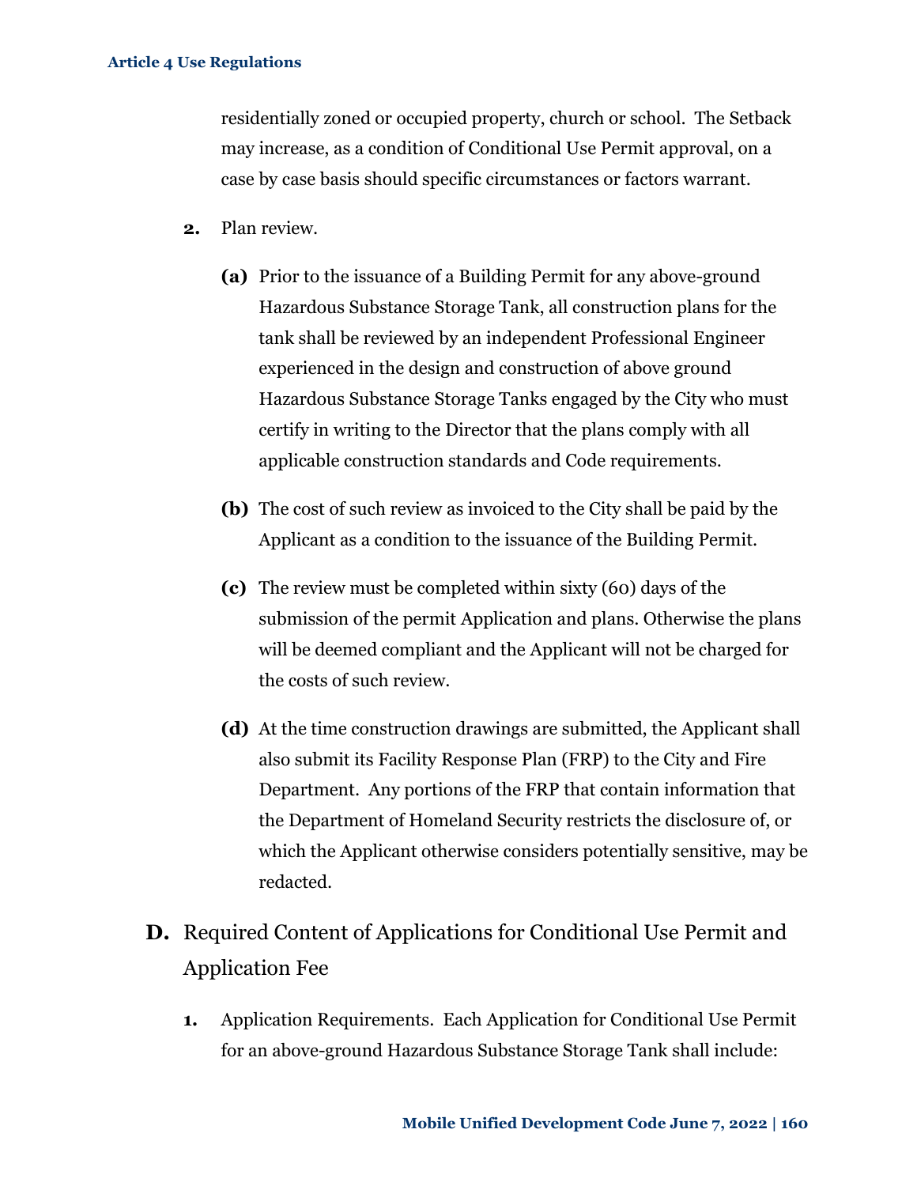residentially zoned or occupied property, church or school. The Setback may increase, as a condition of Conditional Use Permit approval, on a case by case basis should specific circumstances or factors warrant.

**2.** Plan review.

**(a)** Prior to the issuance of a Building Permit for any above-ground Hazardous Substance Storage Tank, all construction plans for the tank shall be reviewed by an independent Professional Engineer experienced in the design and construction of above ground Hazardous Substance Storage Tanks engaged by the City who must certify in writing to the Director that the plans comply with all applicable construction standards and Code requirements.

**(b)** The cost of such review as invoiced to the City shall be paid by the Applicant as a condition to the issuance of the Building Permit.

**(c)** The review must be completed within sixty (60) days of the submission of the permit Application and plans. Otherwise the plans will be deemed compliant and the Applicant will not be charged for the costs of such review.

**(d)** At the time construction drawings are submitted, the Applicant shall also submit its Facility Response Plan (FRP) to the City and Fire Department. Any portions of the FRP that contain information that the Department of Homeland Security restricts the disclosure of, or which the Applicant otherwise considers potentially sensitive, may be redacted.

## D. Required Content of Applications for Conditional Use Permit and Application Fee

**1.** Application Requirements. Each Application for Conditional Use Permit for an above-ground Hazardous Substance Storage Tank shall include: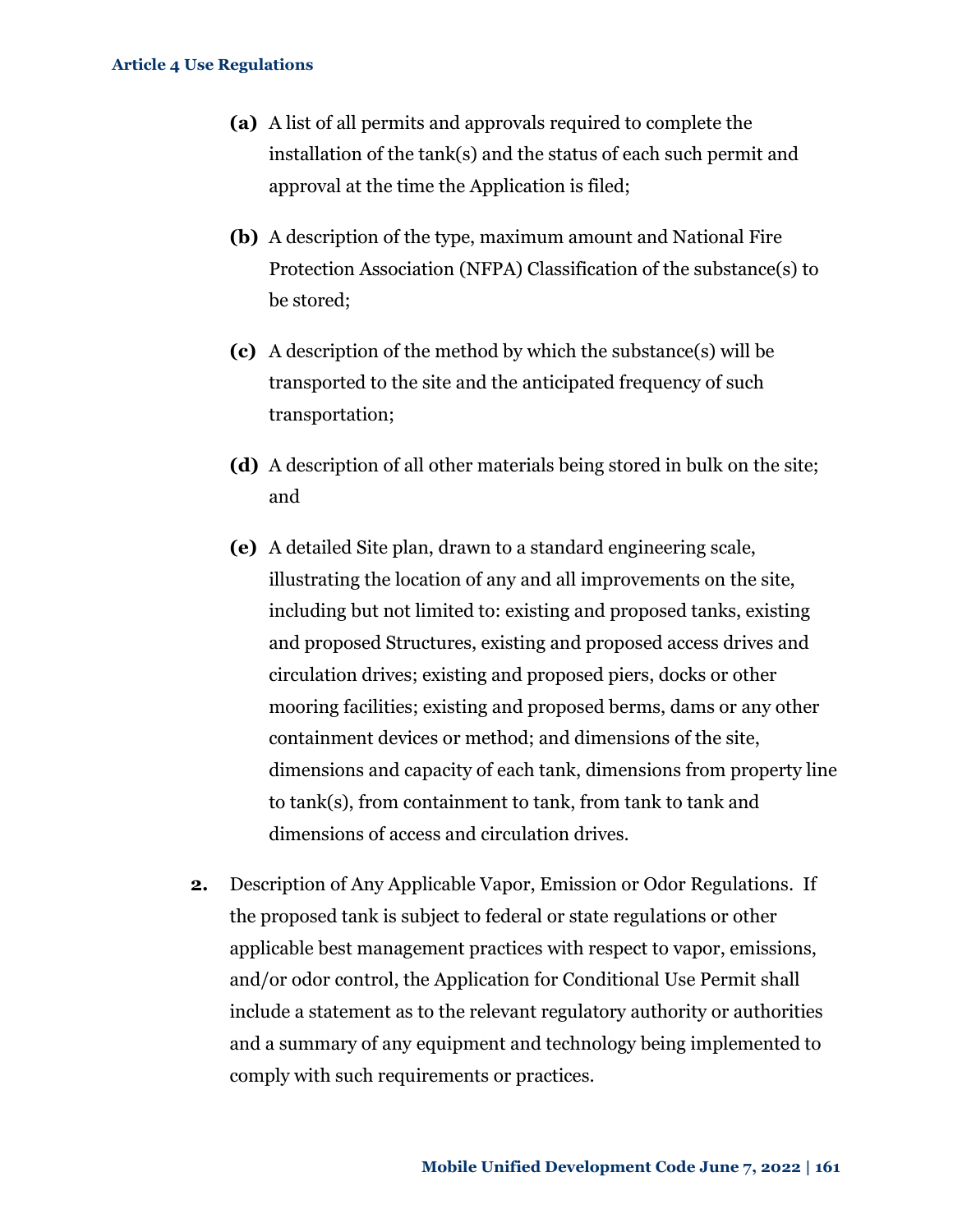**(a)** A list of all permits and approvals required to complete the installation of the tank(s) and the status of each such permit and approval at the time the Application is filed;

**(b)** A description of the type, maximum amount and National Fire Protection Association (NFPA) Classification of the substance(s) to be stored;

**(c)** A description of the method by which the substance(s) will be transported to the site and the anticipated frequency of such transportation;

**(d)** A description of all other materials being stored in bulk on the site; and

**(e)** A detailed Site plan, drawn to a standard engineering scale, illustrating the location of any and all improvements on the site, including but not limited to: existing and proposed tanks, existing and proposed Structures, existing and proposed access drives and circulation drives; existing and proposed piers, docks or other mooring facilities; existing and proposed berms, dams or any other containment devices or method; and dimensions of the site, dimensions and capacity of each tank, dimensions from property line to tank(s), from containment to tank, from tank to tank and dimensions of access and circulation drives.

**2.** Description of Any Applicable Vapor, Emission or Odor Regulations. If the proposed tank is subject to federal or state regulations or other applicable best management practices with respect to vapor, emissions, and/or odor control, the Application for Conditional Use Permit shall include a statement as to the relevant regulatory authority or authorities and a summary of any equipment and technology being implemented to comply with such requirements or practices.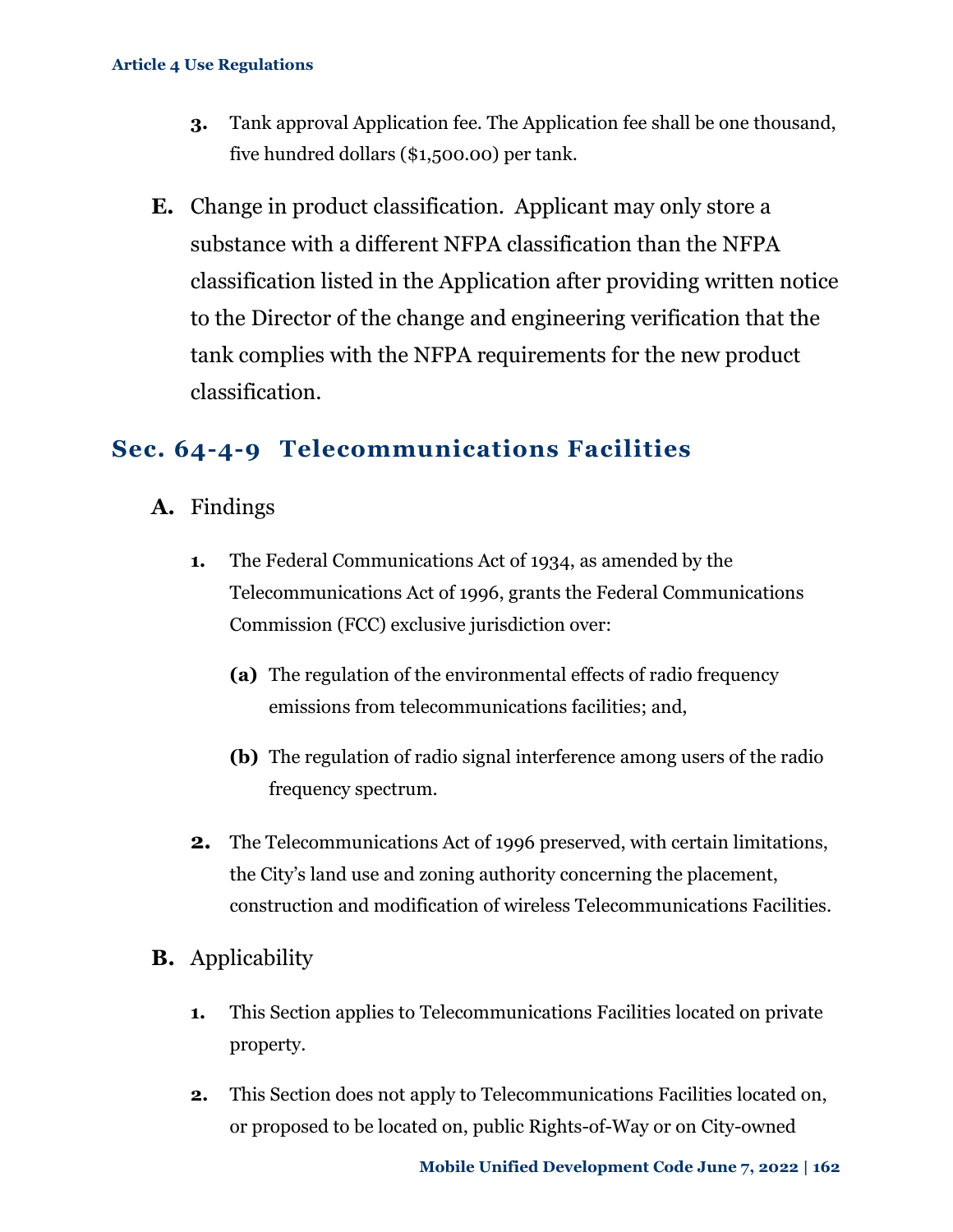3. Tank approval Application fee. The Application fee shall be one thousand, five hundred dollars ($1,500.00) per tank.

**E.** Change in product classification. Applicant may only store a substance with a different NFPA classification than the NFPA classification listed in the Application after providing written notice to the Director of the change and engineering verification that the tank complies with the NFPA requirements for the new product classification.

## Sec. 64-4-9 Telecommunications Facilities

**A.** Findings

1. The Federal Communications Act of 1934, as amended by the Telecommunications Act of 1996, grants the Federal Communications Commission (FCC) exclusive jurisdiction over:

   **(a)** The regulation of the environmental effects of radio frequency emissions from telecommunications facilities; and,

   **(b)** The regulation of radio signal interference among users of the radio frequency spectrum.

2. The Telecommunications Act of 1996 preserved, with certain limitations, the City's land use and zoning authority concerning the placement, construction and modification of wireless Telecommunications Facilities.

**B.** Applicability

1. This Section applies to Telecommunications Facilities located on private property.

2. This Section does not apply to Telecommunications Facilities located on, or proposed to be located on, public Rights-of-Way or on City-owned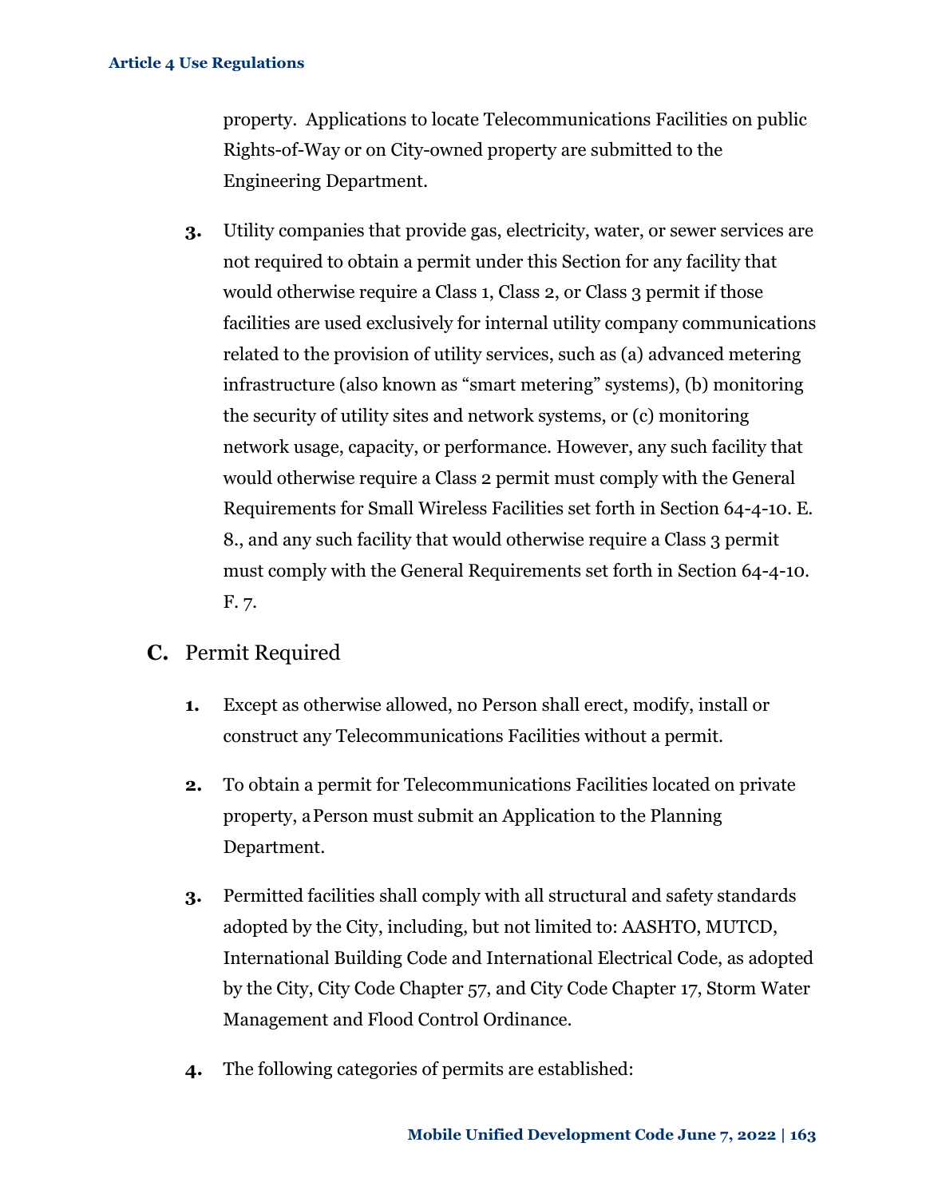property. Applications to locate Telecommunications Facilities on public Rights-of-Way or on City-owned property are submitted to the Engineering Department.

3. Utility companies that provide gas, electricity, water, or sewer services are not required to obtain a permit under this Section for any facility that would otherwise require a Class 1, Class 2, or Class 3 permit if those facilities are used exclusively for internal utility company communications related to the provision of utility services, such as (a) advanced metering infrastructure (also known as "smart metering" systems), (b) monitoring the security of utility sites and network systems, or (c) monitoring network usage, capacity, or performance. However, any such facility that would otherwise require a Class 2 permit must comply with the General Requirements for Small Wireless Facilities set forth in Section 64-4-10. E. 8., and any such facility that would otherwise require a Class 3 permit must comply with the General Requirements set forth in Section 64-4-10. F. 7.

## C. Permit Required

1. Except as otherwise allowed, no Person shall erect, modify, install or construct any Telecommunications Facilities without a permit.

2. To obtain a permit for Telecommunications Facilities located on private property, a Person must submit an Application to the Planning Department.

3. Permitted facilities shall comply with all structural and safety standards adopted by the City, including, but not limited to: AASHTO, MUTCD, International Building Code and International Electrical Code, as adopted by the City, City Code Chapter 57, and City Code Chapter 17, Storm Water Management and Flood Control Ordinance.

4. The following categories of permits are established: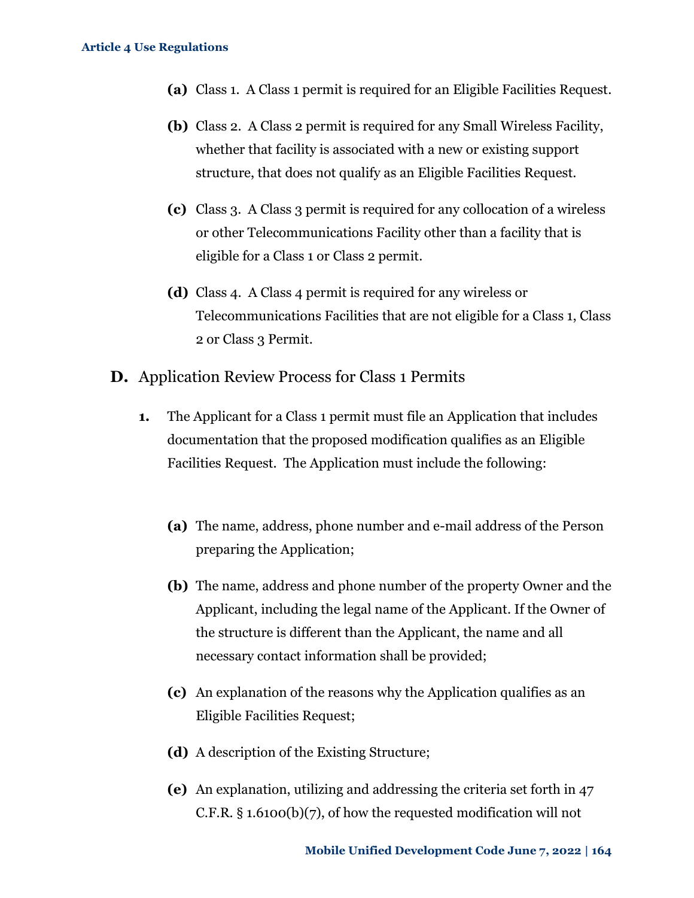**(a)** Class 1. A Class 1 permit is required for an Eligible Facilities Request.

**(b)** Class 2. A Class 2 permit is required for any Small Wireless Facility, whether that facility is associated with a new or existing support structure, that does not qualify as an Eligible Facilities Request.

**(c)** Class 3. A Class 3 permit is required for any collocation of a wireless or other Telecommunications Facility other than a facility that is eligible for a Class 1 or Class 2 permit.

**(d)** Class 4. A Class 4 permit is required for any wireless or Telecommunications Facilities that are not eligible for a Class 1, Class 2 or Class 3 Permit.

## D. Application Review Process for Class 1 Permits

**1.** The Applicant for a Class 1 permit must file an Application that includes documentation that the proposed modification qualifies as an Eligible Facilities Request. The Application must include the following:

**(a)** The name, address, phone number and e-mail address of the Person preparing the Application;

**(b)** The name, address and phone number of the property Owner and the Applicant, including the legal name of the Applicant. If the Owner of the structure is different than the Applicant, the name and all necessary contact information shall be provided;

**(c)** An explanation of the reasons why the Application qualifies as an Eligible Facilities Request;

**(d)** A description of the Existing Structure;

**(e)** An explanation, utilizing and addressing the criteria set forth in 47 C.F.R. § 1.6100(b)(7), of how the requested modification will not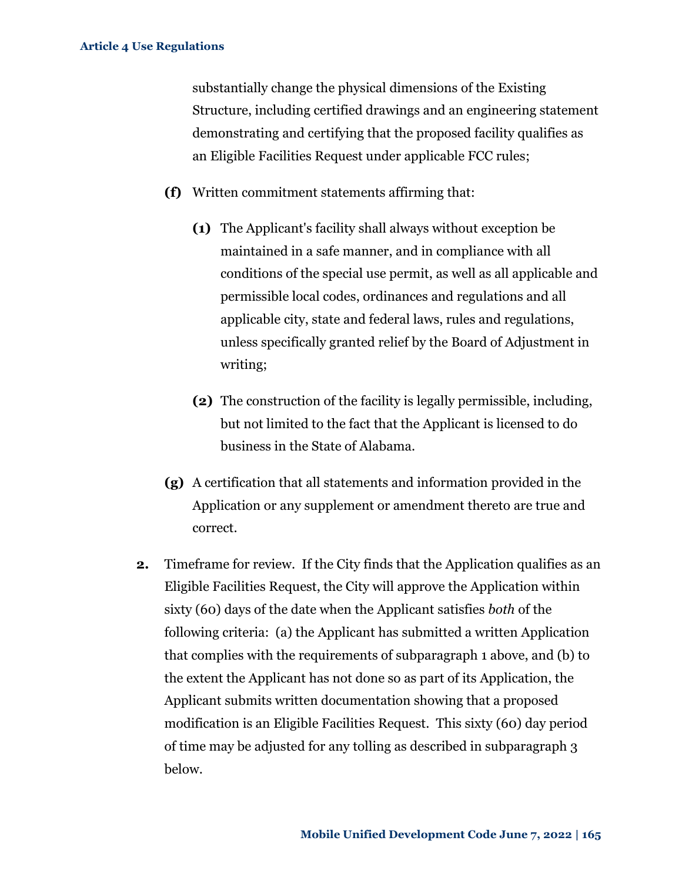substantially change the physical dimensions of the Existing Structure, including certified drawings and an engineering statement demonstrating and certifying that the proposed facility qualifies as an Eligible Facilities Request under applicable FCC rules;

**(f)** Written commitment statements affirming that:

**(1)** The Applicant's facility shall always without exception be maintained in a safe manner, and in compliance with all conditions of the special use permit, as well as all applicable and permissible local codes, ordinances and regulations and all applicable city, state and federal laws, rules and regulations, unless specifically granted relief by the Board of Adjustment in writing;

**(2)** The construction of the facility is legally permissible, including, but not limited to the fact that the Applicant is licensed to do business in the State of Alabama.

**(g)** A certification that all statements and information provided in the Application or any supplement or amendment thereto are true and correct.

**2.** Timeframe for review. If the City finds that the Application qualifies as an Eligible Facilities Request, the City will approve the Application within sixty (60) days of the date when the Applicant satisfies *both* of the following criteria: (a) the Applicant has submitted a written Application that complies with the requirements of subparagraph 1 above, and (b) to the extent the Applicant has not done so as part of its Application, the Applicant submits written documentation showing that a proposed modification is an Eligible Facilities Request. This sixty (60) day period of time may be adjusted for any tolling as described in subparagraph 3 below.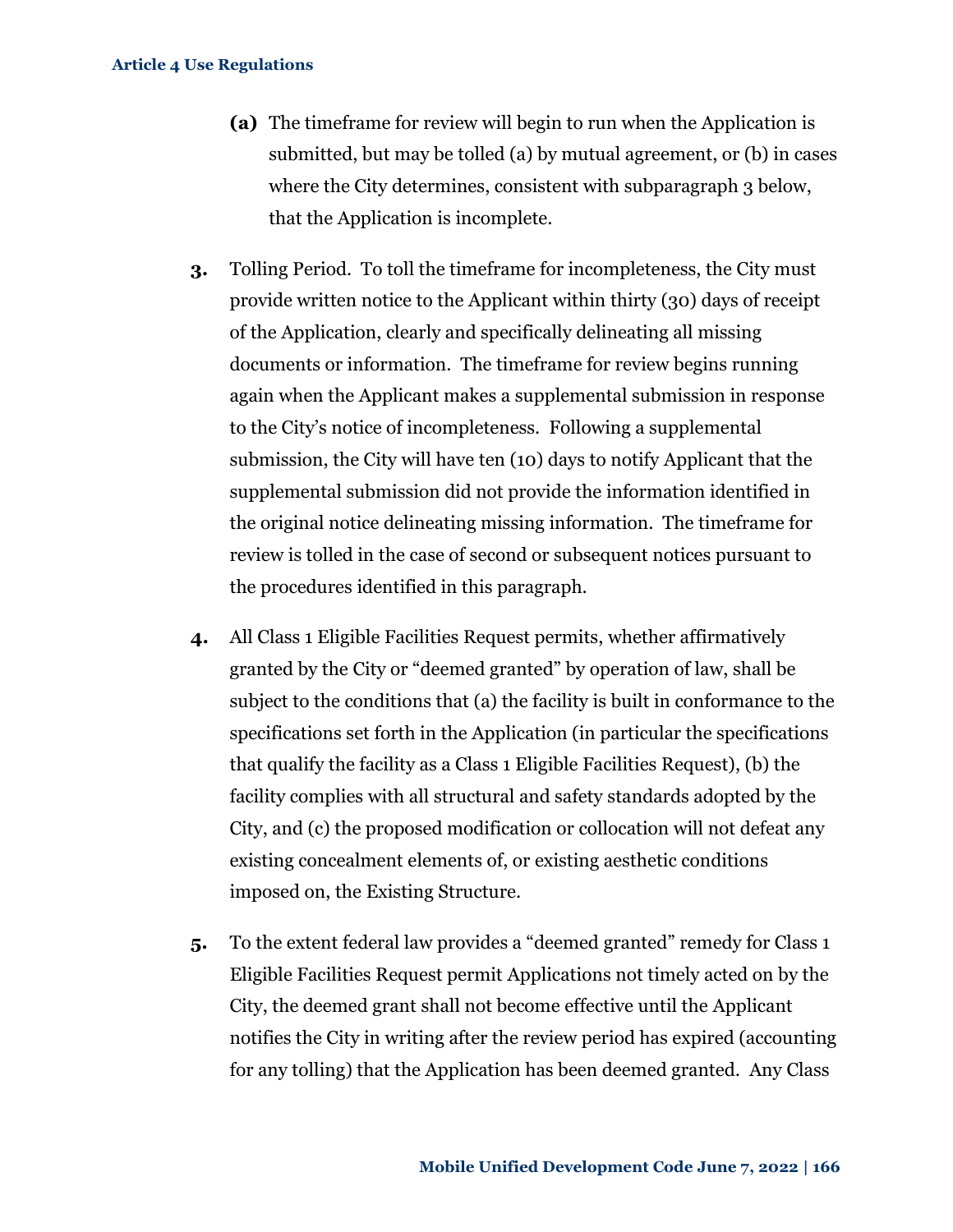**(a)** The timeframe for review will begin to run when the Application is submitted, but may be tolled (a) by mutual agreement, or (b) in cases where the City determines, consistent with subparagraph 3 below, that the Application is incomplete.

**3.** Tolling Period. To toll the timeframe for incompleteness, the City must provide written notice to the Applicant within thirty (30) days of receipt of the Application, clearly and specifically delineating all missing documents or information. The timeframe for review begins running again when the Applicant makes a supplemental submission in response to the City's notice of incompleteness. Following a supplemental submission, the City will have ten (10) days to notify Applicant that the supplemental submission did not provide the information identified in the original notice delineating missing information. The timeframe for review is tolled in the case of second or subsequent notices pursuant to the procedures identified in this paragraph.

**4.** All Class 1 Eligible Facilities Request permits, whether affirmatively granted by the City or "deemed granted" by operation of law, shall be subject to the conditions that (a) the facility is built in conformance to the specifications set forth in the Application (in particular the specifications that qualify the facility as a Class 1 Eligible Facilities Request), (b) the facility complies with all structural and safety standards adopted by the City, and (c) the proposed modification or collocation will not defeat any existing concealment elements of, or existing aesthetic conditions imposed on, the Existing Structure.

**5.** To the extent federal law provides a "deemed granted" remedy for Class 1 Eligible Facilities Request permit Applications not timely acted on by the City, the deemed grant shall not become effective until the Applicant notifies the City in writing after the review period has expired (accounting for any tolling) that the Application has been deemed granted. Any Class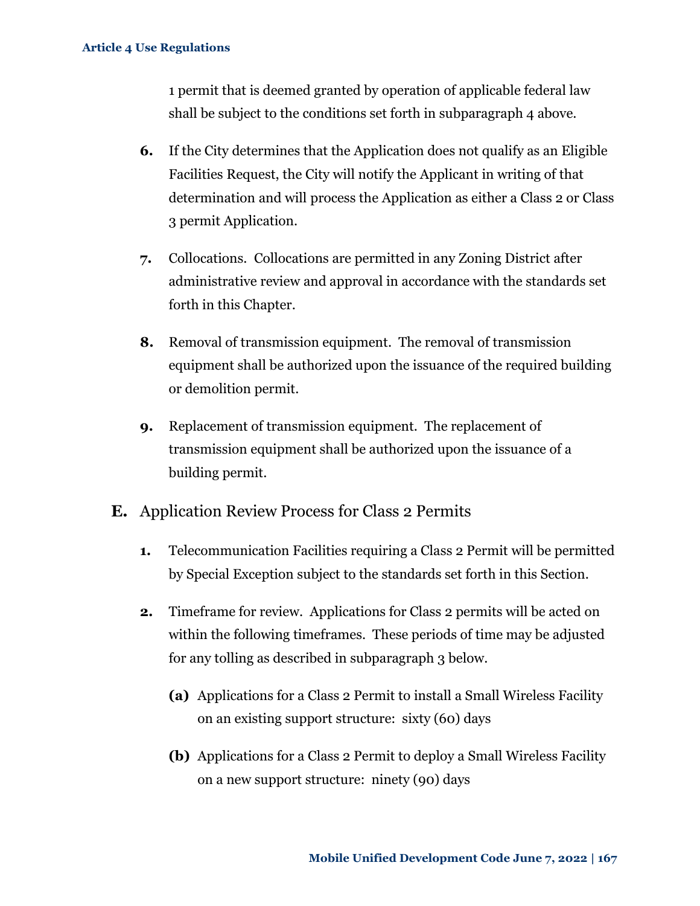1 permit that is deemed granted by operation of applicable federal law shall be subject to the conditions set forth in subparagraph 4 above.

**6.** If the City determines that the Application does not qualify as an Eligible Facilities Request, the City will notify the Applicant in writing of that determination and will process the Application as either a Class 2 or Class 3 permit Application.

**7.** Collocations. Collocations are permitted in any Zoning District after administrative review and approval in accordance with the standards set forth in this Chapter.

**8.** Removal of transmission equipment. The removal of transmission equipment shall be authorized upon the issuance of the required building or demolition permit.

**9.** Replacement of transmission equipment. The replacement of transmission equipment shall be authorized upon the issuance of a building permit.

## E. Application Review Process for Class 2 Permits

**1.** Telecommunication Facilities requiring a Class 2 Permit will be permitted by Special Exception subject to the standards set forth in this Section.

**2.** Timeframe for review. Applications for Class 2 permits will be acted on within the following timeframes. These periods of time may be adjusted for any tolling as described in subparagraph 3 below.

**(a)** Applications for a Class 2 Permit to install a Small Wireless Facility on an existing support structure: sixty (60) days

**(b)** Applications for a Class 2 Permit to deploy a Small Wireless Facility on a new support structure: ninety (90) days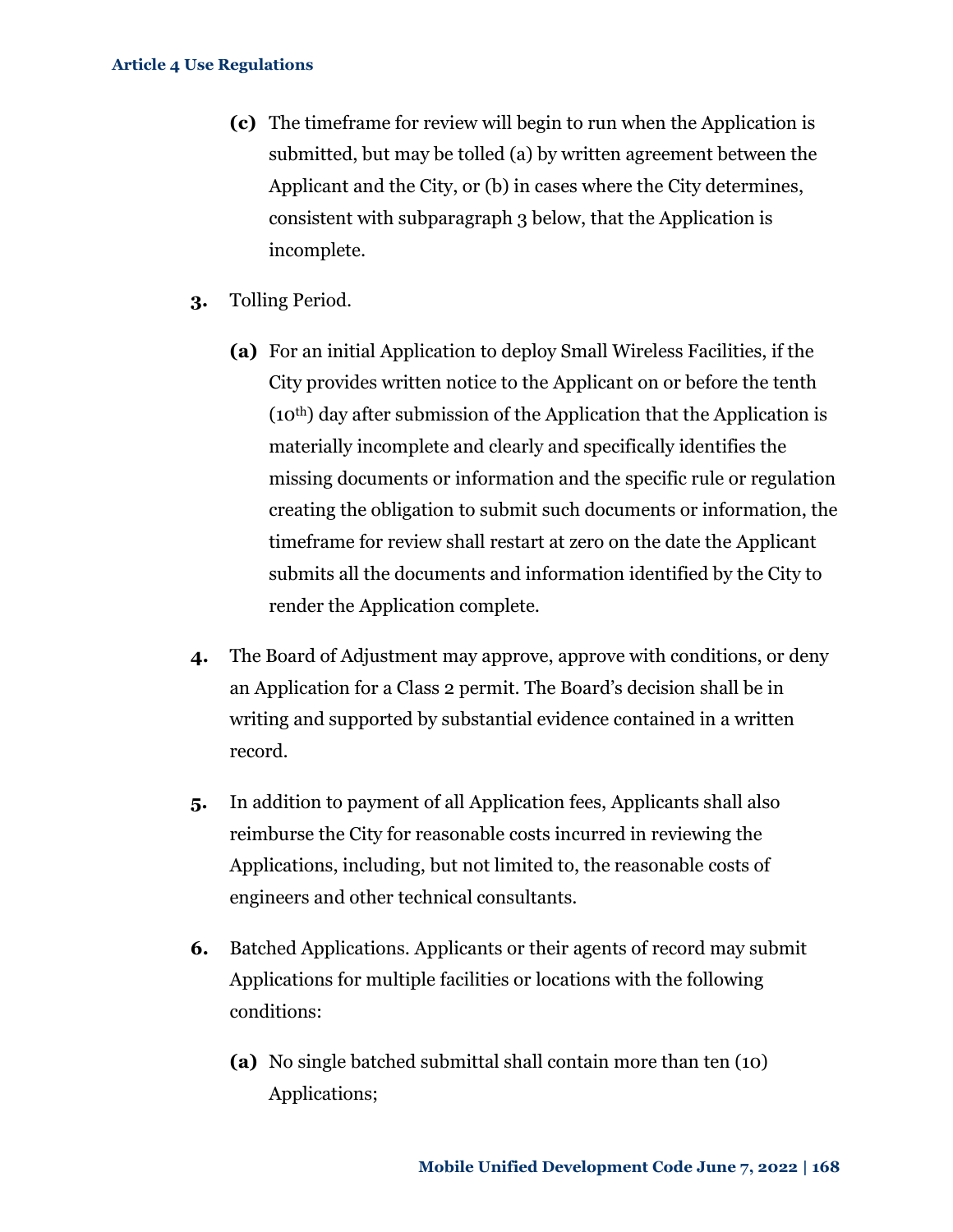**(c)** The timeframe for review will begin to run when the Application is submitted, but may be tolled (a) by written agreement between the Applicant and the City, or (b) in cases where the City determines, consistent with subparagraph 3 below, that the Application is incomplete.

**3.** Tolling Period.

**(a)** For an initial Application to deploy Small Wireless Facilities, if the City provides written notice to the Applicant on or before the tenth (10th) day after submission of the Application that the Application is materially incomplete and clearly and specifically identifies the missing documents or information and the specific rule or regulation creating the obligation to submit such documents or information, the timeframe for review shall restart at zero on the date the Applicant submits all the documents and information identified by the City to render the Application complete.

**4.** The Board of Adjustment may approve, approve with conditions, or deny an Application for a Class 2 permit. The Board's decision shall be in writing and supported by substantial evidence contained in a written record.

**5.** In addition to payment of all Application fees, Applicants shall also reimburse the City for reasonable costs incurred in reviewing the Applications, including, but not limited to, the reasonable costs of engineers and other technical consultants.

**6.** Batched Applications. Applicants or their agents of record may submit Applications for multiple facilities or locations with the following conditions:

**(a)** No single batched submittal shall contain more than ten (10) Applications;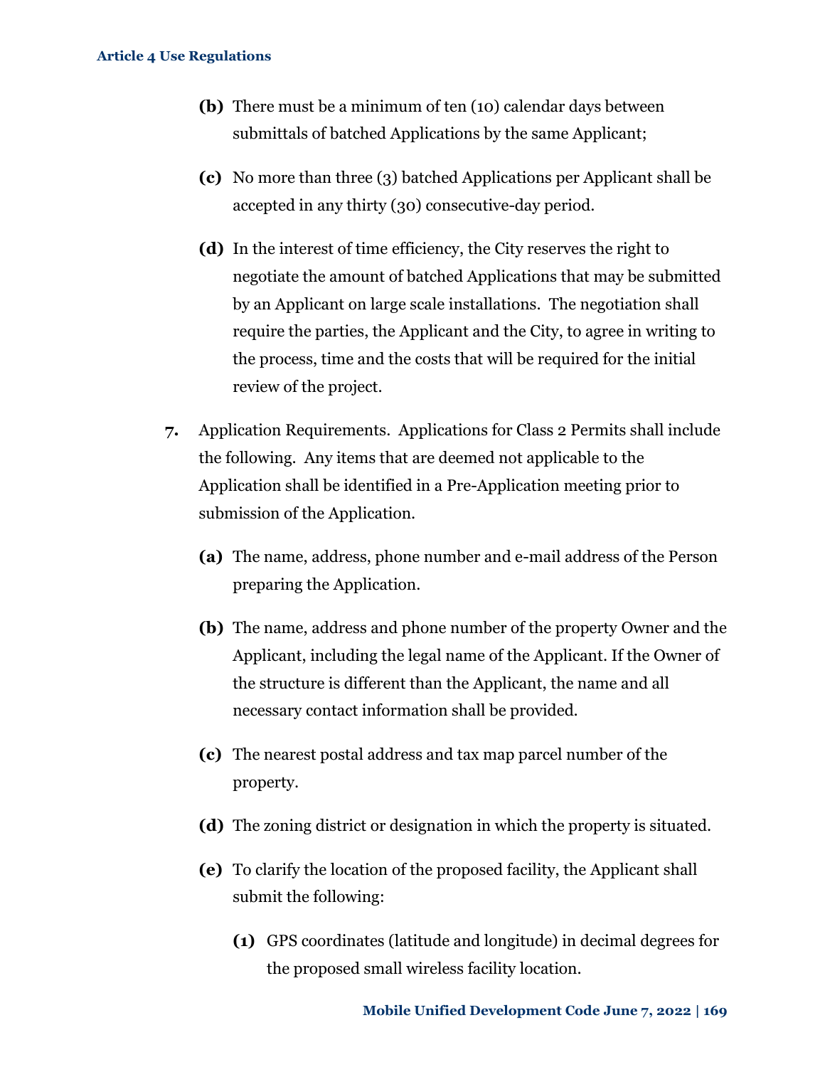**(b)** There must be a minimum of ten (10) calendar days between submittals of batched Applications by the same Applicant;

**(c)** No more than three (3) batched Applications per Applicant shall be accepted in any thirty (30) consecutive-day period.

**(d)** In the interest of time efficiency, the City reserves the right to negotiate the amount of batched Applications that may be submitted by an Applicant on large scale installations. The negotiation shall require the parties, the Applicant and the City, to agree in writing to the process, time and the costs that will be required for the initial review of the project.

**7.** Application Requirements. Applications for Class 2 Permits shall include the following. Any items that are deemed not applicable to the Application shall be identified in a Pre-Application meeting prior to submission of the Application.

**(a)** The name, address, phone number and e-mail address of the Person preparing the Application.

**(b)** The name, address and phone number of the property Owner and the Applicant, including the legal name of the Applicant. If the Owner of the structure is different than the Applicant, the name and all necessary contact information shall be provided.

**(c)** The nearest postal address and tax map parcel number of the property.

**(d)** The zoning district or designation in which the property is situated.

**(e)** To clarify the location of the proposed facility, the Applicant shall submit the following:

**(1)** GPS coordinates (latitude and longitude) in decimal degrees for the proposed small wireless facility location.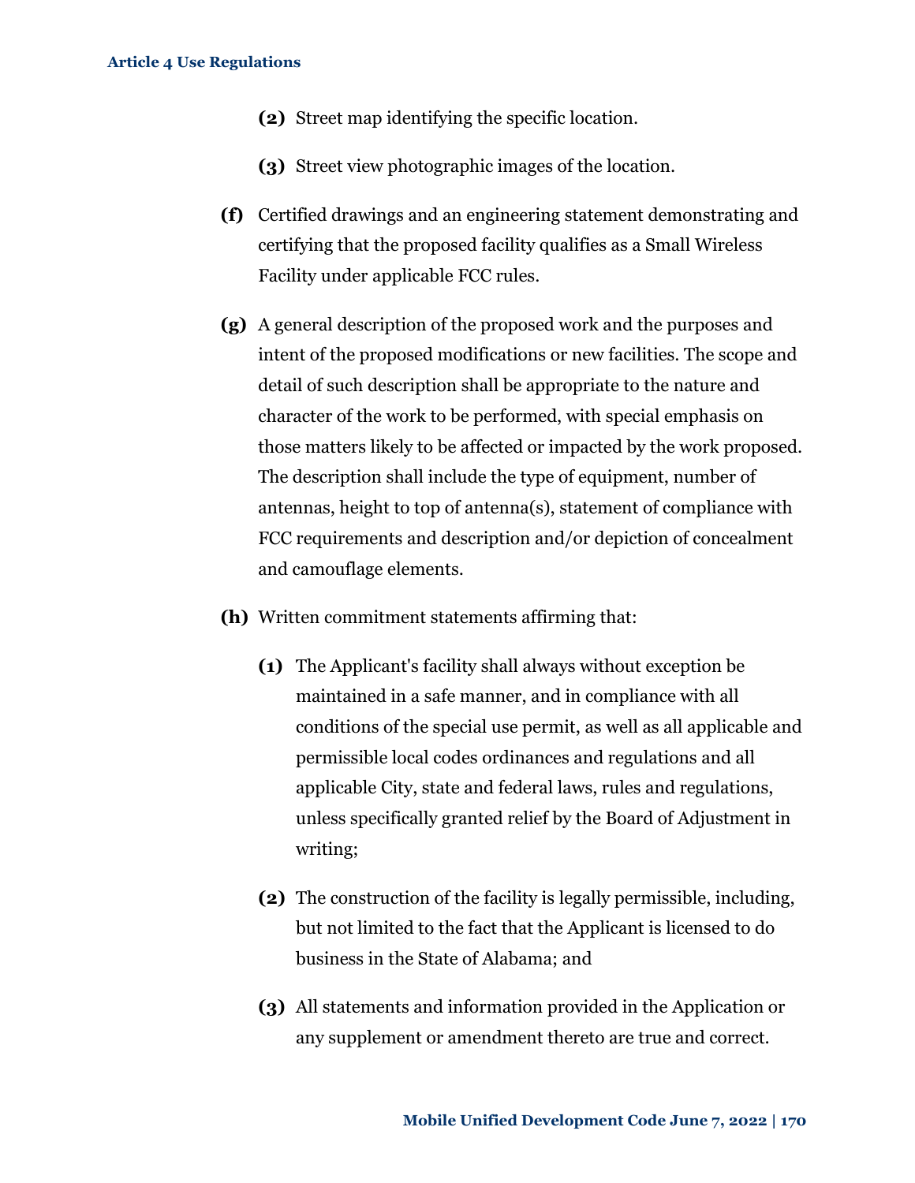(2) Street map identifying the specific location.

(3) Street view photographic images of the location.

**(f)** Certified drawings and an engineering statement demonstrating and certifying that the proposed facility qualifies as a Small Wireless Facility under applicable FCC rules.

**(g)** A general description of the proposed work and the purposes and intent of the proposed modifications or new facilities. The scope and detail of such description shall be appropriate to the nature and character of the work to be performed, with special emphasis on those matters likely to be affected or impacted by the work proposed. The description shall include the type of equipment, number of antennas, height to top of antenna(s), statement of compliance with FCC requirements and description and/or depiction of concealment and camouflage elements.

**(h)** Written commitment statements affirming that:

**(1)** The Applicant's facility shall always without exception be maintained in a safe manner, and in compliance with all conditions of the special use permit, as well as all applicable and permissible local codes ordinances and regulations and all applicable City, state and federal laws, rules and regulations, unless specifically granted relief by the Board of Adjustment in writing;

**(2)** The construction of the facility is legally permissible, including, but not limited to the fact that the Applicant is licensed to do business in the State of Alabama; and

**(3)** All statements and information provided in the Application or any supplement or amendment thereto are true and correct.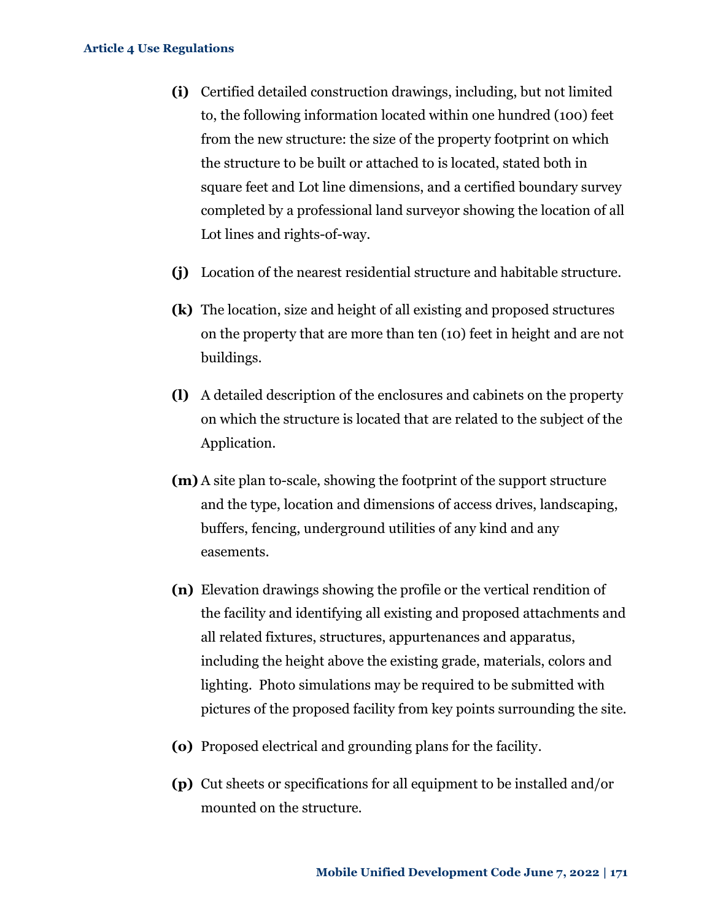**(i)** Certified detailed construction drawings, including, but not limited to, the following information located within one hundred (100) feet from the new structure: the size of the property footprint on which the structure to be built or attached to is located, stated both in square feet and Lot line dimensions, and a certified boundary survey completed by a professional land surveyor showing the location of all Lot lines and rights-of-way.

**(j)** Location of the nearest residential structure and habitable structure.

**(k)** The location, size and height of all existing and proposed structures on the property that are more than ten (10) feet in height and are not buildings.

**(l)** A detailed description of the enclosures and cabinets on the property on which the structure is located that are related to the subject of the Application.

**(m)** A site plan to-scale, showing the footprint of the support structure and the type, location and dimensions of access drives, landscaping, buffers, fencing, underground utilities of any kind and any easements.

**(n)** Elevation drawings showing the profile or the vertical rendition of the facility and identifying all existing and proposed attachments and all related fixtures, structures, appurtenances and apparatus, including the height above the existing grade, materials, colors and lighting. Photo simulations may be required to be submitted with pictures of the proposed facility from key points surrounding the site.

**(o)** Proposed electrical and grounding plans for the facility.

**(p)** Cut sheets or specifications for all equipment to be installed and/or mounted on the structure.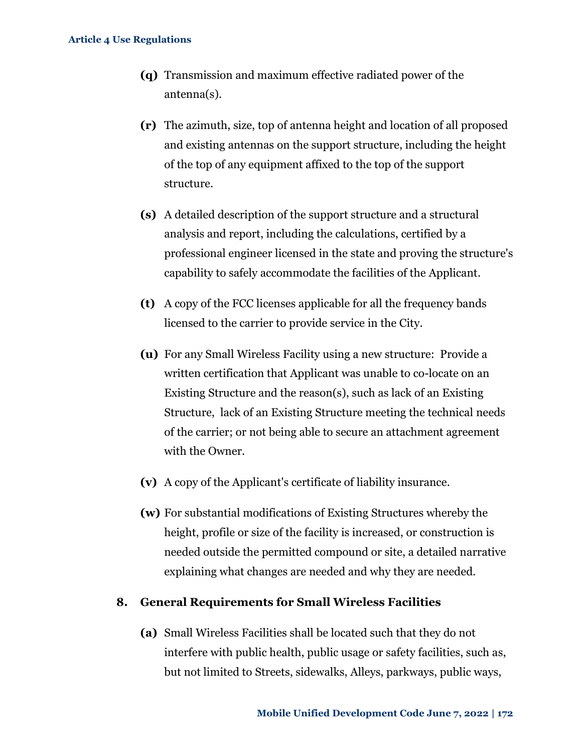**(q)** Transmission and maximum effective radiated power of the antenna(s).

**(r)** The azimuth, size, top of antenna height and location of all proposed and existing antennas on the support structure, including the height of the top of any equipment affixed to the top of the support structure.

**(s)** A detailed description of the support structure and a structural analysis and report, including the calculations, certified by a professional engineer licensed in the state and proving the structure's capability to safely accommodate the facilities of the Applicant.

**(t)** A copy of the FCC licenses applicable for all the frequency bands licensed to the carrier to provide service in the City.

**(u)** For any Small Wireless Facility using a new structure: Provide a written certification that Applicant was unable to co-locate on an Existing Structure and the reason(s), such as lack of an Existing Structure, lack of an Existing Structure meeting the technical needs of the carrier; or not being able to secure an attachment agreement with the Owner.

**(v)** A copy of the Applicant's certificate of liability insurance.

**(w)** For substantial modifications of Existing Structures whereby the height, profile or size of the facility is increased, or construction is needed outside the permitted compound or site, a detailed narrative explaining what changes are needed and why they are needed.

### 8. General Requirements for Small Wireless Facilities

**(a)** Small Wireless Facilities shall be located such that they do not interfere with public health, public usage or safety facilities, such as, but not limited to Streets, sidewalks, Alleys, parkways, public ways,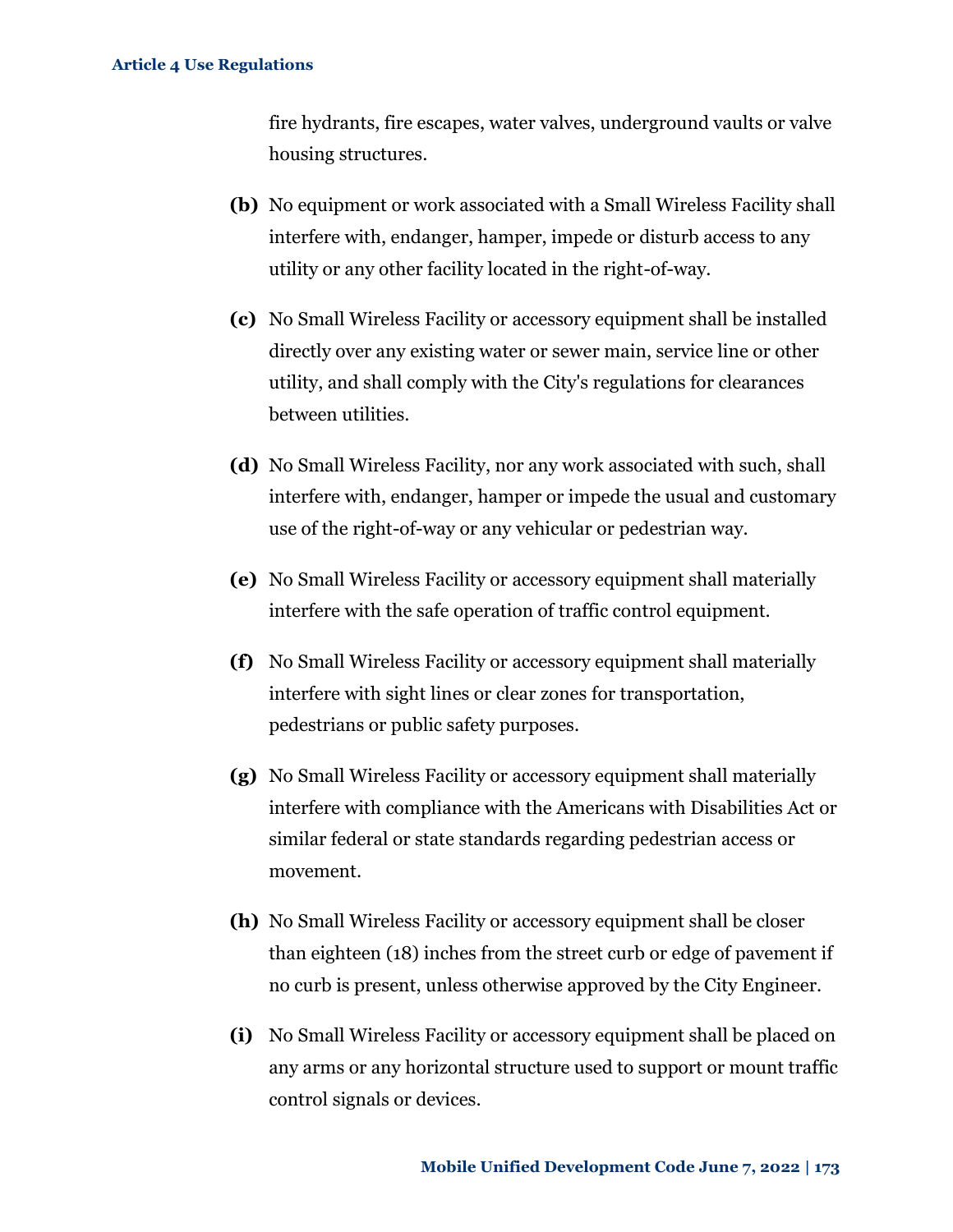fire hydrants, fire escapes, water valves, underground vaults or valve housing structures.

**(b)** No equipment or work associated with a Small Wireless Facility shall interfere with, endanger, hamper, impede or disturb access to any utility or any other facility located in the right-of-way.

**(c)** No Small Wireless Facility or accessory equipment shall be installed directly over any existing water or sewer main, service line or other utility, and shall comply with the City's regulations for clearances between utilities.

**(d)** No Small Wireless Facility, nor any work associated with such, shall interfere with, endanger, hamper or impede the usual and customary use of the right-of-way or any vehicular or pedestrian way.

**(e)** No Small Wireless Facility or accessory equipment shall materially interfere with the safe operation of traffic control equipment.

**(f)** No Small Wireless Facility or accessory equipment shall materially interfere with sight lines or clear zones for transportation, pedestrians or public safety purposes.

**(g)** No Small Wireless Facility or accessory equipment shall materially interfere with compliance with the Americans with Disabilities Act or similar federal or state standards regarding pedestrian access or movement.

**(h)** No Small Wireless Facility or accessory equipment shall be closer than eighteen (18) inches from the street curb or edge of pavement if no curb is present, unless otherwise approved by the City Engineer.

**(i)** No Small Wireless Facility or accessory equipment shall be placed on any arms or any horizontal structure used to support or mount traffic control signals or devices.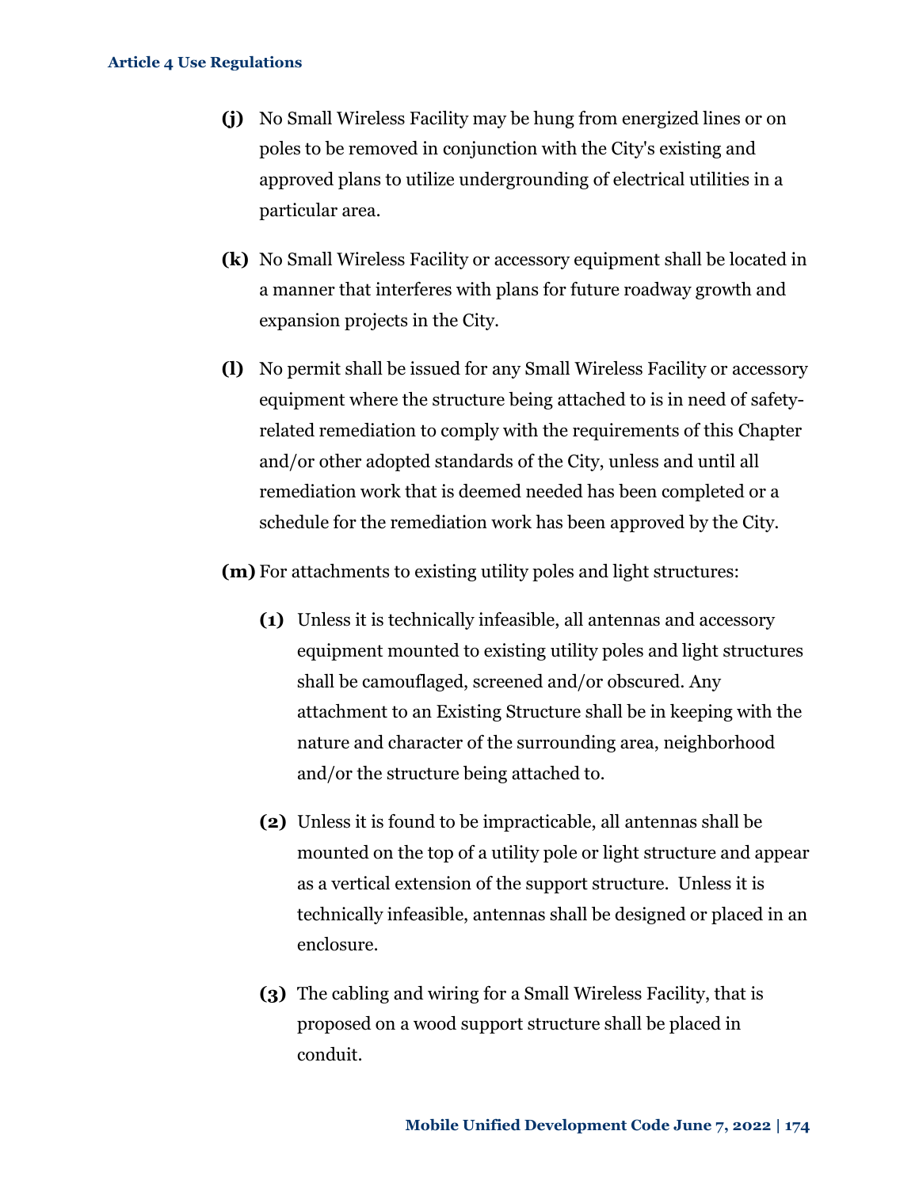**(j)** No Small Wireless Facility may be hung from energized lines or on poles to be removed in conjunction with the City's existing and approved plans to utilize undergrounding of electrical utilities in a particular area.

**(k)** No Small Wireless Facility or accessory equipment shall be located in a manner that interferes with plans for future roadway growth and expansion projects in the City.

**(l)** No permit shall be issued for any Small Wireless Facility or accessory equipment where the structure being attached to is in need of safety-related remediation to comply with the requirements of this Chapter and/or other adopted standards of the City, unless and until all remediation work that is deemed needed has been completed or a schedule for the remediation work has been approved by the City.

**(m)** For attachments to existing utility poles and light structures:

> **(1)** Unless it is technically infeasible, all antennas and accessory equipment mounted to existing utility poles and light structures shall be camouflaged, screened and/or obscured. Any attachment to an Existing Structure shall be in keeping with the nature and character of the surrounding area, neighborhood and/or the structure being attached to.
>
> **(2)** Unless it is found to be impracticable, all antennas shall be mounted on the top of a utility pole or light structure and appear as a vertical extension of the support structure. Unless it is technically infeasible, antennas shall be designed or placed in an enclosure.
>
> **(3)** The cabling and wiring for a Small Wireless Facility, that is proposed on a wood support structure shall be placed in conduit.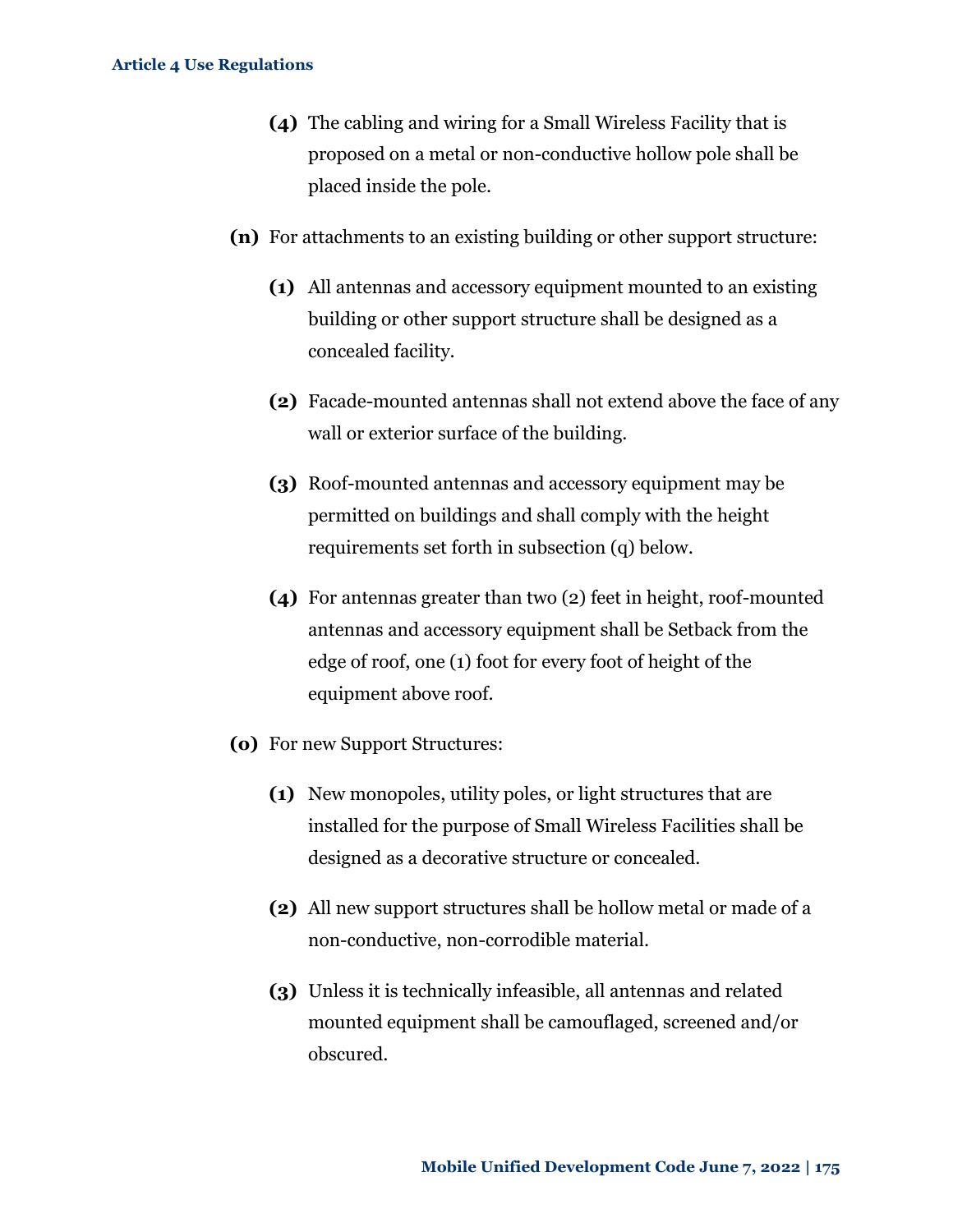(4) The cabling and wiring for a Small Wireless Facility that is proposed on a metal or non-conductive hollow pole shall be placed inside the pole.

**(n)** For attachments to an existing building or other support structure:

**(1)** All antennas and accessory equipment mounted to an existing building or other support structure shall be designed as a concealed facility.

**(2)** Facade-mounted antennas shall not extend above the face of any wall or exterior surface of the building.

**(3)** Roof-mounted antennas and accessory equipment may be permitted on buildings and shall comply with the height requirements set forth in subsection (q) below.

**(4)** For antennas greater than two (2) feet in height, roof-mounted antennas and accessory equipment shall be Setback from the edge of roof, one (1) foot for every foot of height of the equipment above roof.

**(o)** For new Support Structures:

**(1)** New monopoles, utility poles, or light structures that are installed for the purpose of Small Wireless Facilities shall be designed as a decorative structure or concealed.

**(2)** All new support structures shall be hollow metal or made of a non-conductive, non-corrodible material.

**(3)** Unless it is technically infeasible, all antennas and related mounted equipment shall be camouflaged, screened and/or obscured.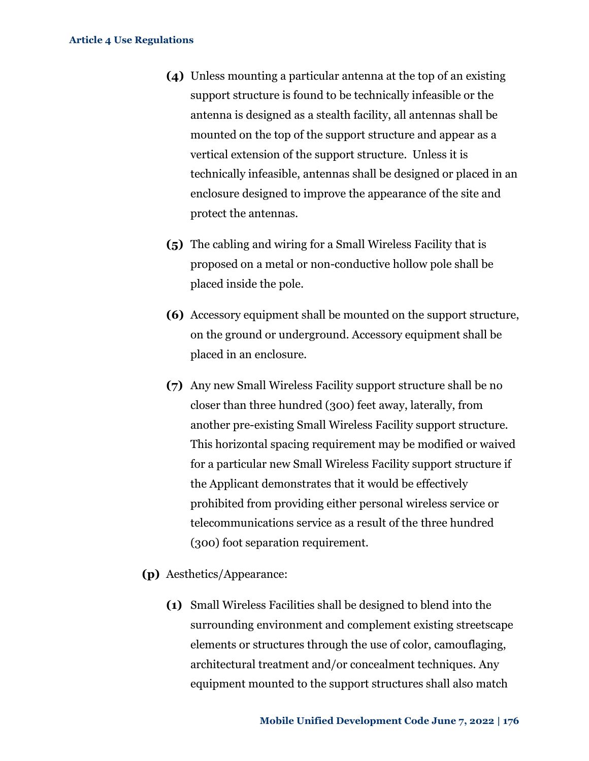**(4)** Unless mounting a particular antenna at the top of an existing support structure is found to be technically infeasible or the antenna is designed as a stealth facility, all antennas shall be mounted on the top of the support structure and appear as a vertical extension of the support structure. Unless it is technically infeasible, antennas shall be designed or placed in an enclosure designed to improve the appearance of the site and protect the antennas.

**(5)** The cabling and wiring for a Small Wireless Facility that is proposed on a metal or non-conductive hollow pole shall be placed inside the pole.

**(6)** Accessory equipment shall be mounted on the support structure, on the ground or underground. Accessory equipment shall be placed in an enclosure.

**(7)** Any new Small Wireless Facility support structure shall be no closer than three hundred (300) feet away, laterally, from another pre-existing Small Wireless Facility support structure. This horizontal spacing requirement may be modified or waived for a particular new Small Wireless Facility support structure if the Applicant demonstrates that it would be effectively prohibited from providing either personal wireless service or telecommunications service as a result of the three hundred (300) foot separation requirement.

**(p)** Aesthetics/Appearance:

**(1)** Small Wireless Facilities shall be designed to blend into the surrounding environment and complement existing streetscape elements or structures through the use of color, camouflaging, architectural treatment and/or concealment techniques. Any equipment mounted to the support structures shall also match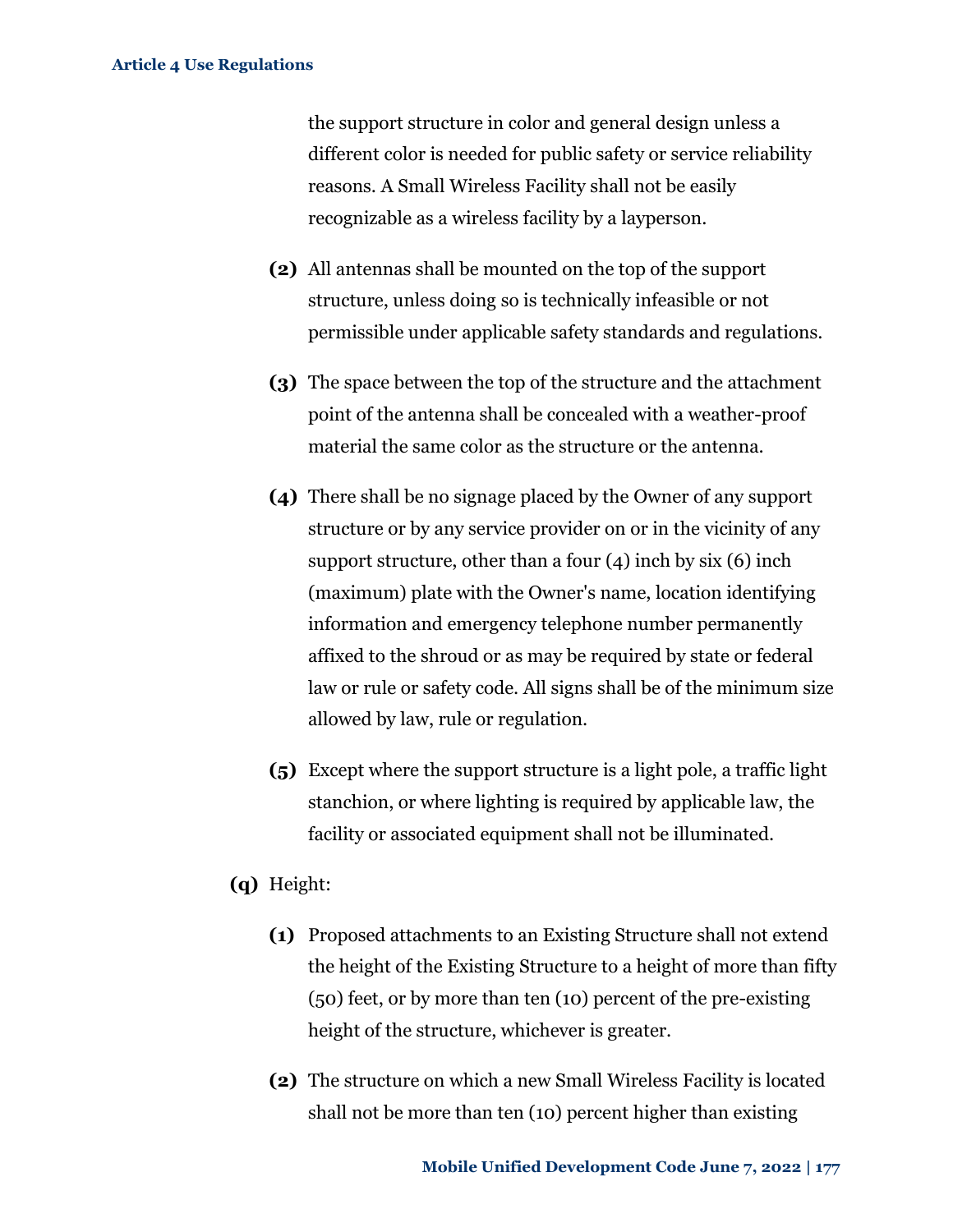the support structure in color and general design unless a different color is needed for public safety or service reliability reasons. A Small Wireless Facility shall not be easily recognizable as a wireless facility by a layperson.

**(2)** All antennas shall be mounted on the top of the support structure, unless doing so is technically infeasible or not permissible under applicable safety standards and regulations.

**(3)** The space between the top of the structure and the attachment point of the antenna shall be concealed with a weather-proof material the same color as the structure or the antenna.

**(4)** There shall be no signage placed by the Owner of any support structure or by any service provider on or in the vicinity of any support structure, other than a four (4) inch by six (6) inch (maximum) plate with the Owner's name, location identifying information and emergency telephone number permanently affixed to the shroud or as may be required by state or federal law or rule or safety code. All signs shall be of the minimum size allowed by law, rule or regulation.

**(5)** Except where the support structure is a light pole, a traffic light stanchion, or where lighting is required by applicable law, the facility or associated equipment shall not be illuminated.

**(q)** Height:

**(1)** Proposed attachments to an Existing Structure shall not extend the height of the Existing Structure to a height of more than fifty (50) feet, or by more than ten (10) percent of the pre-existing height of the structure, whichever is greater.

**(2)** The structure on which a new Small Wireless Facility is located shall not be more than ten (10) percent higher than existing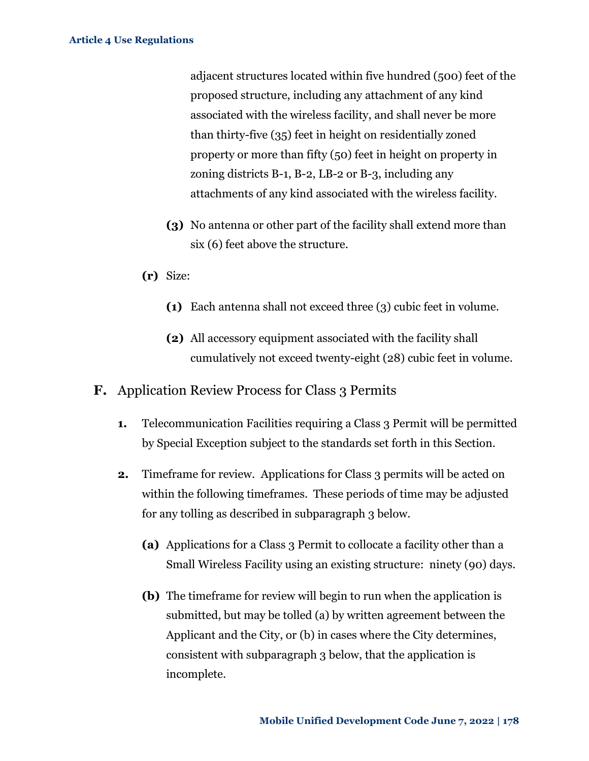adjacent structures located within five hundred (500) feet of the proposed structure, including any attachment of any kind associated with the wireless facility, and shall never be more than thirty-five (35) feet in height on residentially zoned property or more than fifty (50) feet in height on property in zoning districts B-1, B-2, LB-2 or B-3, including any attachments of any kind associated with the wireless facility.

**(3)** No antenna or other part of the facility shall extend more than six (6) feet above the structure.

**(r)** Size:

**(1)** Each antenna shall not exceed three (3) cubic feet in volume.

**(2)** All accessory equipment associated with the facility shall cumulatively not exceed twenty-eight (28) cubic feet in volume.

## F. Application Review Process for Class 3 Permits

**1.** Telecommunication Facilities requiring a Class 3 Permit will be permitted by Special Exception subject to the standards set forth in this Section.

**2.** Timeframe for review. Applications for Class 3 permits will be acted on within the following timeframes. These periods of time may be adjusted for any tolling as described in subparagraph 3 below.

**(a)** Applications for a Class 3 Permit to collocate a facility other than a Small Wireless Facility using an existing structure: ninety (90) days.

**(b)** The timeframe for review will begin to run when the application is submitted, but may be tolled (a) by written agreement between the Applicant and the City, or (b) in cases where the City determines, consistent with subparagraph 3 below, that the application is incomplete.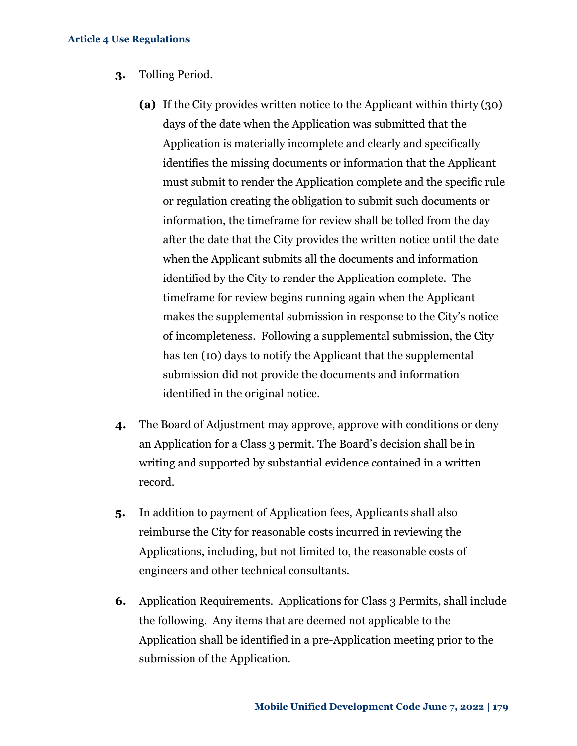3. Tolling Period.

   **(a)** If the City provides written notice to the Applicant within thirty (30) days of the date when the Application was submitted that the Application is materially incomplete and clearly and specifically identifies the missing documents or information that the Applicant must submit to render the Application complete and the specific rule or regulation creating the obligation to submit such documents or information, the timeframe for review shall be tolled from the day after the date that the City provides the written notice until the date when the Applicant submits all the documents and information identified by the City to render the Application complete. The timeframe for review begins running again when the Applicant makes the supplemental submission in response to the City's notice of incompleteness. Following a supplemental submission, the City has ten (10) days to notify the Applicant that the supplemental submission did not provide the documents and information identified in the original notice.

4. The Board of Adjustment may approve, approve with conditions or deny an Application for a Class 3 permit. The Board's decision shall be in writing and supported by substantial evidence contained in a written record.

5. In addition to payment of Application fees, Applicants shall also reimburse the City for reasonable costs incurred in reviewing the Applications, including, but not limited to, the reasonable costs of engineers and other technical consultants.

6. Application Requirements. Applications for Class 3 Permits, shall include the following. Any items that are deemed not applicable to the Application shall be identified in a pre-Application meeting prior to the submission of the Application.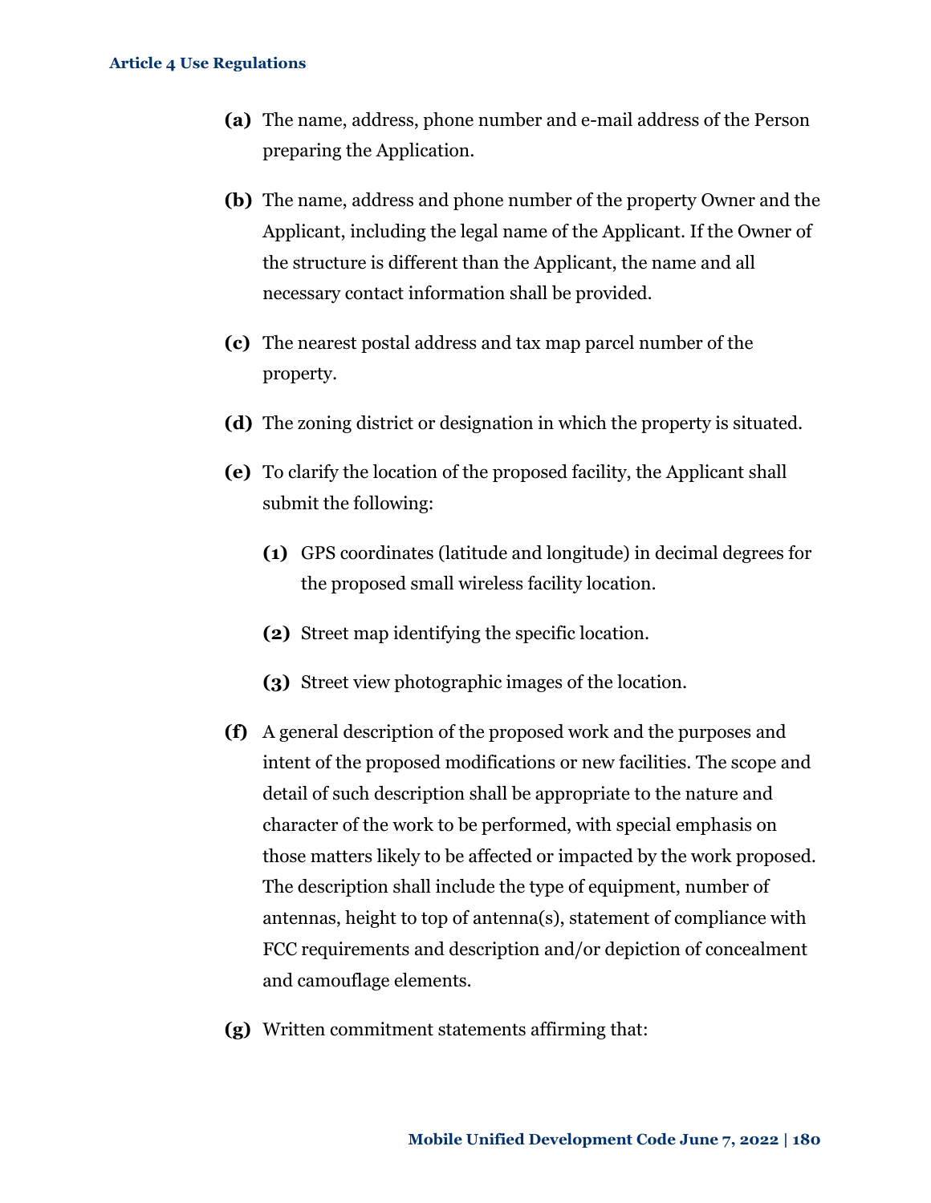**(a)** The name, address, phone number and e-mail address of the Person preparing the Application.

**(b)** The name, address and phone number of the property Owner and the Applicant, including the legal name of the Applicant. If the Owner of the structure is different than the Applicant, the name and all necessary contact information shall be provided.

**(c)** The nearest postal address and tax map parcel number of the property.

**(d)** The zoning district or designation in which the property is situated.

**(e)** To clarify the location of the proposed facility, the Applicant shall submit the following:

- **(1)** GPS coordinates (latitude and longitude) in decimal degrees for the proposed small wireless facility location.
- **(2)** Street map identifying the specific location.
- **(3)** Street view photographic images of the location.

**(f)** A general description of the proposed work and the purposes and intent of the proposed modifications or new facilities. The scope and detail of such description shall be appropriate to the nature and character of the work to be performed, with special emphasis on those matters likely to be affected or impacted by the work proposed. The description shall include the type of equipment, number of antennas, height to top of antenna(s), statement of compliance with FCC requirements and description and/or depiction of concealment and camouflage elements.

**(g)** Written commitment statements affirming that: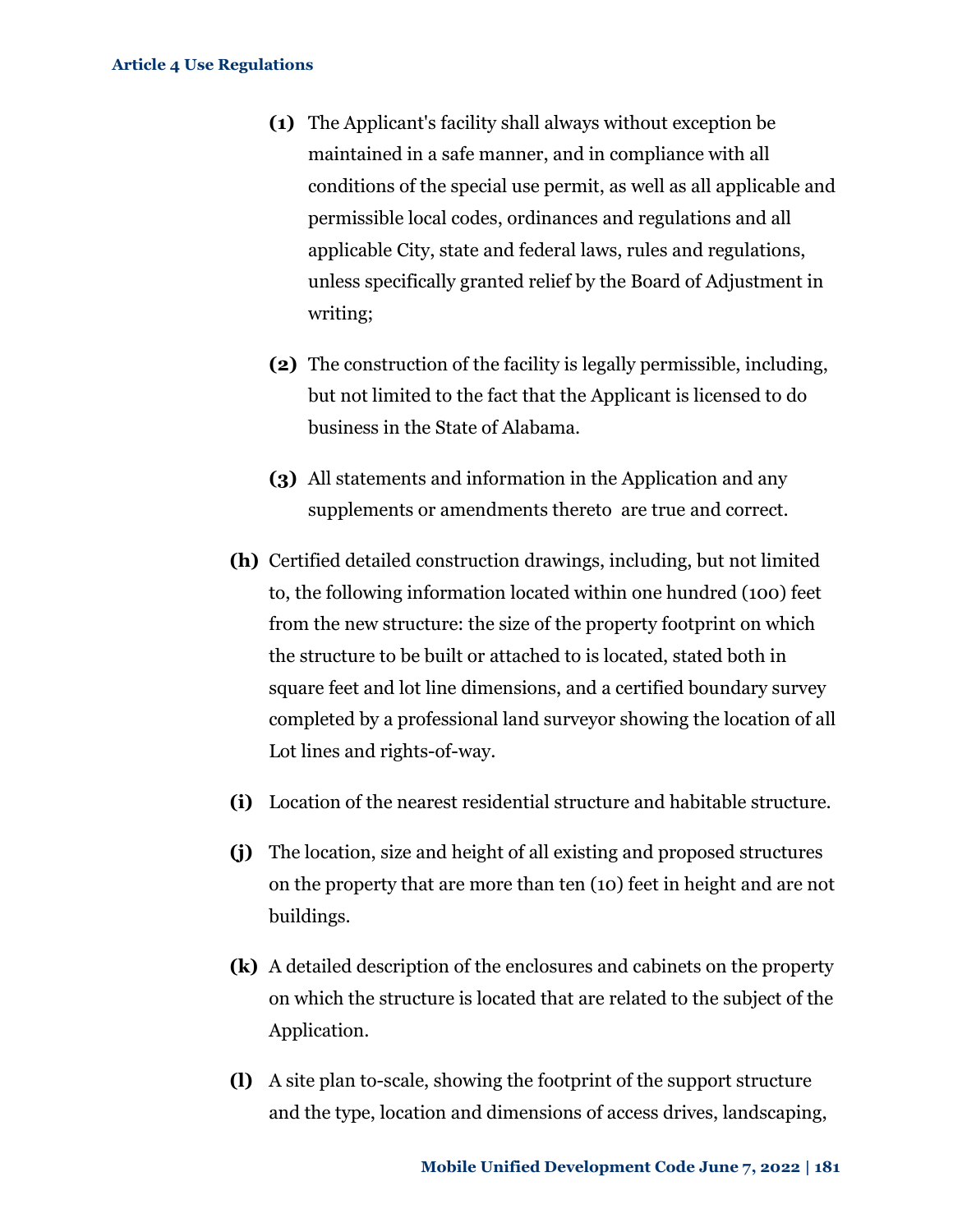(1) The Applicant's facility shall always without exception be maintained in a safe manner, and in compliance with all conditions of the special use permit, as well as all applicable and permissible local codes, ordinances and regulations and all applicable City, state and federal laws, rules and regulations, unless specifically granted relief by the Board of Adjustment in writing;

(2) The construction of the facility is legally permissible, including, but not limited to the fact that the Applicant is licensed to do business in the State of Alabama.

(3) All statements and information in the Application and any supplements or amendments thereto are true and correct.

**(h)** Certified detailed construction drawings, including, but not limited to, the following information located within one hundred (100) feet from the new structure: the size of the property footprint on which the structure to be built or attached to is located, stated both in square feet and lot line dimensions, and a certified boundary survey completed by a professional land surveyor showing the location of all Lot lines and rights-of-way.

**(i)** Location of the nearest residential structure and habitable structure.

**(j)** The location, size and height of all existing and proposed structures on the property that are more than ten (10) feet in height and are not buildings.

**(k)** A detailed description of the enclosures and cabinets on the property on which the structure is located that are related to the subject of the Application.

**(l)** A site plan to-scale, showing the footprint of the support structure and the type, location and dimensions of access drives, landscaping,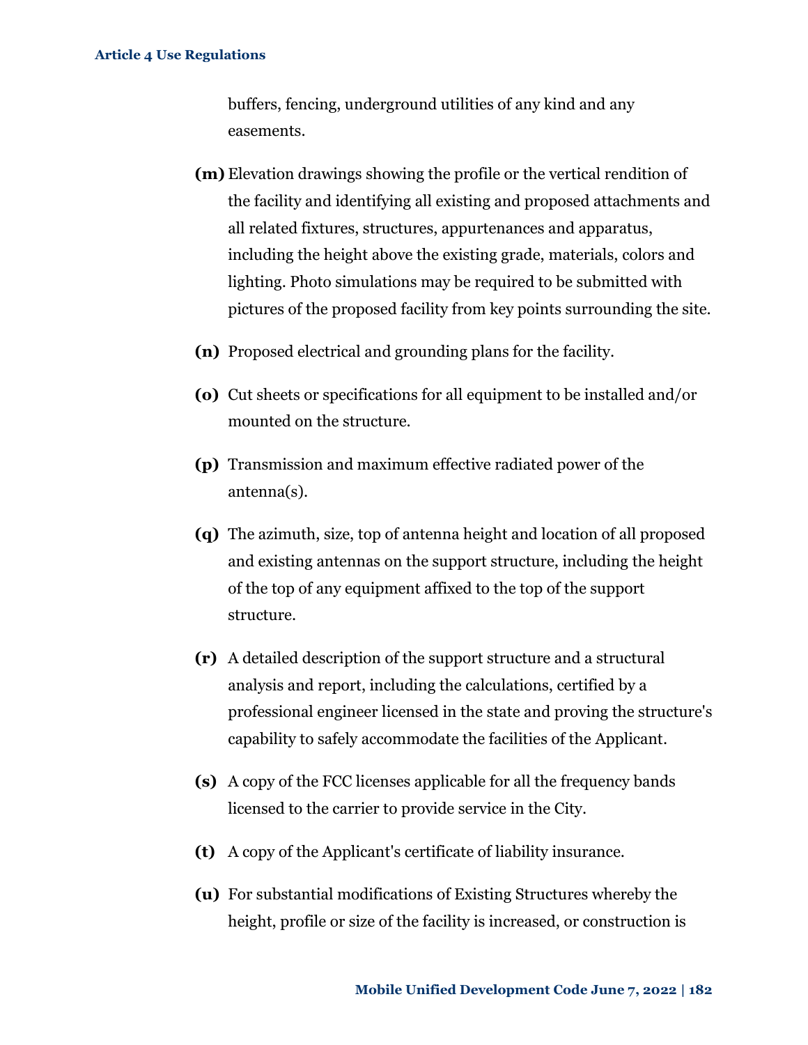buffers, fencing, underground utilities of any kind and any easements.

**(m)** Elevation drawings showing the profile or the vertical rendition of the facility and identifying all existing and proposed attachments and all related fixtures, structures, appurtenances and apparatus, including the height above the existing grade, materials, colors and lighting. Photo simulations may be required to be submitted with pictures of the proposed facility from key points surrounding the site.

**(n)** Proposed electrical and grounding plans for the facility.

**(o)** Cut sheets or specifications for all equipment to be installed and/or mounted on the structure.

**(p)** Transmission and maximum effective radiated power of the antenna(s).

**(q)** The azimuth, size, top of antenna height and location of all proposed and existing antennas on the support structure, including the height of the top of any equipment affixed to the top of the support structure.

**(r)** A detailed description of the support structure and a structural analysis and report, including the calculations, certified by a professional engineer licensed in the state and proving the structure's capability to safely accommodate the facilities of the Applicant.

**(s)** A copy of the FCC licenses applicable for all the frequency bands licensed to the carrier to provide service in the City.

**(t)** A copy of the Applicant's certificate of liability insurance.

**(u)** For substantial modifications of Existing Structures whereby the height, profile or size of the facility is increased, or construction is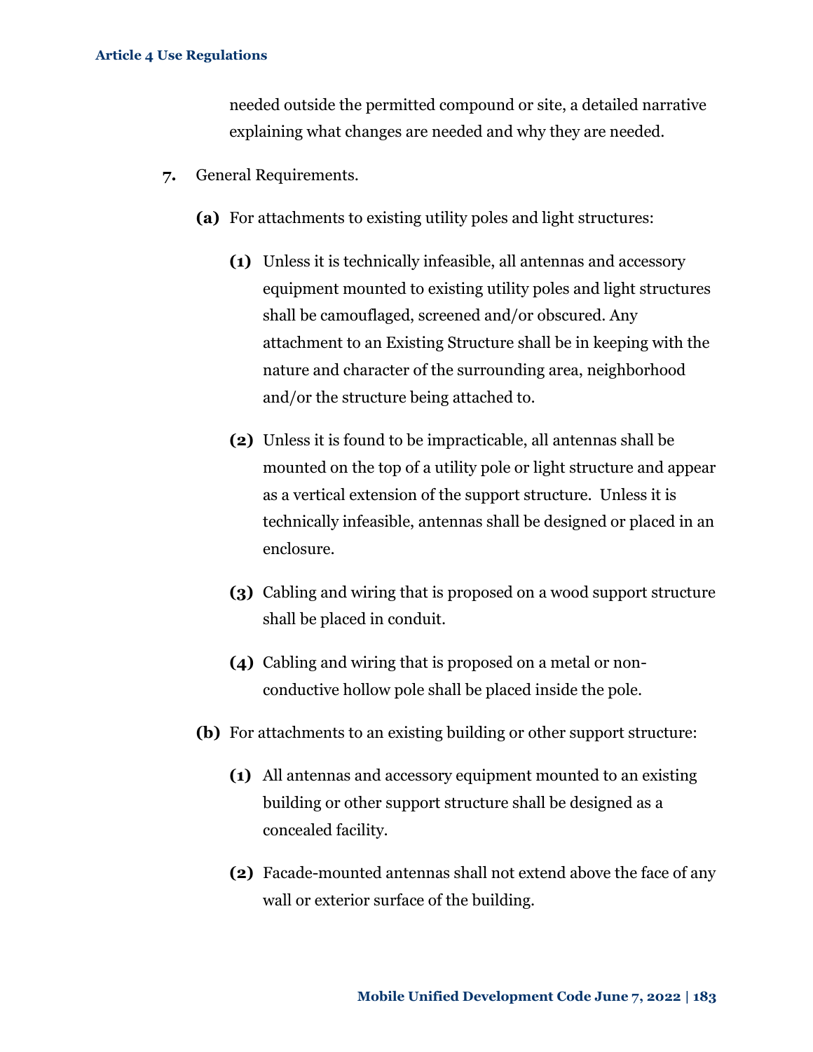needed outside the permitted compound or site, a detailed narrative explaining what changes are needed and why they are needed.

**7.** General Requirements.

**(a)** For attachments to existing utility poles and light structures:

**(1)** Unless it is technically infeasible, all antennas and accessory equipment mounted to existing utility poles and light structures shall be camouflaged, screened and/or obscured. Any attachment to an Existing Structure shall be in keeping with the nature and character of the surrounding area, neighborhood and/or the structure being attached to.

**(2)** Unless it is found to be impracticable, all antennas shall be mounted on the top of a utility pole or light structure and appear as a vertical extension of the support structure. Unless it is technically infeasible, antennas shall be designed or placed in an enclosure.

**(3)** Cabling and wiring that is proposed on a wood support structure shall be placed in conduit.

**(4)** Cabling and wiring that is proposed on a metal or non-conductive hollow pole shall be placed inside the pole.

**(b)** For attachments to an existing building or other support structure:

**(1)** All antennas and accessory equipment mounted to an existing building or other support structure shall be designed as a concealed facility.

**(2)** Facade-mounted antennas shall not extend above the face of any wall or exterior surface of the building.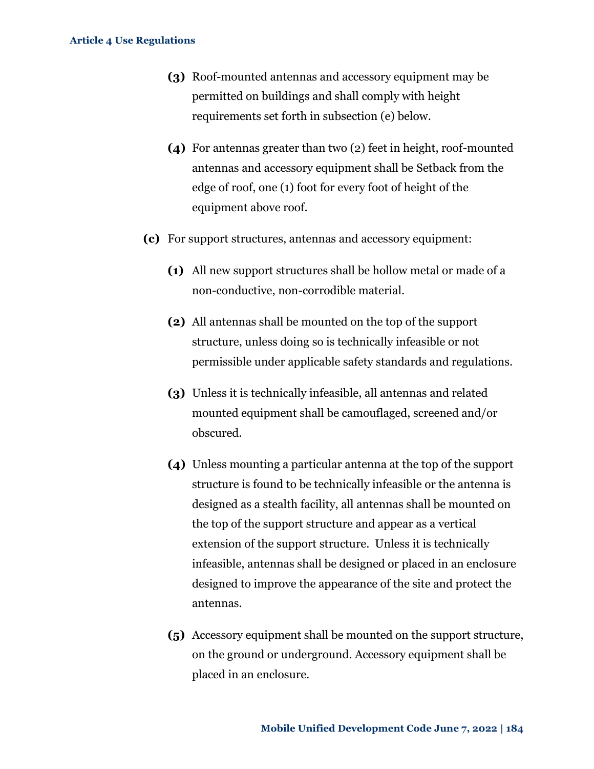**(3)** Roof-mounted antennas and accessory equipment may be permitted on buildings and shall comply with height requirements set forth in subsection (e) below.

**(4)** For antennas greater than two (2) feet in height, roof-mounted antennas and accessory equipment shall be Setback from the edge of roof, one (1) foot for every foot of height of the equipment above roof.

**(c)** For support structures, antennas and accessory equipment:

**(1)** All new support structures shall be hollow metal or made of a non-conductive, non-corrodible material.

**(2)** All antennas shall be mounted on the top of the support structure, unless doing so is technically infeasible or not permissible under applicable safety standards and regulations.

**(3)** Unless it is technically infeasible, all antennas and related mounted equipment shall be camouflaged, screened and/or obscured.

**(4)** Unless mounting a particular antenna at the top of the support structure is found to be technically infeasible or the antenna is designed as a stealth facility, all antennas shall be mounted on the top of the support structure and appear as a vertical extension of the support structure. Unless it is technically infeasible, antennas shall be designed or placed in an enclosure designed to improve the appearance of the site and protect the antennas.

**(5)** Accessory equipment shall be mounted on the support structure, on the ground or underground. Accessory equipment shall be placed in an enclosure.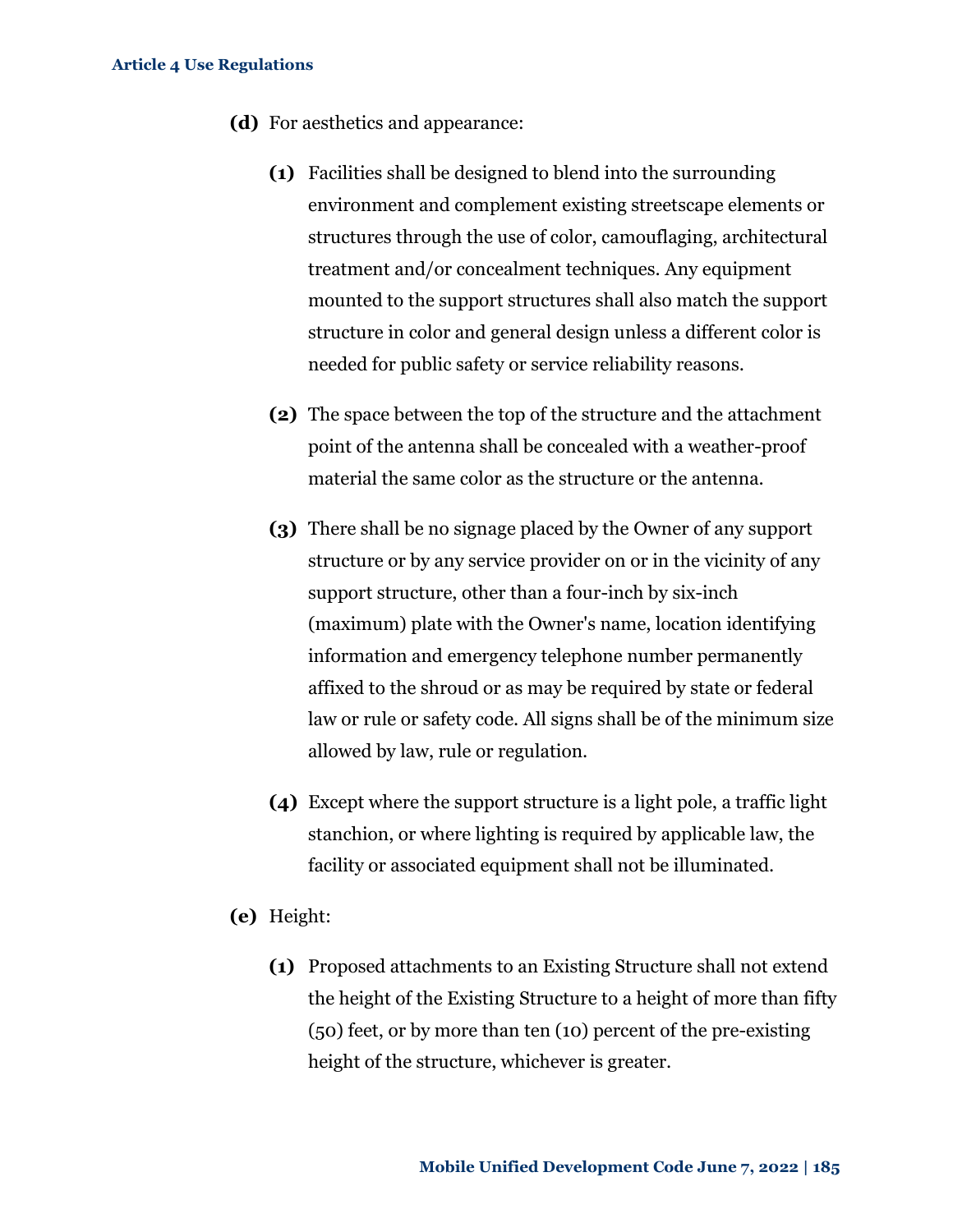**(d)** For aesthetics and appearance:

**(1)** Facilities shall be designed to blend into the surrounding environment and complement existing streetscape elements or structures through the use of color, camouflaging, architectural treatment and/or concealment techniques. Any equipment mounted to the support structures shall also match the support structure in color and general design unless a different color is needed for public safety or service reliability reasons.

**(2)** The space between the top of the structure and the attachment point of the antenna shall be concealed with a weather-proof material the same color as the structure or the antenna.

**(3)** There shall be no signage placed by the Owner of any support structure or by any service provider on or in the vicinity of any support structure, other than a four-inch by six-inch (maximum) plate with the Owner's name, location identifying information and emergency telephone number permanently affixed to the shroud or as may be required by state or federal law or rule or safety code. All signs shall be of the minimum size allowed by law, rule or regulation.

**(4)** Except where the support structure is a light pole, a traffic light stanchion, or where lighting is required by applicable law, the facility or associated equipment shall not be illuminated.

**(e)** Height:

**(1)** Proposed attachments to an Existing Structure shall not extend the height of the Existing Structure to a height of more than fifty (50) feet, or by more than ten (10) percent of the pre-existing height of the structure, whichever is greater.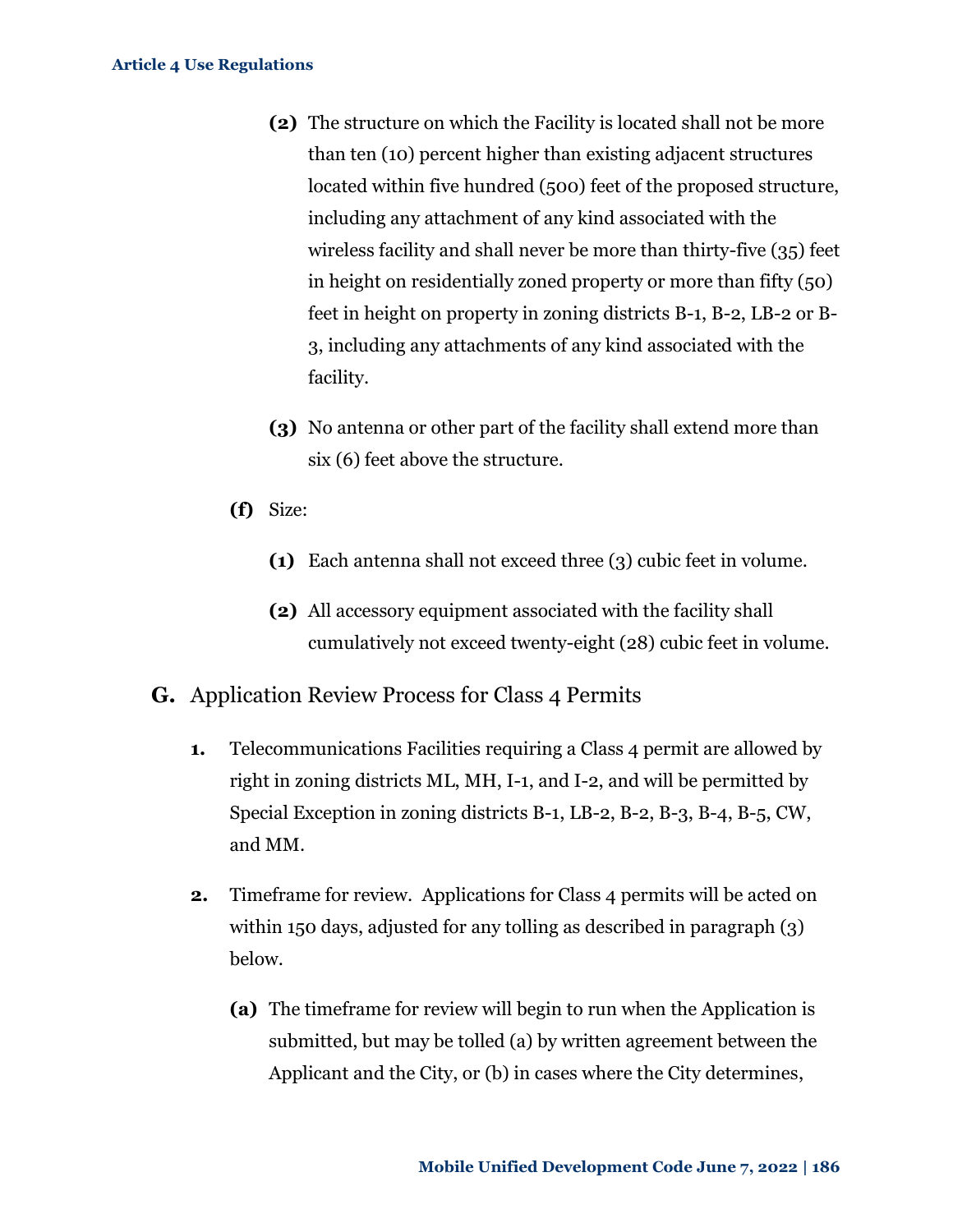(2) The structure on which the Facility is located shall not be more than ten (10) percent higher than existing adjacent structures located within five hundred (500) feet of the proposed structure, including any attachment of any kind associated with the wireless facility and shall never be more than thirty-five (35) feet in height on residentially zoned property or more than fifty (50) feet in height on property in zoning districts B-1, B-2, LB-2 or B-3, including any attachments of any kind associated with the facility.

(3) No antenna or other part of the facility shall extend more than six (6) feet above the structure.

**(f)** Size:

**(1)** Each antenna shall not exceed three (3) cubic feet in volume.

**(2)** All accessory equipment associated with the facility shall cumulatively not exceed twenty-eight (28) cubic feet in volume.

## G. Application Review Process for Class 4 Permits

**1.** Telecommunications Facilities requiring a Class 4 permit are allowed by right in zoning districts ML, MH, I-1, and I-2, and will be permitted by Special Exception in zoning districts B-1, LB-2, B-2, B-3, B-4, B-5, CW, and MM.

**2.** Timeframe for review. Applications for Class 4 permits will be acted on within 150 days, adjusted for any tolling as described in paragraph (3) below.

**(a)** The timeframe for review will begin to run when the Application is submitted, but may be tolled (a) by written agreement between the Applicant and the City, or (b) in cases where the City determines,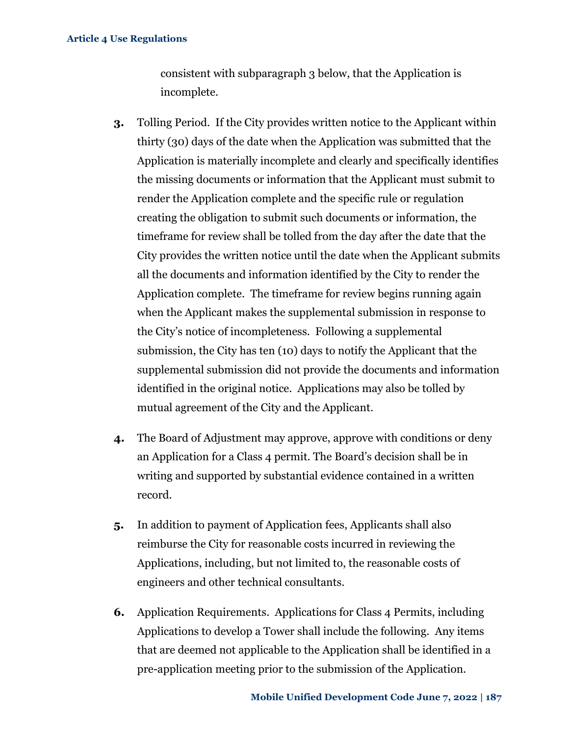consistent with subparagraph 3 below, that the Application is incomplete.

**3.** Tolling Period. If the City provides written notice to the Applicant within thirty (30) days of the date when the Application was submitted that the Application is materially incomplete and clearly and specifically identifies the missing documents or information that the Applicant must submit to render the Application complete and the specific rule or regulation creating the obligation to submit such documents or information, the timeframe for review shall be tolled from the day after the date that the City provides the written notice until the date when the Applicant submits all the documents and information identified by the City to render the Application complete. The timeframe for review begins running again when the Applicant makes the supplemental submission in response to the City's notice of incompleteness. Following a supplemental submission, the City has ten (10) days to notify the Applicant that the supplemental submission did not provide the documents and information identified in the original notice. Applications may also be tolled by mutual agreement of the City and the Applicant.

**4.** The Board of Adjustment may approve, approve with conditions or deny an Application for a Class 4 permit. The Board's decision shall be in writing and supported by substantial evidence contained in a written record.

**5.** In addition to payment of Application fees, Applicants shall also reimburse the City for reasonable costs incurred in reviewing the Applications, including, but not limited to, the reasonable costs of engineers and other technical consultants.

**6.** Application Requirements. Applications for Class 4 Permits, including Applications to develop a Tower shall include the following. Any items that are deemed not applicable to the Application shall be identified in a pre-application meeting prior to the submission of the Application.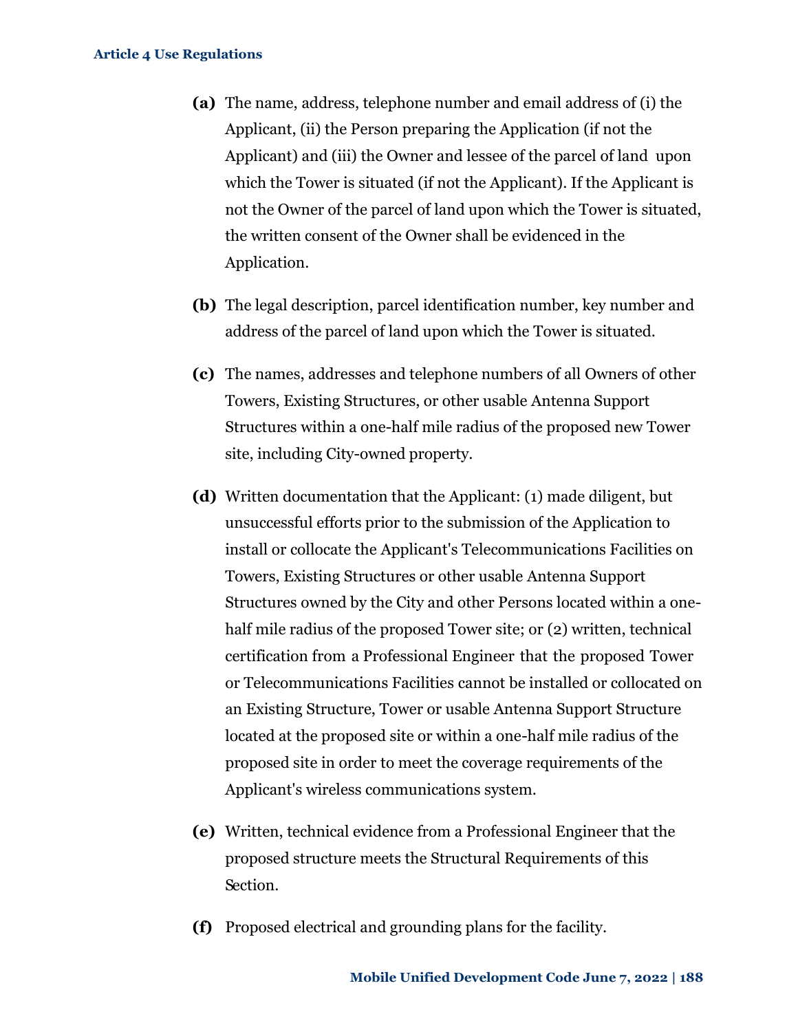**(a)** The name, address, telephone number and email address of (i) the Applicant, (ii) the Person preparing the Application (if not the Applicant) and (iii) the Owner and lessee of the parcel of land upon which the Tower is situated (if not the Applicant). If the Applicant is not the Owner of the parcel of land upon which the Tower is situated, the written consent of the Owner shall be evidenced in the Application.

**(b)** The legal description, parcel identification number, key number and address of the parcel of land upon which the Tower is situated.

**(c)** The names, addresses and telephone numbers of all Owners of other Towers, Existing Structures, or other usable Antenna Support Structures within a one-half mile radius of the proposed new Tower site, including City-owned property.

**(d)** Written documentation that the Applicant: (1) made diligent, but unsuccessful efforts prior to the submission of the Application to install or collocate the Applicant's Telecommunications Facilities on Towers, Existing Structures or other usable Antenna Support Structures owned by the City and other Persons located within a one-half mile radius of the proposed Tower site; or (2) written, technical certification from a Professional Engineer that the proposed Tower or Telecommunications Facilities cannot be installed or collocated on an Existing Structure, Tower or usable Antenna Support Structure located at the proposed site or within a one-half mile radius of the proposed site in order to meet the coverage requirements of the Applicant's wireless communications system.

**(e)** Written, technical evidence from a Professional Engineer that the proposed structure meets the Structural Requirements of this Section.

**(f)** Proposed electrical and grounding plans for the facility.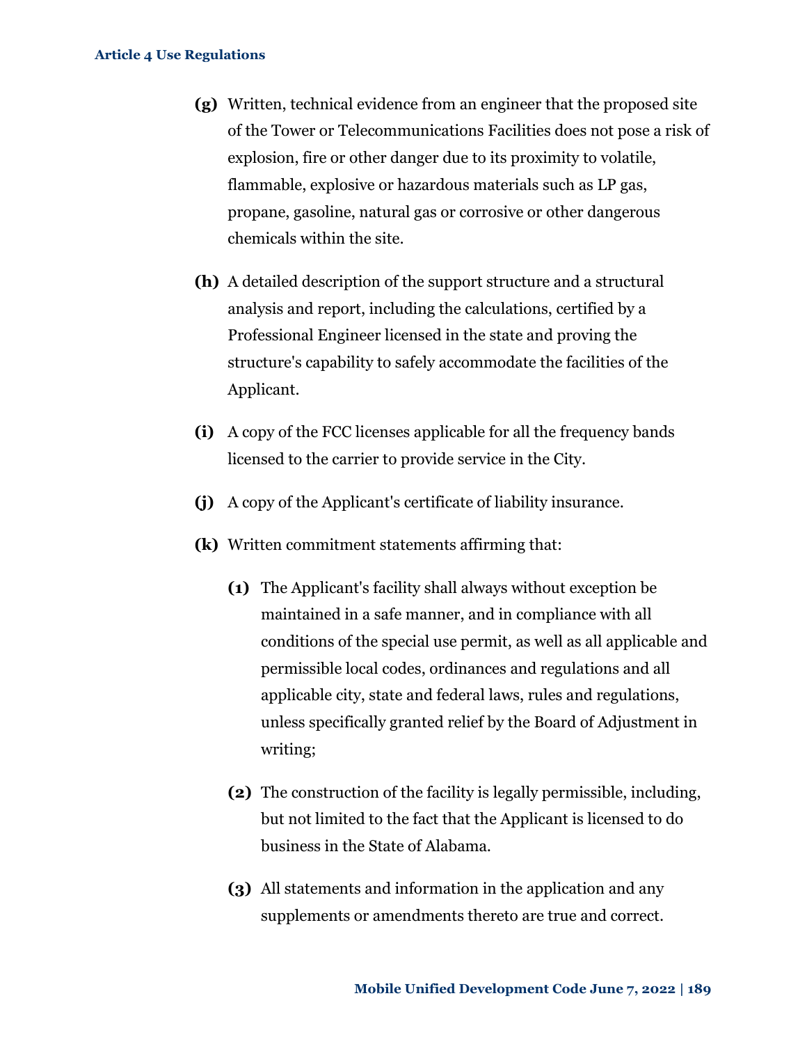**(g)** Written, technical evidence from an engineer that the proposed site of the Tower or Telecommunications Facilities does not pose a risk of explosion, fire or other danger due to its proximity to volatile, flammable, explosive or hazardous materials such as LP gas, propane, gasoline, natural gas or corrosive or other dangerous chemicals within the site.

**(h)** A detailed description of the support structure and a structural analysis and report, including the calculations, certified by a Professional Engineer licensed in the state and proving the structure's capability to safely accommodate the facilities of the Applicant.

**(i)** A copy of the FCC licenses applicable for all the frequency bands licensed to the carrier to provide service in the City.

**(j)** A copy of the Applicant's certificate of liability insurance.

**(k)** Written commitment statements affirming that:

> **(1)** The Applicant's facility shall always without exception be maintained in a safe manner, and in compliance with all conditions of the special use permit, as well as all applicable and permissible local codes, ordinances and regulations and all applicable city, state and federal laws, rules and regulations, unless specifically granted relief by the Board of Adjustment in writing;
>
> **(2)** The construction of the facility is legally permissible, including, but not limited to the fact that the Applicant is licensed to do business in the State of Alabama.
>
> **(3)** All statements and information in the application and any supplements or amendments thereto are true and correct.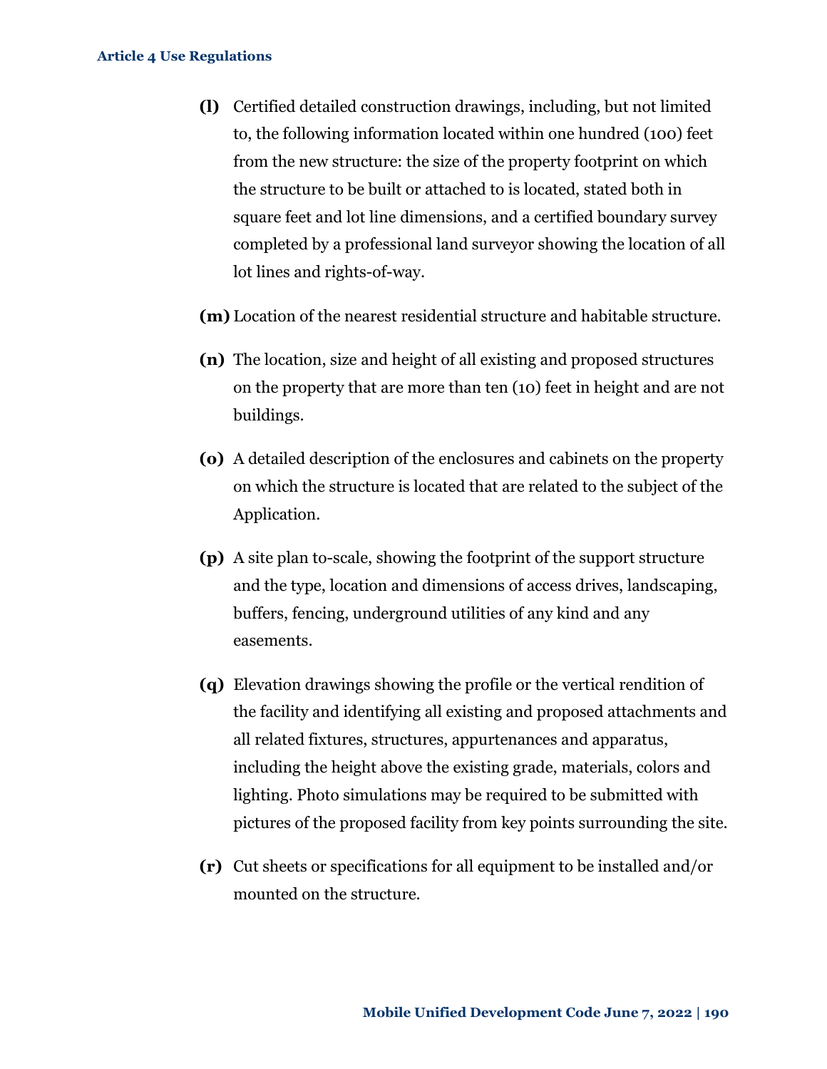**(l)** Certified detailed construction drawings, including, but not limited to, the following information located within one hundred (100) feet from the new structure: the size of the property footprint on which the structure to be built or attached to is located, stated both in square feet and lot line dimensions, and a certified boundary survey completed by a professional land surveyor showing the location of all lot lines and rights-of-way.

**(m)** Location of the nearest residential structure and habitable structure.

**(n)** The location, size and height of all existing and proposed structures on the property that are more than ten (10) feet in height and are not buildings.

**(o)** A detailed description of the enclosures and cabinets on the property on which the structure is located that are related to the subject of the Application.

**(p)** A site plan to-scale, showing the footprint of the support structure and the type, location and dimensions of access drives, landscaping, buffers, fencing, underground utilities of any kind and any easements.

**(q)** Elevation drawings showing the profile or the vertical rendition of the facility and identifying all existing and proposed attachments and all related fixtures, structures, appurtenances and apparatus, including the height above the existing grade, materials, colors and lighting. Photo simulations may be required to be submitted with pictures of the proposed facility from key points surrounding the site.

**(r)** Cut sheets or specifications for all equipment to be installed and/or mounted on the structure.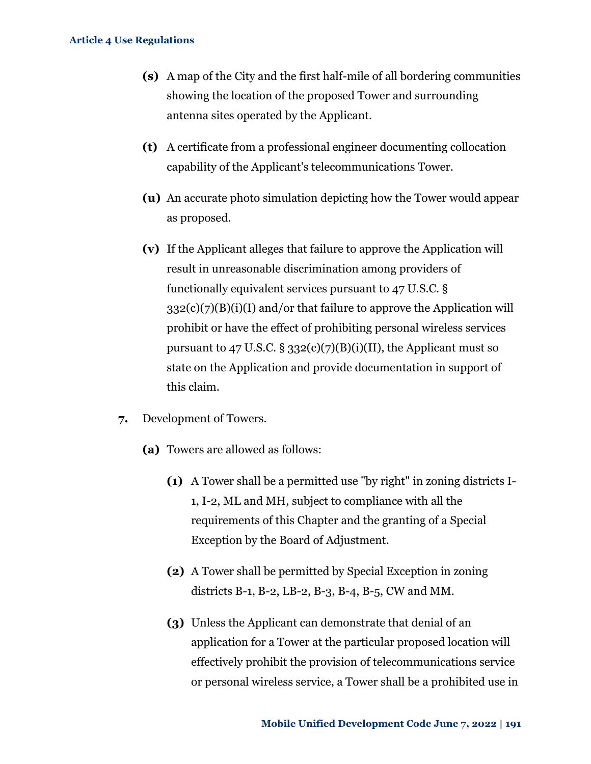**(s)** A map of the City and the first half-mile of all bordering communities showing the location of the proposed Tower and surrounding antenna sites operated by the Applicant.

**(t)** A certificate from a professional engineer documenting collocation capability of the Applicant's telecommunications Tower.

**(u)** An accurate photo simulation depicting how the Tower would appear as proposed.

**(v)** If the Applicant alleges that failure to approve the Application will result in unreasonable discrimination among providers of functionally equivalent services pursuant to 47 U.S.C. § 332(c)(7)(B)(i)(I) and/or that failure to approve the Application will prohibit or have the effect of prohibiting personal wireless services pursuant to 47 U.S.C. § 332(c)(7)(B)(i)(II), the Applicant must so state on the Application and provide documentation in support of this claim.

**7.** Development of Towers.

**(a)** Towers are allowed as follows:

**(1)** A Tower shall be a permitted use "by right" in zoning districts I-1, I-2, ML and MH, subject to compliance with all the requirements of this Chapter and the granting of a Special Exception by the Board of Adjustment.

**(2)** A Tower shall be permitted by Special Exception in zoning districts B-1, B-2, LB-2, B-3, B-4, B-5, CW and MM.

**(3)** Unless the Applicant can demonstrate that denial of an application for a Tower at the particular proposed location will effectively prohibit the provision of telecommunications service or personal wireless service, a Tower shall be a prohibited use in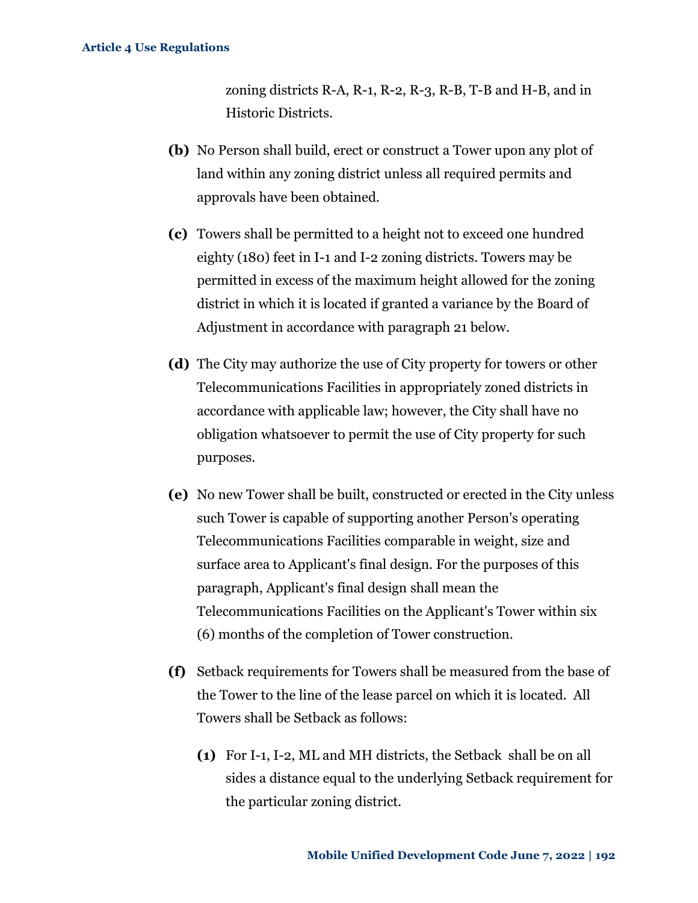zoning districts R-A, R-1, R-2, R-3, R-B, T-B and H-B, and in Historic Districts.

**(b)** No Person shall build, erect or construct a Tower upon any plot of land within any zoning district unless all required permits and approvals have been obtained.

**(c)** Towers shall be permitted to a height not to exceed one hundred eighty (180) feet in I-1 and I-2 zoning districts. Towers may be permitted in excess of the maximum height allowed for the zoning district in which it is located if granted a variance by the Board of Adjustment in accordance with paragraph 21 below.

**(d)** The City may authorize the use of City property for towers or other Telecommunications Facilities in appropriately zoned districts in accordance with applicable law; however, the City shall have no obligation whatsoever to permit the use of City property for such purposes.

**(e)** No new Tower shall be built, constructed or erected in the City unless such Tower is capable of supporting another Person's operating Telecommunications Facilities comparable in weight, size and surface area to Applicant's final design. For the purposes of this paragraph, Applicant's final design shall mean the Telecommunications Facilities on the Applicant's Tower within six (6) months of the completion of Tower construction.

**(f)** Setback requirements for Towers shall be measured from the base of the Tower to the line of the lease parcel on which it is located. All Towers shall be Setback as follows:

**(1)** For I-1, I-2, ML and MH districts, the Setback shall be on all sides a distance equal to the underlying Setback requirement for the particular zoning district.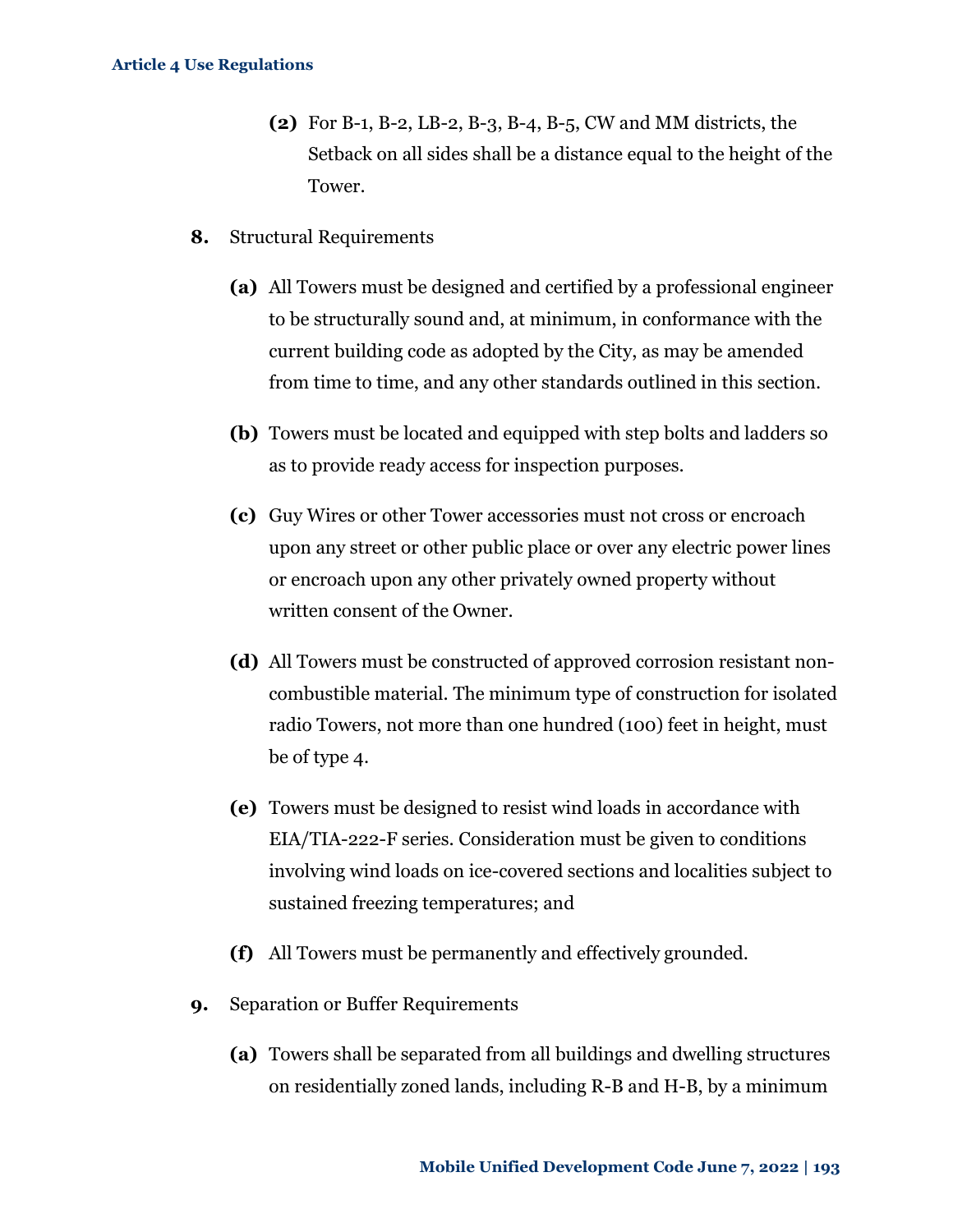**(2)** For B-1, B-2, LB-2, B-3, B-4, B-5, CW and MM districts, the Setback on all sides shall be a distance equal to the height of the Tower.

**8.** Structural Requirements

**(a)** All Towers must be designed and certified by a professional engineer to be structurally sound and, at minimum, in conformance with the current building code as adopted by the City, as may be amended from time to time, and any other standards outlined in this section.

**(b)** Towers must be located and equipped with step bolts and ladders so as to provide ready access for inspection purposes.

**(c)** Guy Wires or other Tower accessories must not cross or encroach upon any street or other public place or over any electric power lines or encroach upon any other privately owned property without written consent of the Owner.

**(d)** All Towers must be constructed of approved corrosion resistant non-combustible material. The minimum type of construction for isolated radio Towers, not more than one hundred (100) feet in height, must be of type 4.

**(e)** Towers must be designed to resist wind loads in accordance with EIA/TIA-222-F series. Consideration must be given to conditions involving wind loads on ice-covered sections and localities subject to sustained freezing temperatures; and

**(f)** All Towers must be permanently and effectively grounded.

**9.** Separation or Buffer Requirements

**(a)** Towers shall be separated from all buildings and dwelling structures on residentially zoned lands, including R-B and H-B, by a minimum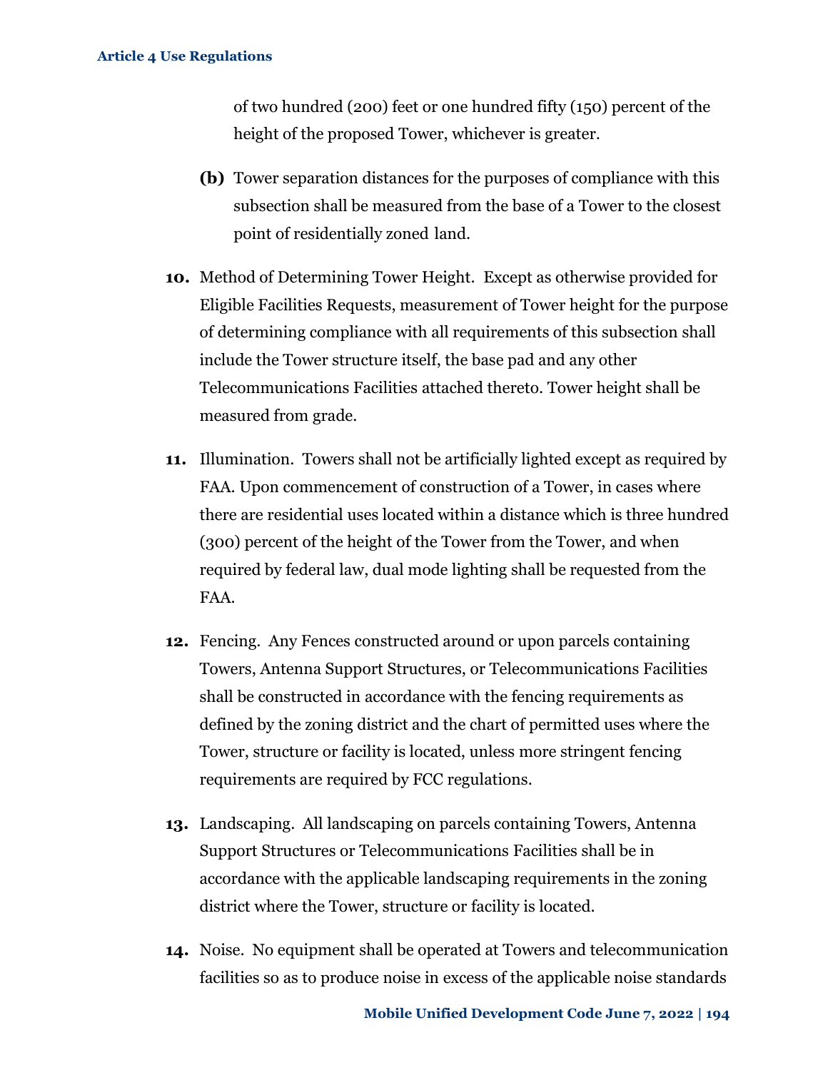of two hundred (200) feet or one hundred fifty (150) percent of the height of the proposed Tower, whichever is greater.

**(b)** Tower separation distances for the purposes of compliance with this subsection shall be measured from the base of a Tower to the closest point of residentially zoned land.

**10.** Method of Determining Tower Height. Except as otherwise provided for Eligible Facilities Requests, measurement of Tower height for the purpose of determining compliance with all requirements of this subsection shall include the Tower structure itself, the base pad and any other Telecommunications Facilities attached thereto. Tower height shall be measured from grade.

**11.** Illumination. Towers shall not be artificially lighted except as required by FAA. Upon commencement of construction of a Tower, in cases where there are residential uses located within a distance which is three hundred (300) percent of the height of the Tower from the Tower, and when required by federal law, dual mode lighting shall be requested from the FAA.

**12.** Fencing. Any Fences constructed around or upon parcels containing Towers, Antenna Support Structures, or Telecommunications Facilities shall be constructed in accordance with the fencing requirements as defined by the zoning district and the chart of permitted uses where the Tower, structure or facility is located, unless more stringent fencing requirements are required by FCC regulations.

**13.** Landscaping. All landscaping on parcels containing Towers, Antenna Support Structures or Telecommunications Facilities shall be in accordance with the applicable landscaping requirements in the zoning district where the Tower, structure or facility is located.

**14.** Noise. No equipment shall be operated at Towers and telecommunication facilities so as to produce noise in excess of the applicable noise standards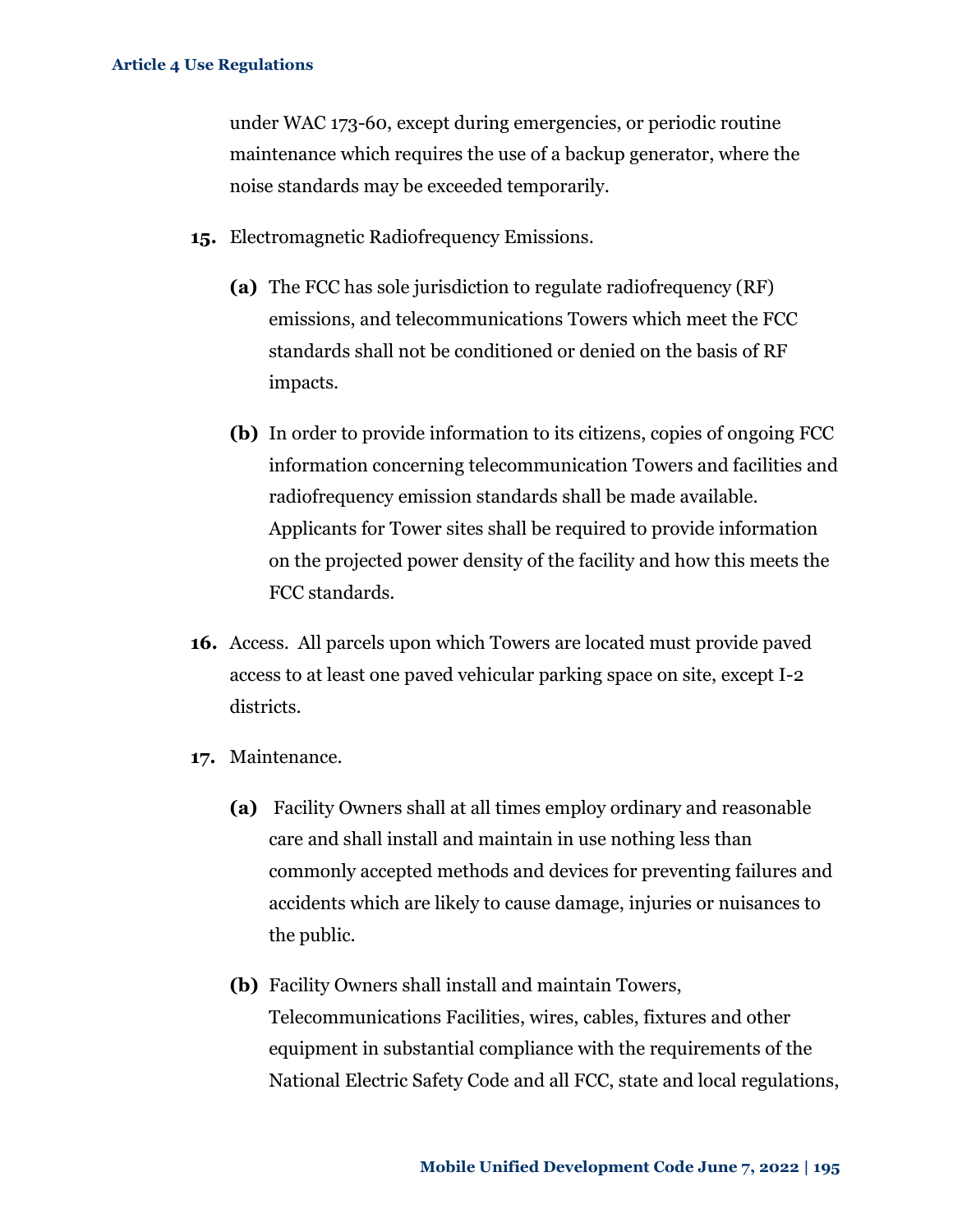under WAC 173-60, except during emergencies, or periodic routine maintenance which requires the use of a backup generator, where the noise standards may be exceeded temporarily.

**15.** Electromagnetic Radiofrequency Emissions.

**(a)** The FCC has sole jurisdiction to regulate radiofrequency (RF) emissions, and telecommunications Towers which meet the FCC standards shall not be conditioned or denied on the basis of RF impacts.

**(b)** In order to provide information to its citizens, copies of ongoing FCC information concerning telecommunication Towers and facilities and radiofrequency emission standards shall be made available. Applicants for Tower sites shall be required to provide information on the projected power density of the facility and how this meets the FCC standards.

**16.** Access. All parcels upon which Towers are located must provide paved access to at least one paved vehicular parking space on site, except I-2 districts.

**17.** Maintenance.

**(a)** Facility Owners shall at all times employ ordinary and reasonable care and shall install and maintain in use nothing less than commonly accepted methods and devices for preventing failures and accidents which are likely to cause damage, injuries or nuisances to the public.

**(b)** Facility Owners shall install and maintain Towers, Telecommunications Facilities, wires, cables, fixtures and other equipment in substantial compliance with the requirements of the National Electric Safety Code and all FCC, state and local regulations,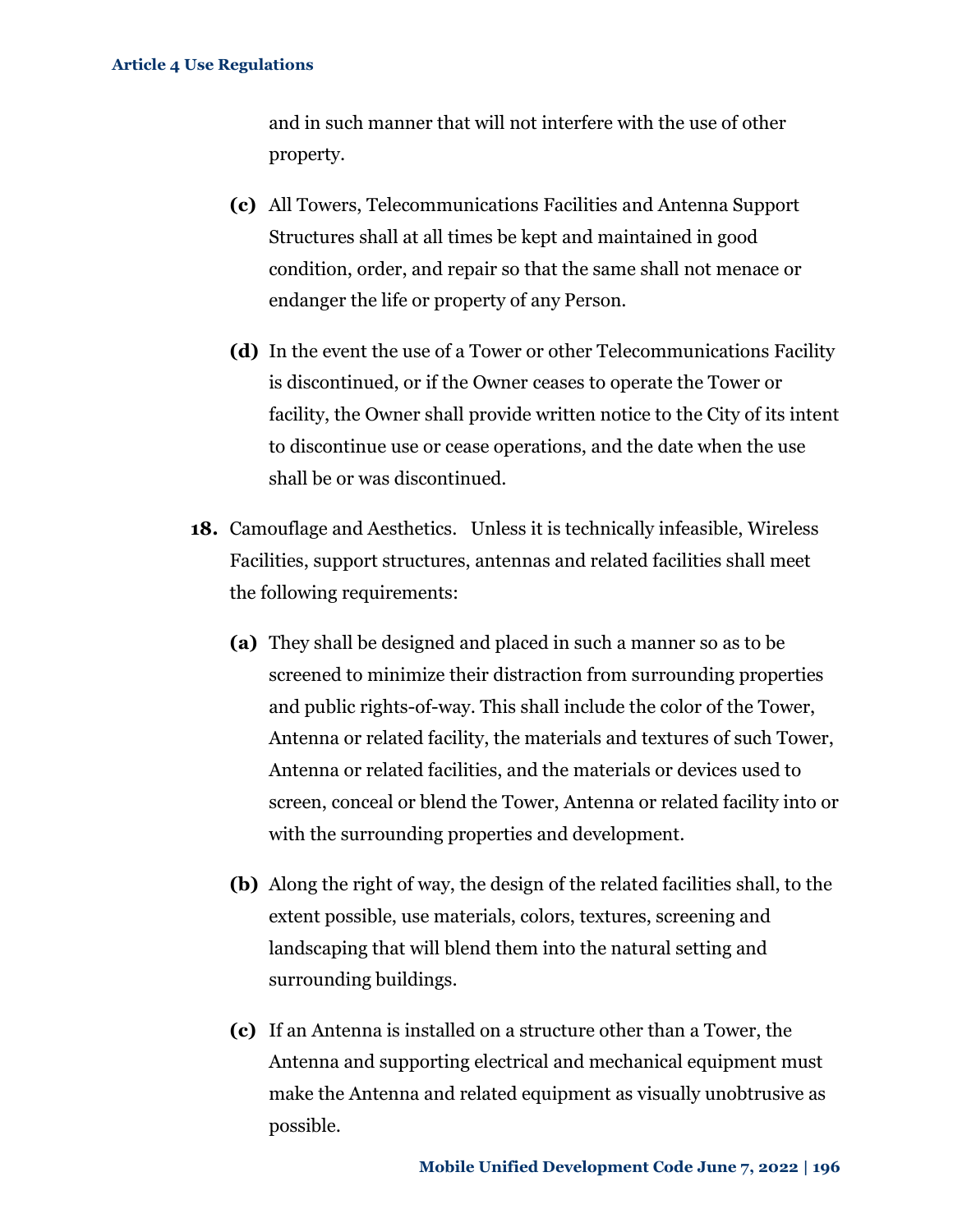and in such manner that will not interfere with the use of other property.

**(c)** All Towers, Telecommunications Facilities and Antenna Support Structures shall at all times be kept and maintained in good condition, order, and repair so that the same shall not menace or endanger the life or property of any Person.

**(d)** In the event the use of a Tower or other Telecommunications Facility is discontinued, or if the Owner ceases to operate the Tower or facility, the Owner shall provide written notice to the City of its intent to discontinue use or cease operations, and the date when the use shall be or was discontinued.

**18.** Camouflage and Aesthetics. Unless it is technically infeasible, Wireless Facilities, support structures, antennas and related facilities shall meet the following requirements:

**(a)** They shall be designed and placed in such a manner so as to be screened to minimize their distraction from surrounding properties and public rights-of-way. This shall include the color of the Tower, Antenna or related facility, the materials and textures of such Tower, Antenna or related facilities, and the materials or devices used to screen, conceal or blend the Tower, Antenna or related facility into or with the surrounding properties and development.

**(b)** Along the right of way, the design of the related facilities shall, to the extent possible, use materials, colors, textures, screening and landscaping that will blend them into the natural setting and surrounding buildings.

**(c)** If an Antenna is installed on a structure other than a Tower, the Antenna and supporting electrical and mechanical equipment must make the Antenna and related equipment as visually unobtrusive as possible.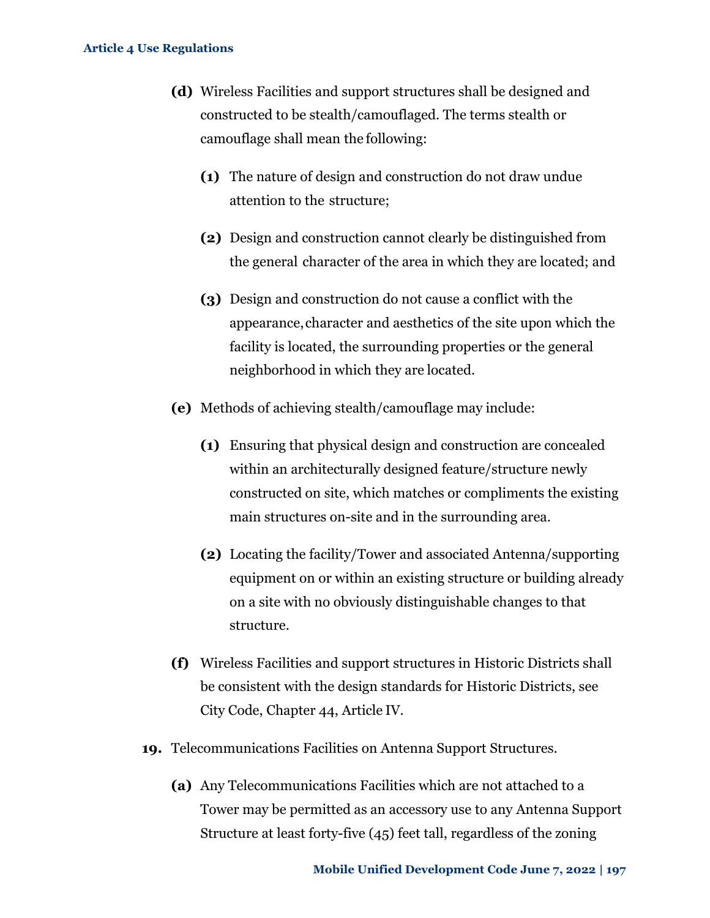**(d)** Wireless Facilities and support structures shall be designed and constructed to be stealth/camouflaged. The terms stealth or camouflage shall mean the following:

**(1)** The nature of design and construction do not draw undue attention to the structure;

**(2)** Design and construction cannot clearly be distinguished from the general character of the area in which they are located; and

**(3)** Design and construction do not cause a conflict with the appearance, character and aesthetics of the site upon which the facility is located, the surrounding properties or the general neighborhood in which they are located.

**(e)** Methods of achieving stealth/camouflage may include:

**(1)** Ensuring that physical design and construction are concealed within an architecturally designed feature/structure newly constructed on site, which matches or compliments the existing main structures on-site and in the surrounding area.

**(2)** Locating the facility/Tower and associated Antenna/supporting equipment on or within an existing structure or building already on a site with no obviously distinguishable changes to that structure.

**(f)** Wireless Facilities and support structures in Historic Districts shall be consistent with the design standards for Historic Districts, see City Code, Chapter 44, Article IV.

**19.** Telecommunications Facilities on Antenna Support Structures.

**(a)** Any Telecommunications Facilities which are not attached to a Tower may be permitted as an accessory use to any Antenna Support Structure at least forty-five (45) feet tall, regardless of the zoning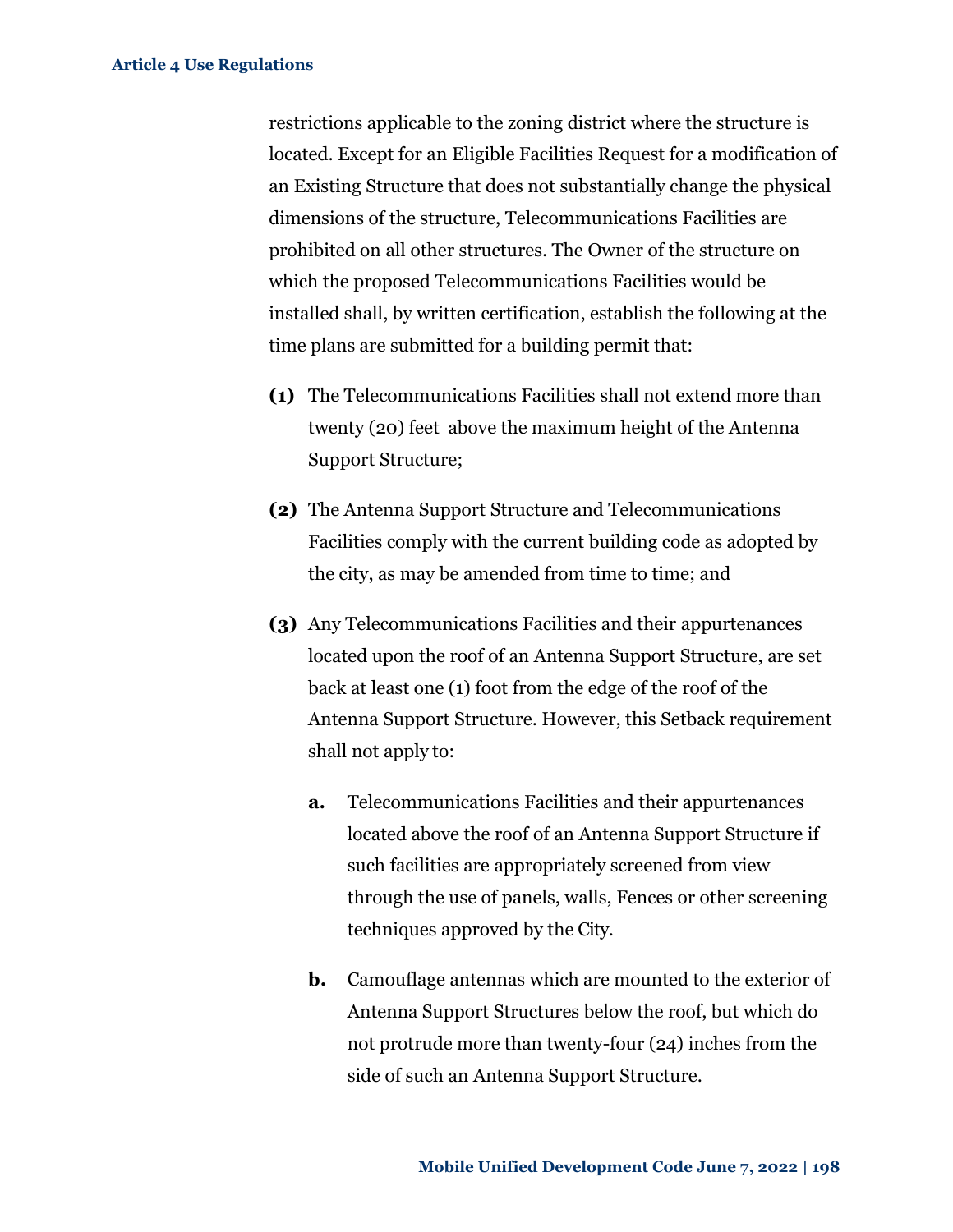restrictions applicable to the zoning district where the structure is located. Except for an Eligible Facilities Request for a modification of an Existing Structure that does not substantially change the physical dimensions of the structure, Telecommunications Facilities are prohibited on all other structures. The Owner of the structure on which the proposed Telecommunications Facilities would be installed shall, by written certification, establish the following at the time plans are submitted for a building permit that:

**(1)** The Telecommunications Facilities shall not extend more than twenty (20) feet above the maximum height of the Antenna Support Structure;

**(2)** The Antenna Support Structure and Telecommunications Facilities comply with the current building code as adopted by the city, as may be amended from time to time; and

**(3)** Any Telecommunications Facilities and their appurtenances located upon the roof of an Antenna Support Structure, are set back at least one (1) foot from the edge of the roof of the Antenna Support Structure. However, this Setback requirement shall not apply to:

**a.** Telecommunications Facilities and their appurtenances located above the roof of an Antenna Support Structure if such facilities are appropriately screened from view through the use of panels, walls, Fences or other screening techniques approved by the City.

**b.** Camouflage antennas which are mounted to the exterior of Antenna Support Structures below the roof, but which do not protrude more than twenty-four (24) inches from the side of such an Antenna Support Structure.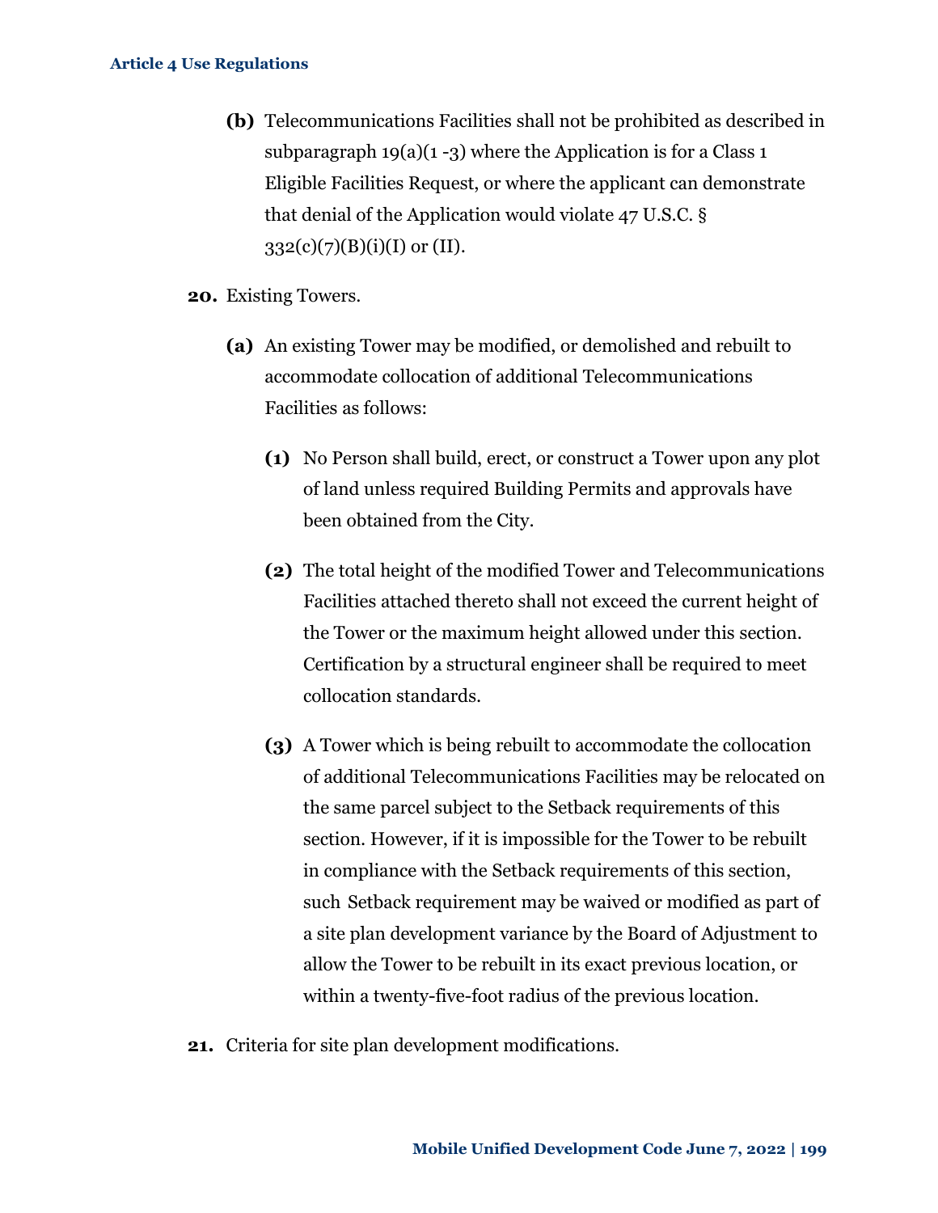**(b)** Telecommunications Facilities shall not be prohibited as described in subparagraph 19(a)(1 -3) where the Application is for a Class 1 Eligible Facilities Request, or where the applicant can demonstrate that denial of the Application would violate 47 U.S.C. § 332(c)(7)(B)(i)(I) or (II).

**20.** Existing Towers.

**(a)** An existing Tower may be modified, or demolished and rebuilt to accommodate collocation of additional Telecommunications Facilities as follows:

**(1)** No Person shall build, erect, or construct a Tower upon any plot of land unless required Building Permits and approvals have been obtained from the City.

**(2)** The total height of the modified Tower and Telecommunications Facilities attached thereto shall not exceed the current height of the Tower or the maximum height allowed under this section. Certification by a structural engineer shall be required to meet collocation standards.

**(3)** A Tower which is being rebuilt to accommodate the collocation of additional Telecommunications Facilities may be relocated on the same parcel subject to the Setback requirements of this section. However, if it is impossible for the Tower to be rebuilt in compliance with the Setback requirements of this section, such Setback requirement may be waived or modified as part of a site plan development variance by the Board of Adjustment to allow the Tower to be rebuilt in its exact previous location, or within a twenty-five-foot radius of the previous location.

**21.** Criteria for site plan development modifications.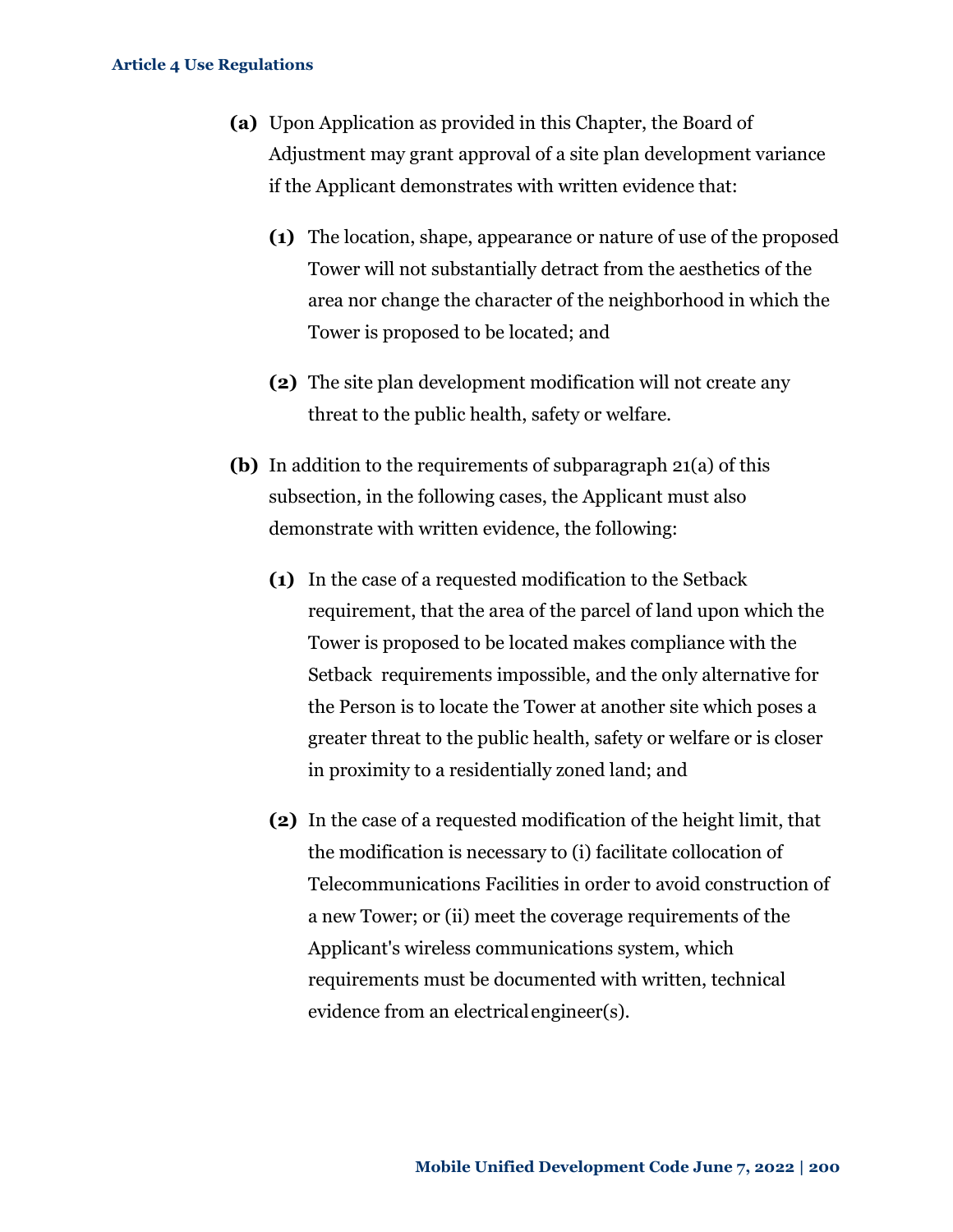**(a)** Upon Application as provided in this Chapter, the Board of Adjustment may grant approval of a site plan development variance if the Applicant demonstrates with written evidence that:

   **(1)** The location, shape, appearance or nature of use of the proposed Tower will not substantially detract from the aesthetics of the area nor change the character of the neighborhood in which the Tower is proposed to be located; and

   **(2)** The site plan development modification will not create any threat to the public health, safety or welfare.

**(b)** In addition to the requirements of subparagraph 21(a) of this subsection, in the following cases, the Applicant must also demonstrate with written evidence, the following:

   **(1)** In the case of a requested modification to the Setback requirement, that the area of the parcel of land upon which the Tower is proposed to be located makes compliance with the Setback requirements impossible, and the only alternative for the Person is to locate the Tower at another site which poses a greater threat to the public health, safety or welfare or is closer in proximity to a residentially zoned land; and

   **(2)** In the case of a requested modification of the height limit, that the modification is necessary to (i) facilitate collocation of Telecommunications Facilities in order to avoid construction of a new Tower; or (ii) meet the coverage requirements of the Applicant's wireless communications system, which requirements must be documented with written, technical evidence from an electrical engineer(s).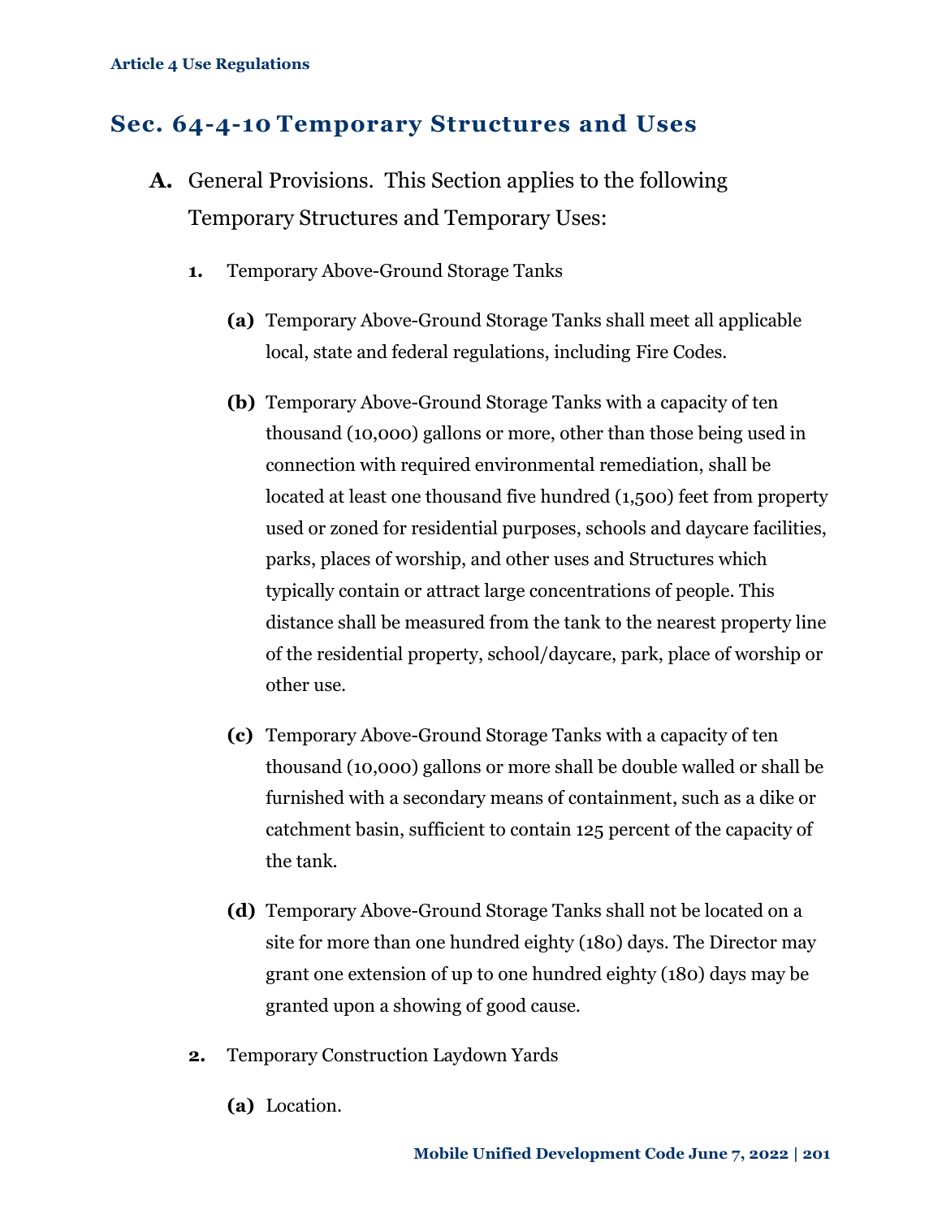## Sec. 64-4-10 Temporary Structures and Uses

**A.** General Provisions. This Section applies to the following Temporary Structures and Temporary Uses:

**1.** Temporary Above-Ground Storage Tanks

**(a)** Temporary Above-Ground Storage Tanks shall meet all applicable local, state and federal regulations, including Fire Codes.

**(b)** Temporary Above-Ground Storage Tanks with a capacity of ten thousand (10,000) gallons or more, other than those being used in connection with required environmental remediation, shall be located at least one thousand five hundred (1,500) feet from property used or zoned for residential purposes, schools and daycare facilities, parks, places of worship, and other uses and Structures which typically contain or attract large concentrations of people. This distance shall be measured from the tank to the nearest property line of the residential property, school/daycare, park, place of worship or other use.

**(c)** Temporary Above-Ground Storage Tanks with a capacity of ten thousand (10,000) gallons or more shall be double walled or shall be furnished with a secondary means of containment, such as a dike or catchment basin, sufficient to contain 125 percent of the capacity of the tank.

**(d)** Temporary Above-Ground Storage Tanks shall not be located on a site for more than one hundred eighty (180) days. The Director may grant one extension of up to one hundred eighty (180) days may be granted upon a showing of good cause.

**2.** Temporary Construction Laydown Yards

**(a)** Location.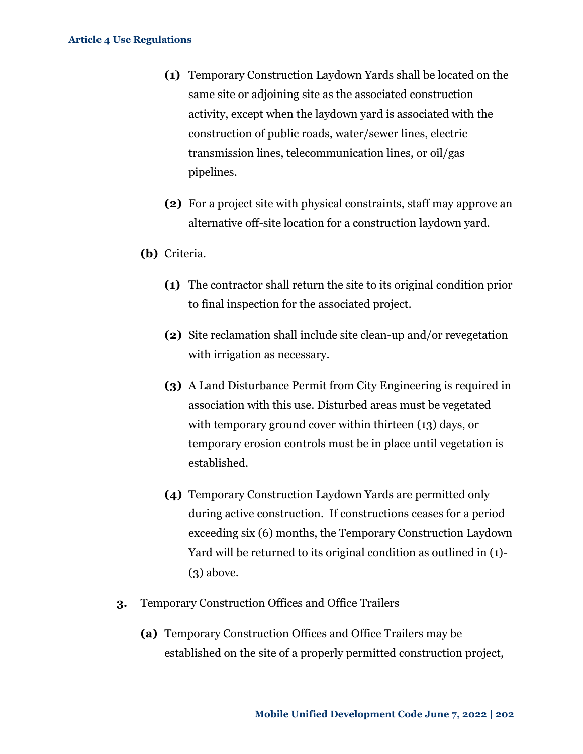**(1)** Temporary Construction Laydown Yards shall be located on the same site or adjoining site as the associated construction activity, except when the laydown yard is associated with the construction of public roads, water/sewer lines, electric transmission lines, telecommunication lines, or oil/gas pipelines.

**(2)** For a project site with physical constraints, staff may approve an alternative off-site location for a construction laydown yard.

**(b)** Criteria.

**(1)** The contractor shall return the site to its original condition prior to final inspection for the associated project.

**(2)** Site reclamation shall include site clean-up and/or revegetation with irrigation as necessary.

**(3)** A Land Disturbance Permit from City Engineering is required in association with this use. Disturbed areas must be vegetated with temporary ground cover within thirteen (13) days, or temporary erosion controls must be in place until vegetation is established.

**(4)** Temporary Construction Laydown Yards are permitted only during active construction. If constructions ceases for a period exceeding six (6) months, the Temporary Construction Laydown Yard will be returned to its original condition as outlined in (1)-(3) above.

**3.** Temporary Construction Offices and Office Trailers

**(a)** Temporary Construction Offices and Office Trailers may be established on the site of a properly permitted construction project,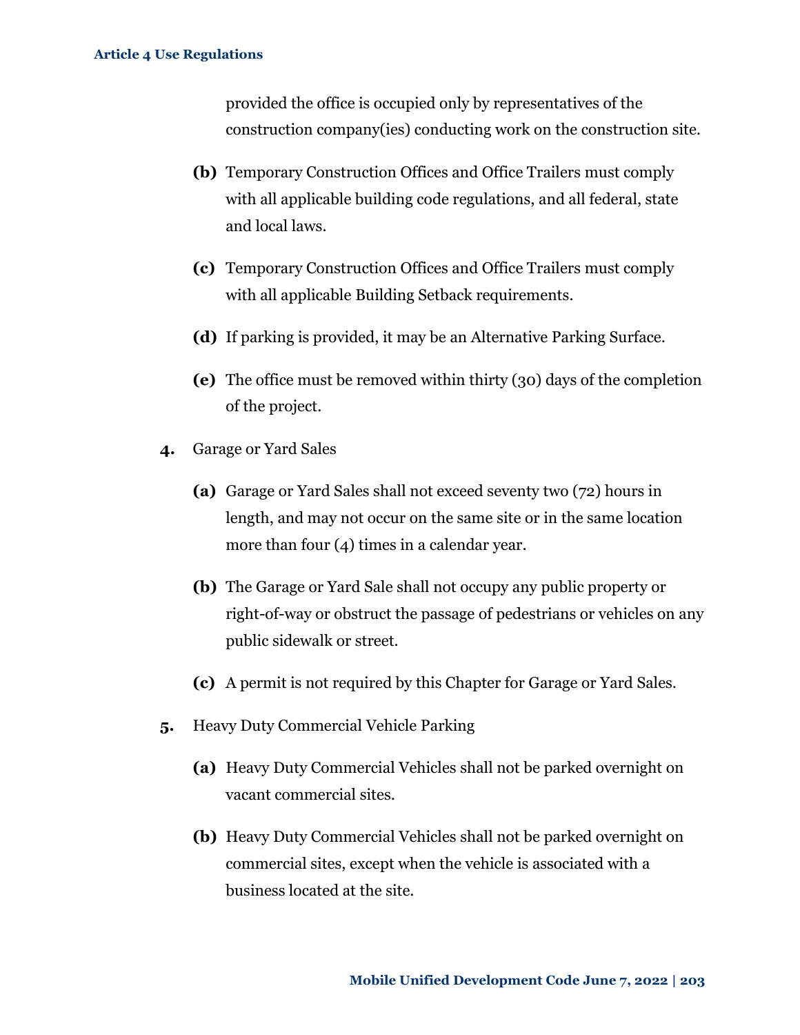provided the office is occupied only by representatives of the construction company(ies) conducting work on the construction site.

**(b)** Temporary Construction Offices and Office Trailers must comply with all applicable building code regulations, and all federal, state and local laws.

**(c)** Temporary Construction Offices and Office Trailers must comply with all applicable Building Setback requirements.

**(d)** If parking is provided, it may be an Alternative Parking Surface.

**(e)** The office must be removed within thirty (30) days of the completion of the project.

**4.** Garage or Yard Sales

**(a)** Garage or Yard Sales shall not exceed seventy two (72) hours in length, and may not occur on the same site or in the same location more than four (4) times in a calendar year.

**(b)** The Garage or Yard Sale shall not occupy any public property or right-of-way or obstruct the passage of pedestrians or vehicles on any public sidewalk or street.

**(c)** A permit is not required by this Chapter for Garage or Yard Sales.

**5.** Heavy Duty Commercial Vehicle Parking

**(a)** Heavy Duty Commercial Vehicles shall not be parked overnight on vacant commercial sites.

**(b)** Heavy Duty Commercial Vehicles shall not be parked overnight on commercial sites, except when the vehicle is associated with a business located at the site.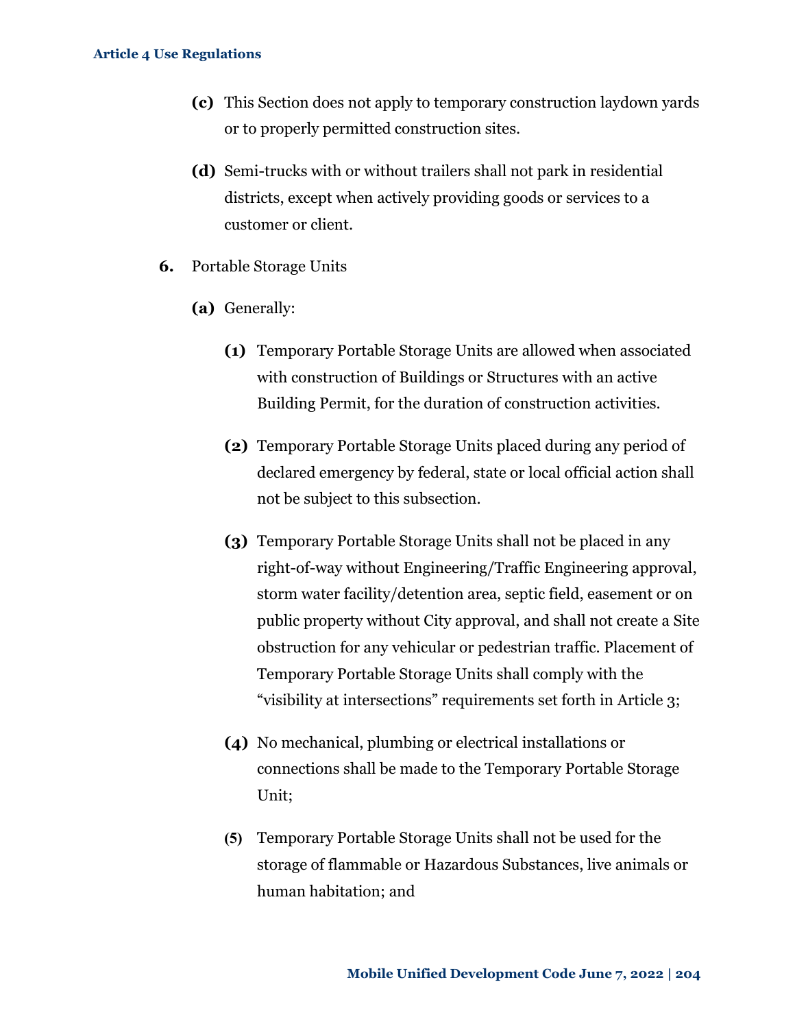**(c)** This Section does not apply to temporary construction laydown yards or to properly permitted construction sites.

**(d)** Semi-trucks with or without trailers shall not park in residential districts, except when actively providing goods or services to a customer or client.

**6.** Portable Storage Units

**(a)** Generally:

**(1)** Temporary Portable Storage Units are allowed when associated with construction of Buildings or Structures with an active Building Permit, for the duration of construction activities.

**(2)** Temporary Portable Storage Units placed during any period of declared emergency by federal, state or local official action shall not be subject to this subsection.

**(3)** Temporary Portable Storage Units shall not be placed in any right-of-way without Engineering/Traffic Engineering approval, storm water facility/detention area, septic field, easement or on public property without City approval, and shall not create a Site obstruction for any vehicular or pedestrian traffic. Placement of Temporary Portable Storage Units shall comply with the "visibility at intersections" requirements set forth in Article 3;

**(4)** No mechanical, plumbing or electrical installations or connections shall be made to the Temporary Portable Storage Unit;

**(5)** Temporary Portable Storage Units shall not be used for the storage of flammable or Hazardous Substances, live animals or human habitation; and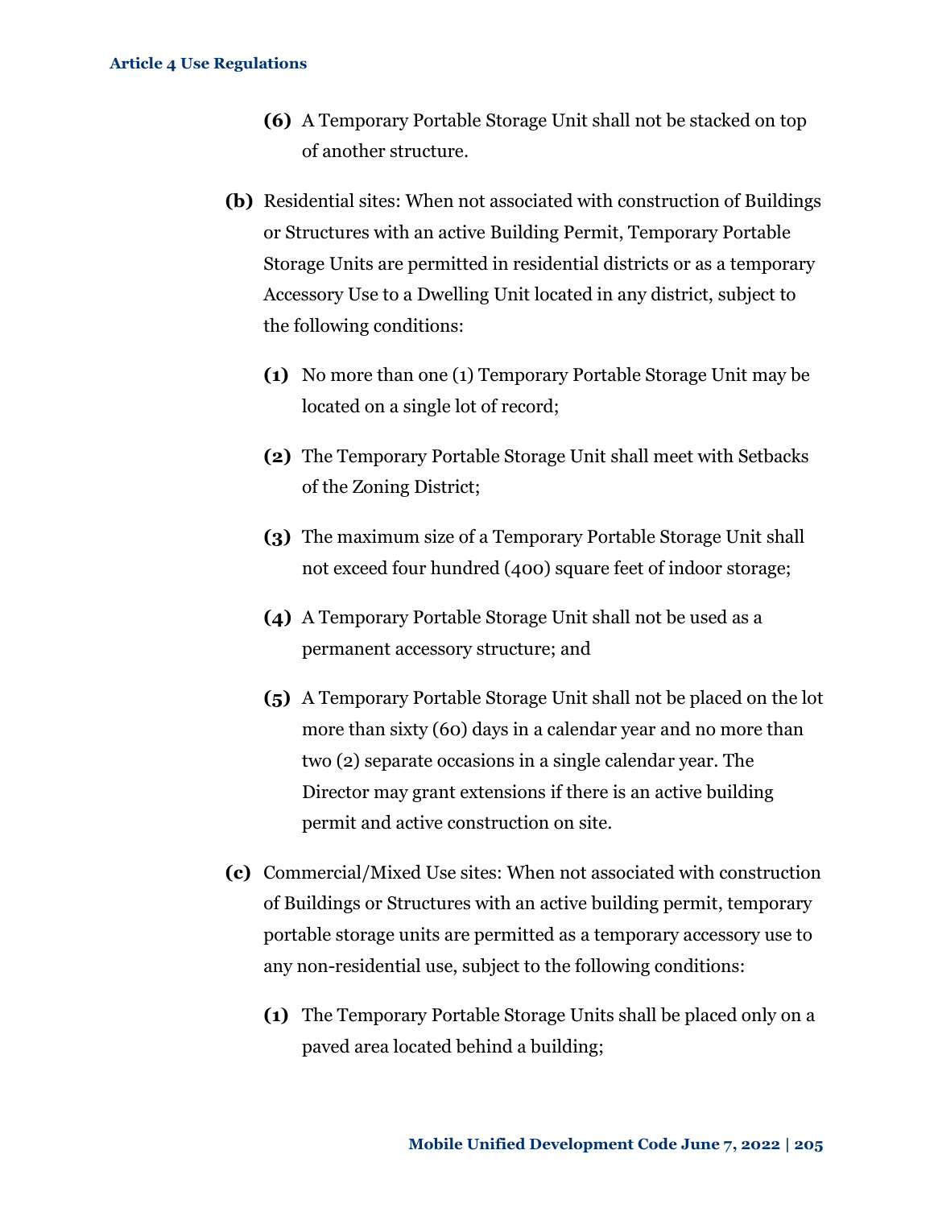**(6)** A Temporary Portable Storage Unit shall not be stacked on top of another structure.

**(b)** Residential sites: When not associated with construction of Buildings or Structures with an active Building Permit, Temporary Portable Storage Units are permitted in residential districts or as a temporary Accessory Use to a Dwelling Unit located in any district, subject to the following conditions:

**(1)** No more than one (1) Temporary Portable Storage Unit may be located on a single lot of record;

**(2)** The Temporary Portable Storage Unit shall meet with Setbacks of the Zoning District;

**(3)** The maximum size of a Temporary Portable Storage Unit shall not exceed four hundred (400) square feet of indoor storage;

**(4)** A Temporary Portable Storage Unit shall not be used as a permanent accessory structure; and

**(5)** A Temporary Portable Storage Unit shall not be placed on the lot more than sixty (60) days in a calendar year and no more than two (2) separate occasions in a single calendar year. The Director may grant extensions if there is an active building permit and active construction on site.

**(c)** Commercial/Mixed Use sites: When not associated with construction of Buildings or Structures with an active building permit, temporary portable storage units are permitted as a temporary accessory use to any non-residential use, subject to the following conditions:

**(1)** The Temporary Portable Storage Units shall be placed only on a paved area located behind a building;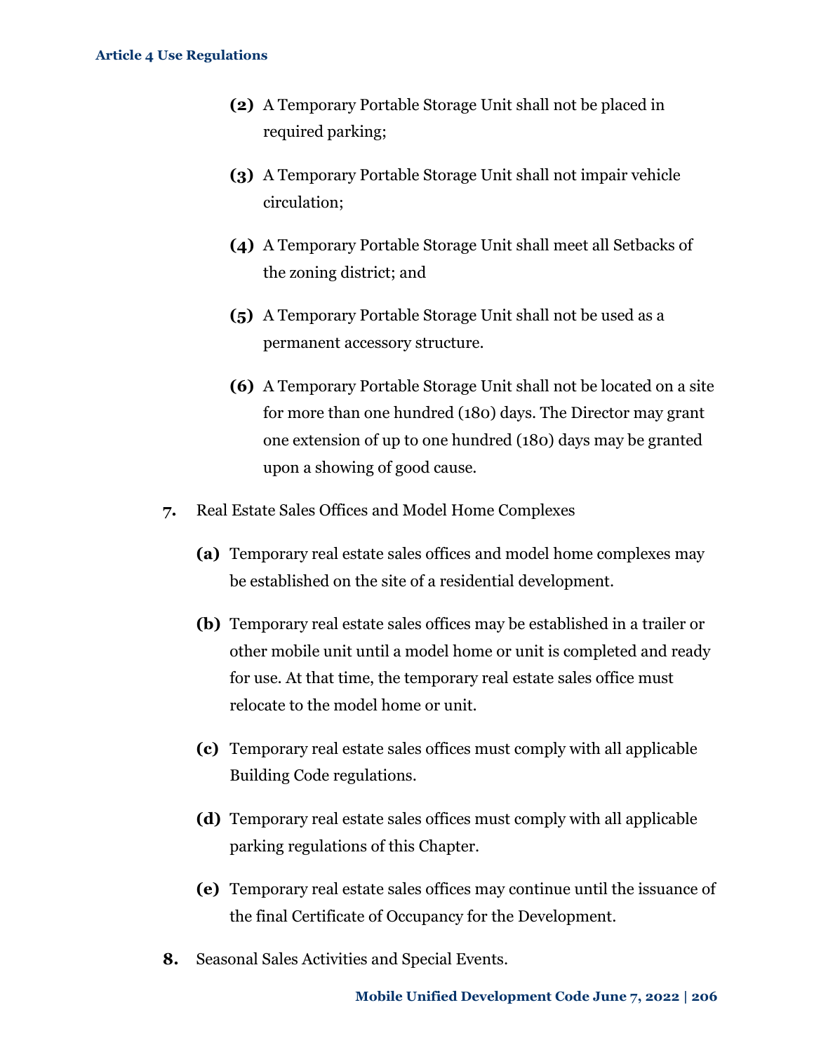(2) A Temporary Portable Storage Unit shall not be placed in required parking;

(3) A Temporary Portable Storage Unit shall not impair vehicle circulation;

(4) A Temporary Portable Storage Unit shall meet all Setbacks of the zoning district; and

(5) A Temporary Portable Storage Unit shall not be used as a permanent accessory structure.

(6) A Temporary Portable Storage Unit shall not be located on a site for more than one hundred (180) days. The Director may grant one extension of up to one hundred (180) days may be granted upon a showing of good cause.

**7.** Real Estate Sales Offices and Model Home Complexes

**(a)** Temporary real estate sales offices and model home complexes may be established on the site of a residential development.

**(b)** Temporary real estate sales offices may be established in a trailer or other mobile unit until a model home or unit is completed and ready for use. At that time, the temporary real estate sales office must relocate to the model home or unit.

**(c)** Temporary real estate sales offices must comply with all applicable Building Code regulations.

**(d)** Temporary real estate sales offices must comply with all applicable parking regulations of this Chapter.

**(e)** Temporary real estate sales offices may continue until the issuance of the final Certificate of Occupancy for the Development.

**8.** Seasonal Sales Activities and Special Events.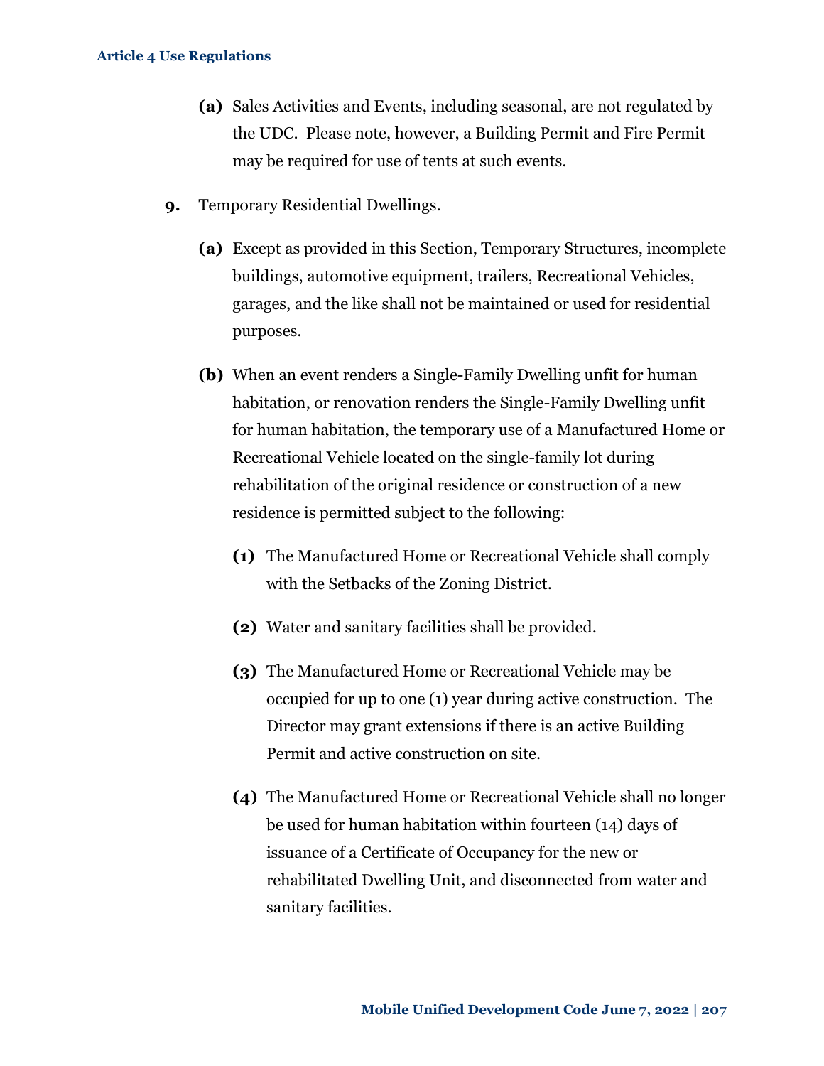**(a)** Sales Activities and Events, including seasonal, are not regulated by the UDC. Please note, however, a Building Permit and Fire Permit may be required for use of tents at such events.

**9.** Temporary Residential Dwellings.

**(a)** Except as provided in this Section, Temporary Structures, incomplete buildings, automotive equipment, trailers, Recreational Vehicles, garages, and the like shall not be maintained or used for residential purposes.

**(b)** When an event renders a Single-Family Dwelling unfit for human habitation, or renovation renders the Single-Family Dwelling unfit for human habitation, the temporary use of a Manufactured Home or Recreational Vehicle located on the single-family lot during rehabilitation of the original residence or construction of a new residence is permitted subject to the following:

**(1)** The Manufactured Home or Recreational Vehicle shall comply with the Setbacks of the Zoning District.

**(2)** Water and sanitary facilities shall be provided.

**(3)** The Manufactured Home or Recreational Vehicle may be occupied for up to one (1) year during active construction. The Director may grant extensions if there is an active Building Permit and active construction on site.

**(4)** The Manufactured Home or Recreational Vehicle shall no longer be used for human habitation within fourteen (14) days of issuance of a Certificate of Occupancy for the new or rehabilitated Dwelling Unit, and disconnected from water and sanitary facilities.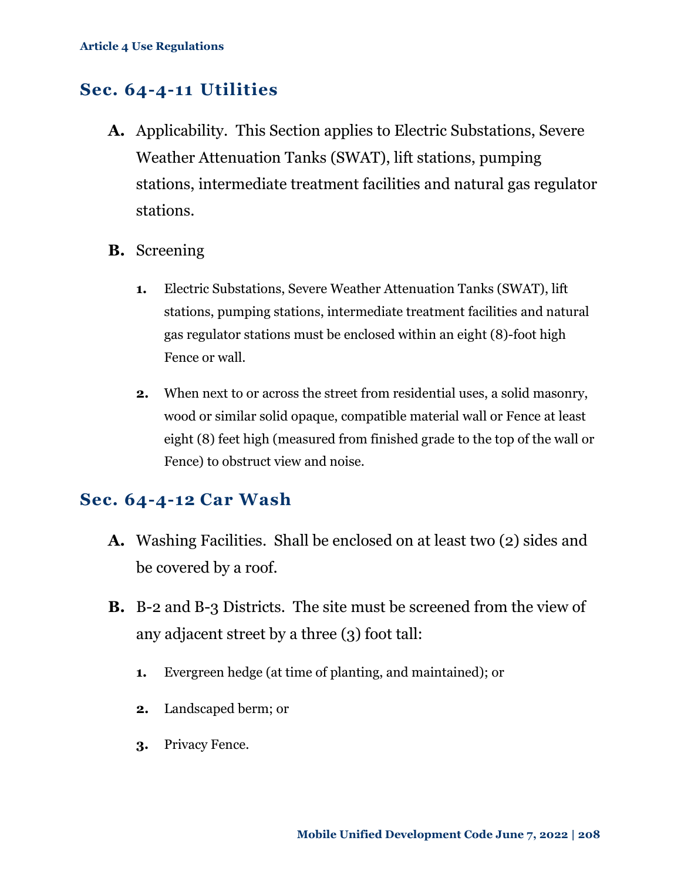## Sec. 64-4-11 Utilities

**A.** Applicability. This Section applies to Electric Substations, Severe Weather Attenuation Tanks (SWAT), lift stations, pumping stations, intermediate treatment facilities and natural gas regulator stations.

**B.** Screening

**1.** Electric Substations, Severe Weather Attenuation Tanks (SWAT), lift stations, pumping stations, intermediate treatment facilities and natural gas regulator stations must be enclosed within an eight (8)-foot high Fence or wall.

**2.** When next to or across the street from residential uses, a solid masonry, wood or similar solid opaque, compatible material wall or Fence at least eight (8) feet high (measured from finished grade to the top of the wall or Fence) to obstruct view and noise.

## Sec. 64-4-12 Car Wash

**A.** Washing Facilities. Shall be enclosed on at least two (2) sides and be covered by a roof.

**B.** B-2 and B-3 Districts. The site must be screened from the view of any adjacent street by a three (3) foot tall:

**1.** Evergreen hedge (at time of planting, and maintained); or

**2.** Landscaped berm; or

**3.** Privacy Fence.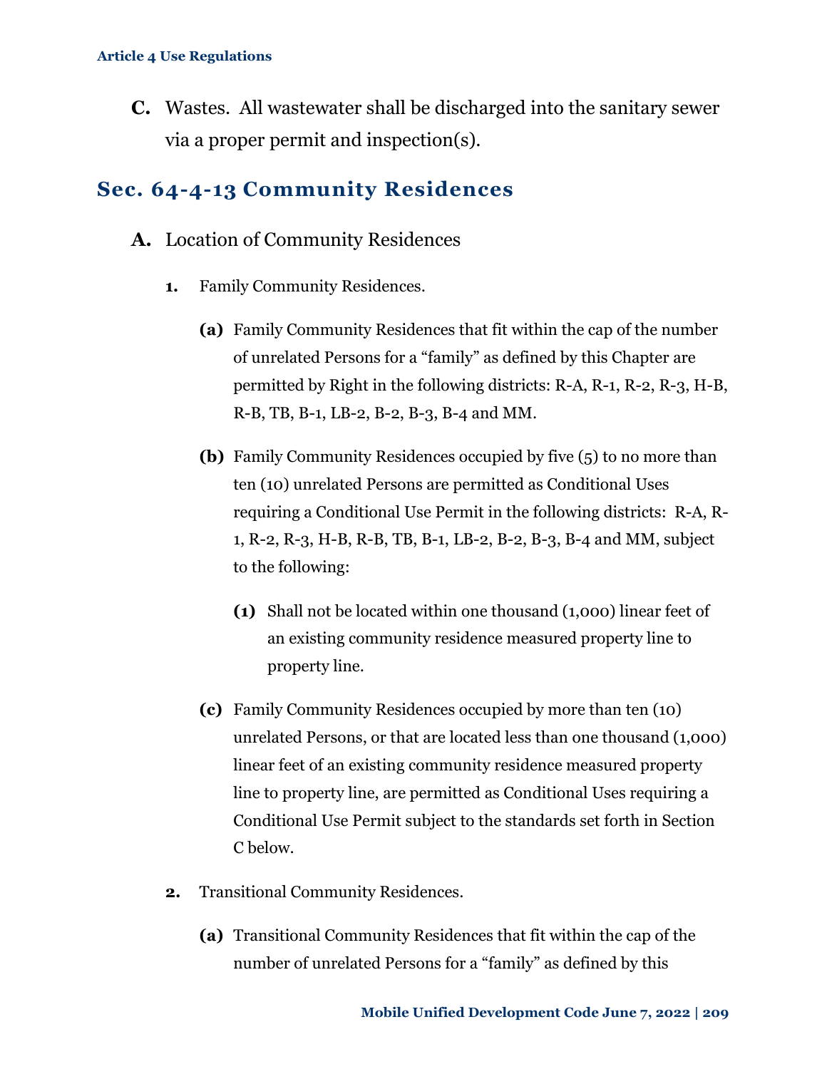**C.** Wastes. All wastewater shall be discharged into the sanitary sewer via a proper permit and inspection(s).

## Sec. 64-4-13 Community Residences

**A.** Location of Community Residences

**1.** Family Community Residences.

**(a)** Family Community Residences that fit within the cap of the number of unrelated Persons for a "family" as defined by this Chapter are permitted by Right in the following districts: R-A, R-1, R-2, R-3, H-B, R-B, TB, B-1, LB-2, B-2, B-3, B-4 and MM.

**(b)** Family Community Residences occupied by five (5) to no more than ten (10) unrelated Persons are permitted as Conditional Uses requiring a Conditional Use Permit in the following districts: R-A, R-1, R-2, R-3, H-B, R-B, TB, B-1, LB-2, B-2, B-3, B-4 and MM, subject to the following:

**(1)** Shall not be located within one thousand (1,000) linear feet of an existing community residence measured property line to property line.

**(c)** Family Community Residences occupied by more than ten (10) unrelated Persons, or that are located less than one thousand (1,000) linear feet of an existing community residence measured property line to property line, are permitted as Conditional Uses requiring a Conditional Use Permit subject to the standards set forth in Section C below.

**2.** Transitional Community Residences.

**(a)** Transitional Community Residences that fit within the cap of the number of unrelated Persons for a "family" as defined by this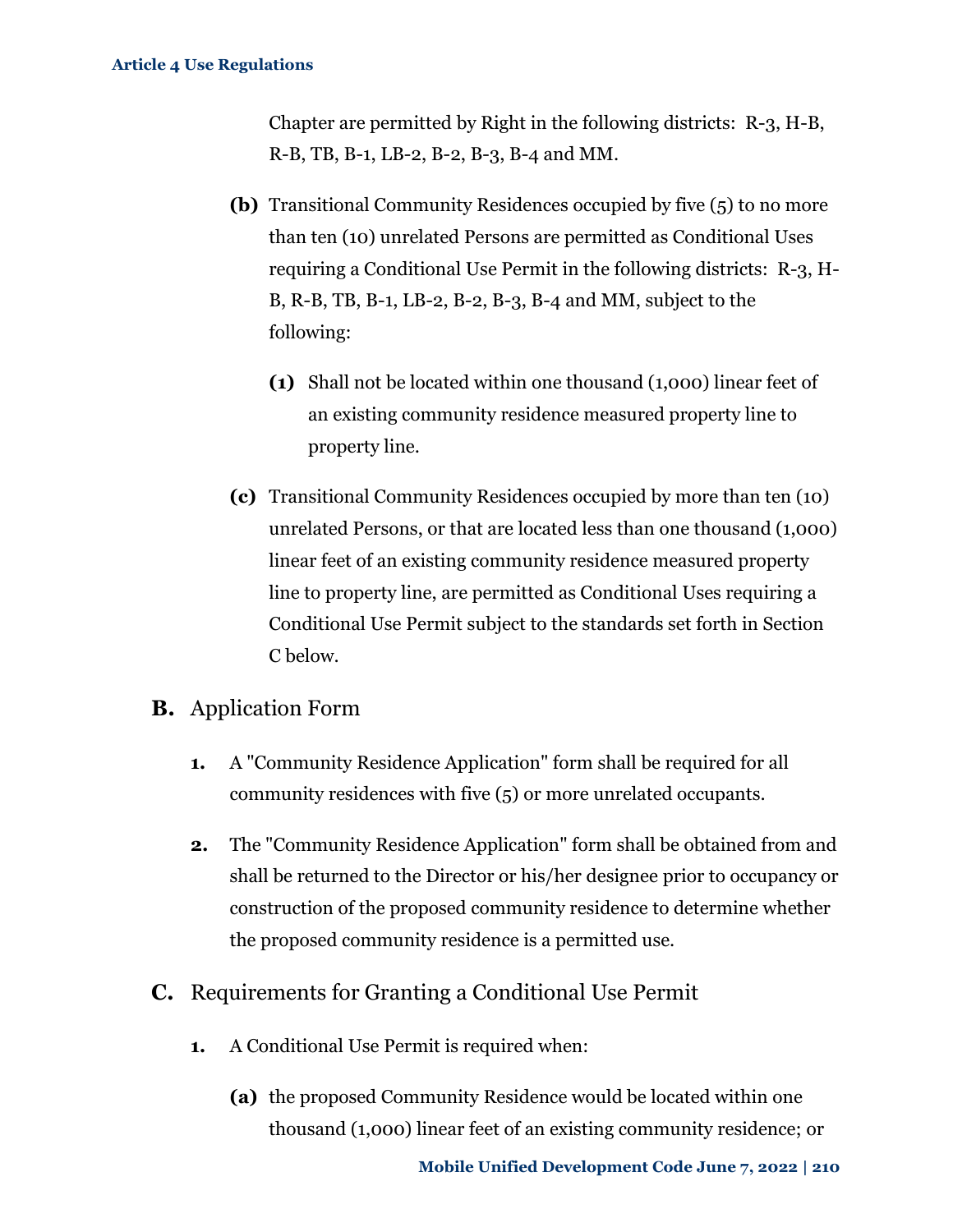Chapter are permitted by Right in the following districts: R-3, H-B, R-B, TB, B-1, LB-2, B-2, B-3, B-4 and MM.

**(b)** Transitional Community Residences occupied by five (5) to no more than ten (10) unrelated Persons are permitted as Conditional Uses requiring a Conditional Use Permit in the following districts: R-3, H-B, R-B, TB, B-1, LB-2, B-2, B-3, B-4 and MM, subject to the following:

**(1)** Shall not be located within one thousand (1,000) linear feet of an existing community residence measured property line to property line.

**(c)** Transitional Community Residences occupied by more than ten (10) unrelated Persons, or that are located less than one thousand (1,000) linear feet of an existing community residence measured property line to property line, are permitted as Conditional Uses requiring a Conditional Use Permit subject to the standards set forth in Section C below.

## B. Application Form

**1.** A "Community Residence Application" form shall be required for all community residences with five (5) or more unrelated occupants.

**2.** The "Community Residence Application" form shall be obtained from and shall be returned to the Director or his/her designee prior to occupancy or construction of the proposed community residence to determine whether the proposed community residence is a permitted use.

## C. Requirements for Granting a Conditional Use Permit

**1.** A Conditional Use Permit is required when:

**(a)** the proposed Community Residence would be located within one thousand (1,000) linear feet of an existing community residence; or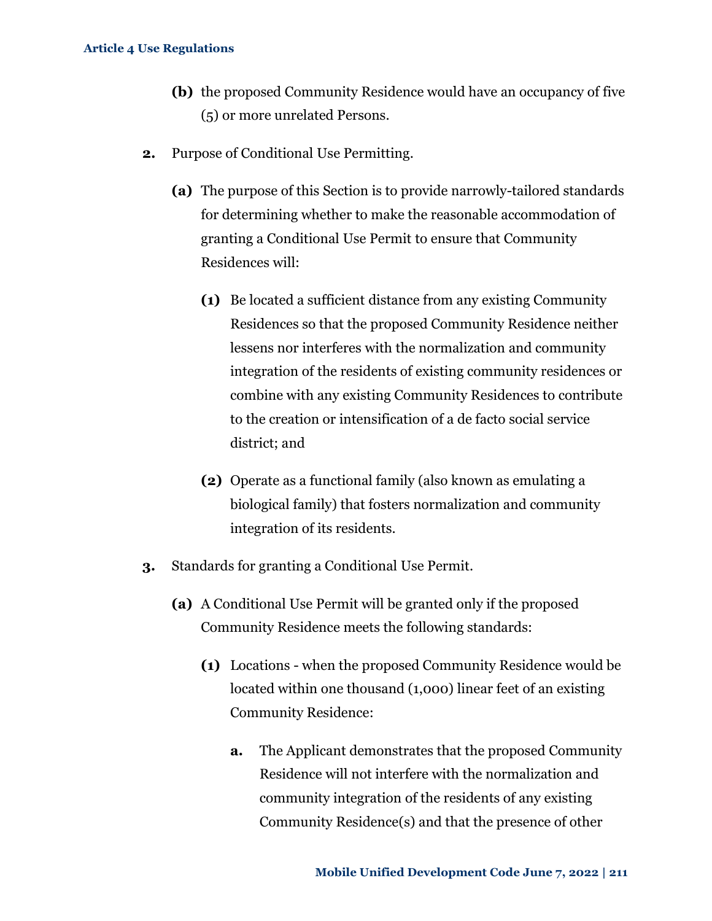**(b)** the proposed Community Residence would have an occupancy of five (5) or more unrelated Persons.

**2.** Purpose of Conditional Use Permitting.

**(a)** The purpose of this Section is to provide narrowly-tailored standards for determining whether to make the reasonable accommodation of granting a Conditional Use Permit to ensure that Community Residences will:

**(1)** Be located a sufficient distance from any existing Community Residences so that the proposed Community Residence neither lessens nor interferes with the normalization and community integration of the residents of existing community residences or combine with any existing Community Residences to contribute to the creation or intensification of a de facto social service district; and

**(2)** Operate as a functional family (also known as emulating a biological family) that fosters normalization and community integration of its residents.

**3.** Standards for granting a Conditional Use Permit.

**(a)** A Conditional Use Permit will be granted only if the proposed Community Residence meets the following standards:

**(1)** Locations - when the proposed Community Residence would be located within one thousand (1,000) linear feet of an existing Community Residence:

**a.** The Applicant demonstrates that the proposed Community Residence will not interfere with the normalization and community integration of the residents of any existing Community Residence(s) and that the presence of other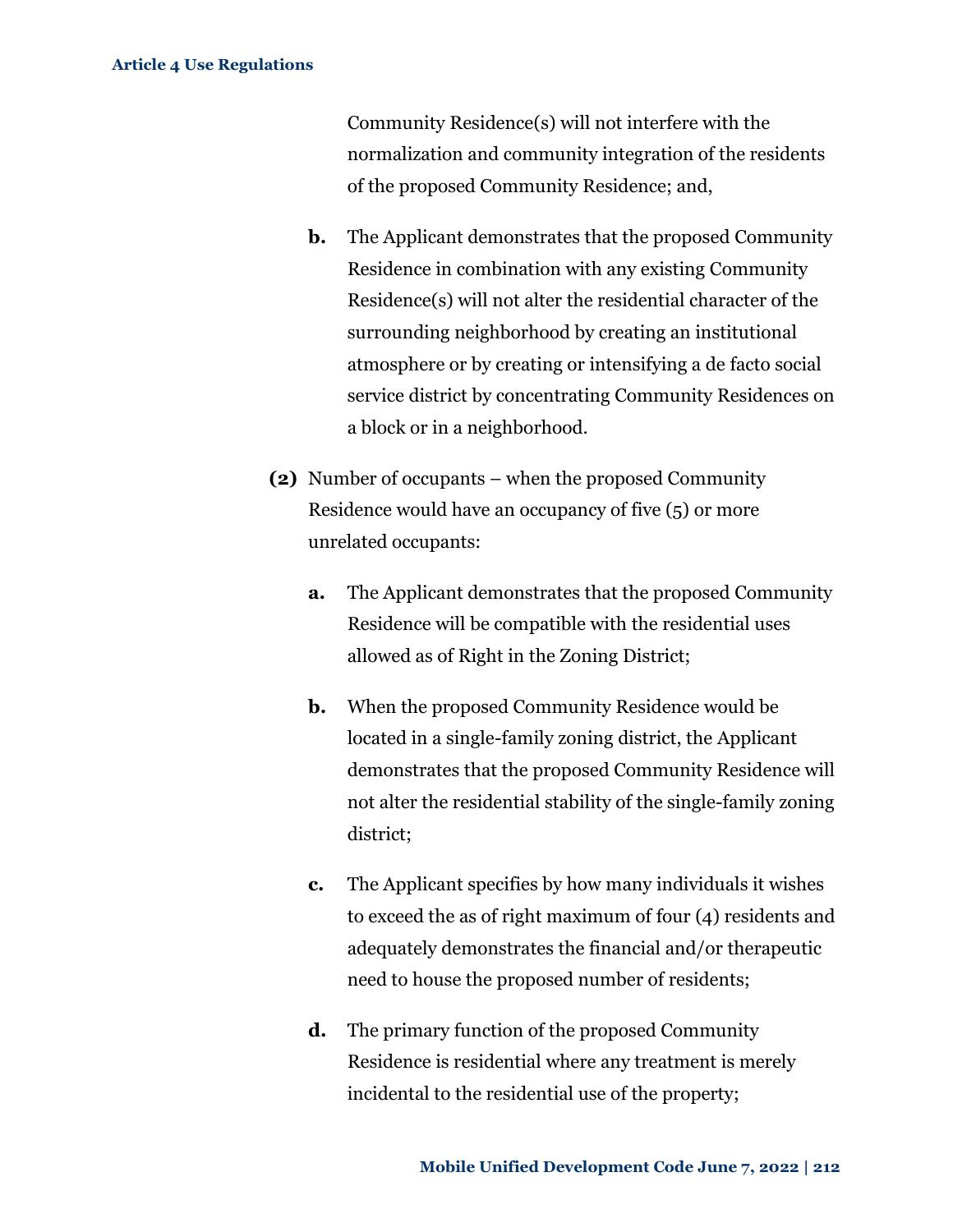Community Residence(s) will not interfere with the normalization and community integration of the residents of the proposed Community Residence; and,

**b.** The Applicant demonstrates that the proposed Community Residence in combination with any existing Community Residence(s) will not alter the residential character of the surrounding neighborhood by creating an institutional atmosphere or by creating or intensifying a de facto social service district by concentrating Community Residences on a block or in a neighborhood.

**(2)** Number of occupants – when the proposed Community Residence would have an occupancy of five (5) or more unrelated occupants:

**a.** The Applicant demonstrates that the proposed Community Residence will be compatible with the residential uses allowed as of Right in the Zoning District;

**b.** When the proposed Community Residence would be located in a single-family zoning district, the Applicant demonstrates that the proposed Community Residence will not alter the residential stability of the single-family zoning district;

**c.** The Applicant specifies by how many individuals it wishes to exceed the as of right maximum of four (4) residents and adequately demonstrates the financial and/or therapeutic need to house the proposed number of residents;

**d.** The primary function of the proposed Community Residence is residential where any treatment is merely incidental to the residential use of the property;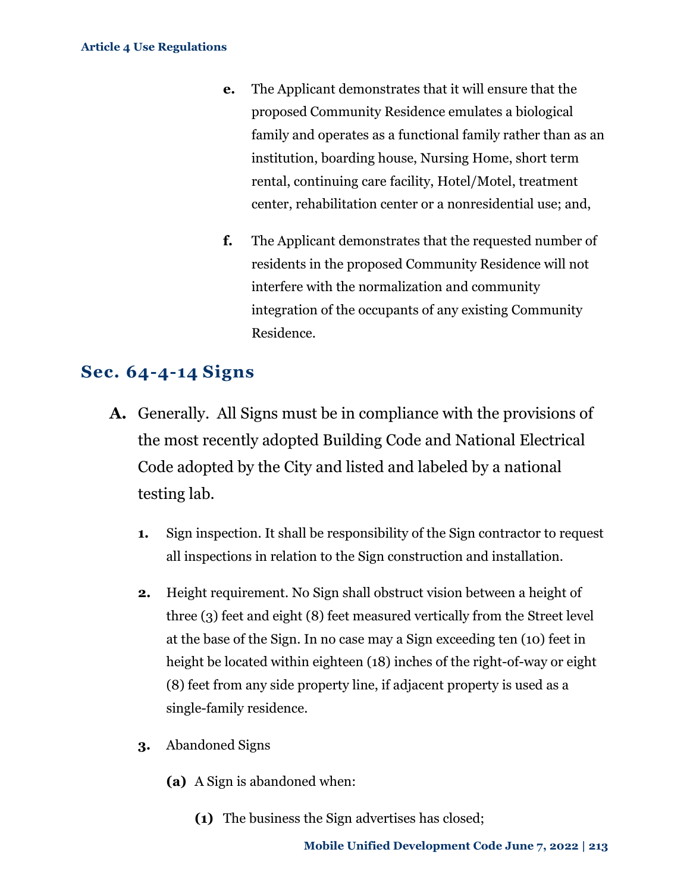e. The Applicant demonstrates that it will ensure that the proposed Community Residence emulates a biological family and operates as a functional family rather than as an institution, boarding house, Nursing Home, short term rental, continuing care facility, Hotel/Motel, treatment center, rehabilitation center or a nonresidential use; and,

f. The Applicant demonstrates that the requested number of residents in the proposed Community Residence will not interfere with the normalization and community integration of the occupants of any existing Community Residence.

## Sec. 64-4-14 Signs

**A.** Generally. All Signs must be in compliance with the provisions of the most recently adopted Building Code and National Electrical Code adopted by the City and listed and labeled by a national testing lab.

1. Sign inspection. It shall be responsibility of the Sign contractor to request all inspections in relation to the Sign construction and installation.

2. Height requirement. No Sign shall obstruct vision between a height of three (3) feet and eight (8) feet measured vertically from the Street level at the base of the Sign. In no case may a Sign exceeding ten (10) feet in height be located within eighteen (18) inches of the right-of-way or eight (8) feet from any side property line, if adjacent property is used as a single-family residence.

3. Abandoned Signs

   **(a)** A Sign is abandoned when:

   **(1)** The business the Sign advertises has closed;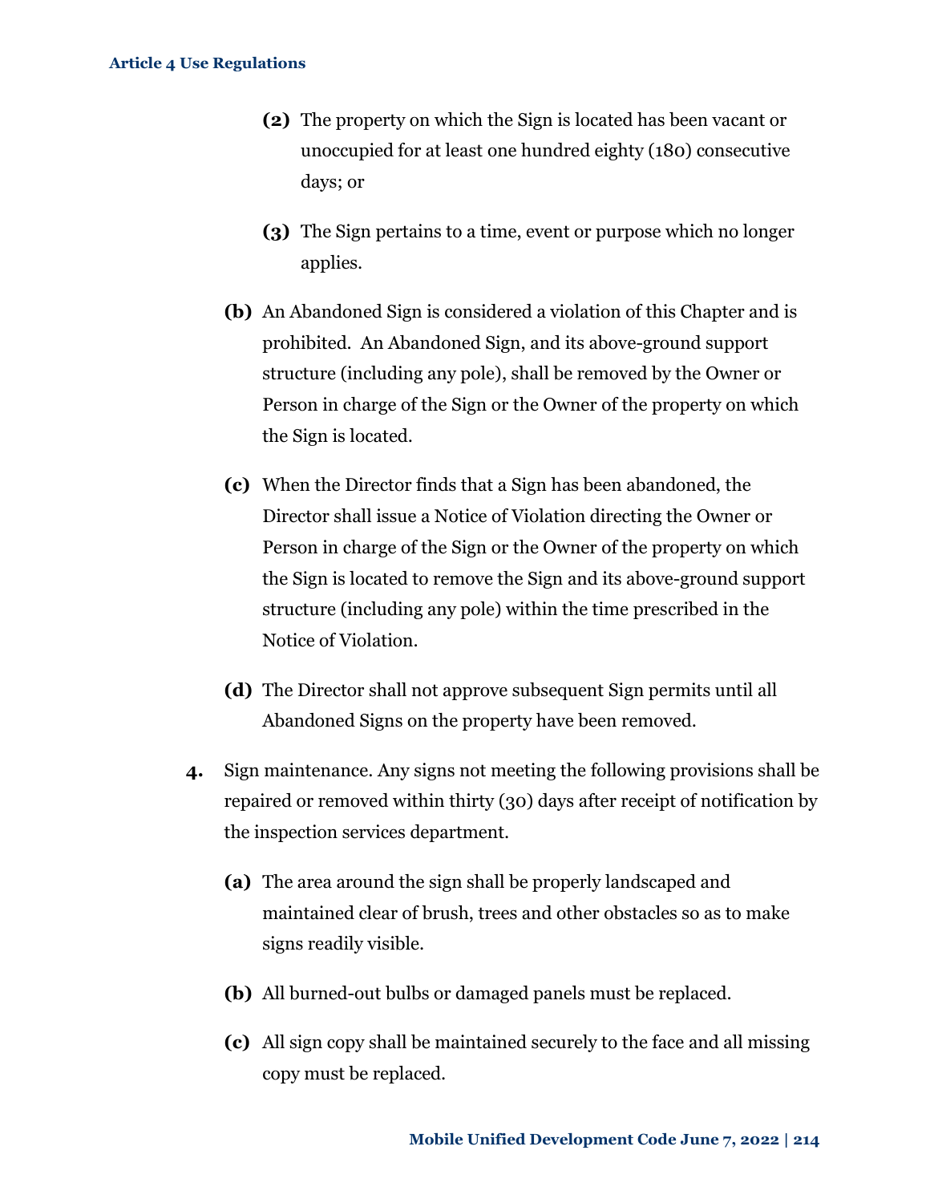**(2)** The property on which the Sign is located has been vacant or unoccupied for at least one hundred eighty (180) consecutive days; or

**(3)** The Sign pertains to a time, event or purpose which no longer applies.

**(b)** An Abandoned Sign is considered a violation of this Chapter and is prohibited. An Abandoned Sign, and its above-ground support structure (including any pole), shall be removed by the Owner or Person in charge of the Sign or the Owner of the property on which the Sign is located.

**(c)** When the Director finds that a Sign has been abandoned, the Director shall issue a Notice of Violation directing the Owner or Person in charge of the Sign or the Owner of the property on which the Sign is located to remove the Sign and its above-ground support structure (including any pole) within the time prescribed in the Notice of Violation.

**(d)** The Director shall not approve subsequent Sign permits until all Abandoned Signs on the property have been removed.

**4.** Sign maintenance. Any signs not meeting the following provisions shall be repaired or removed within thirty (30) days after receipt of notification by the inspection services department.

**(a)** The area around the sign shall be properly landscaped and maintained clear of brush, trees and other obstacles so as to make signs readily visible.

**(b)** All burned-out bulbs or damaged panels must be replaced.

**(c)** All sign copy shall be maintained securely to the face and all missing copy must be replaced.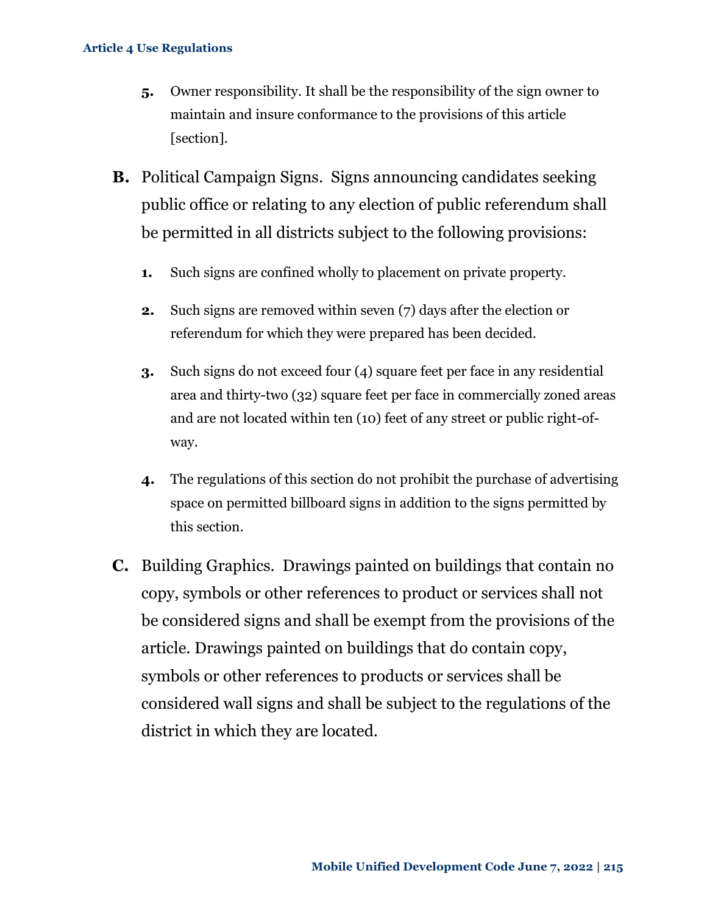5. Owner responsibility. It shall be the responsibility of the sign owner to maintain and insure conformance to the provisions of this article [section].

**B.** Political Campaign Signs. Signs announcing candidates seeking public office or relating to any election of public referendum shall be permitted in all districts subject to the following provisions:

1. Such signs are confined wholly to placement on private property.
2. Such signs are removed within seven (7) days after the election or referendum for which they were prepared has been decided.
3. Such signs do not exceed four (4) square feet per face in any residential area and thirty-two (32) square feet per face in commercially zoned areas and are not located within ten (10) feet of any street or public right-of-way.
4. The regulations of this section do not prohibit the purchase of advertising space on permitted billboard signs in addition to the signs permitted by this section.

**C.** Building Graphics. Drawings painted on buildings that contain no copy, symbols or other references to product or services shall not be considered signs and shall be exempt from the provisions of the article. Drawings painted on buildings that do contain copy, symbols or other references to products or services shall be considered wall signs and shall be subject to the regulations of the district in which they are located.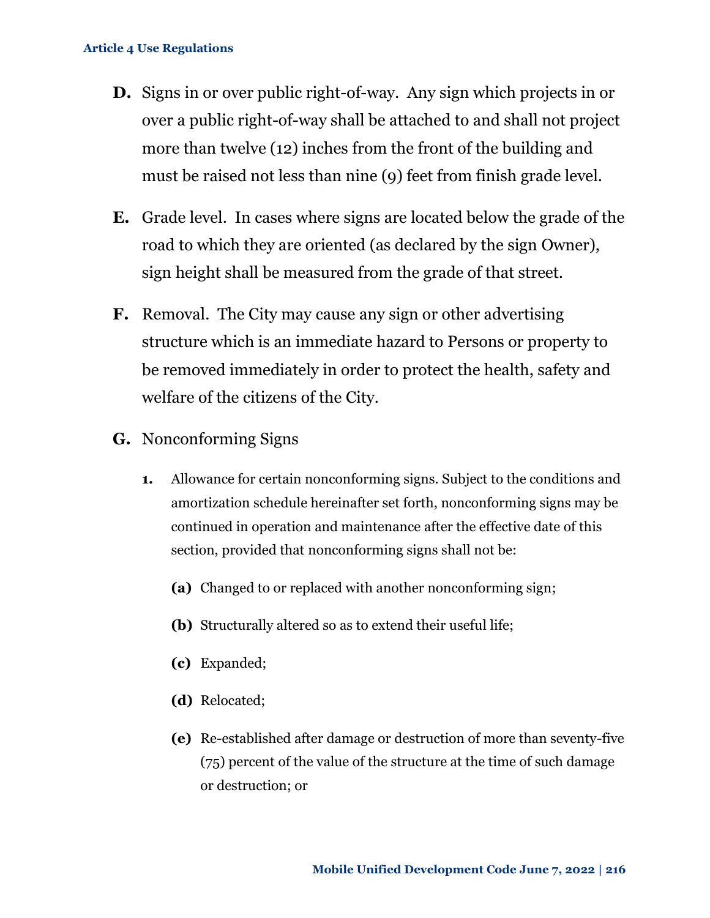**D.** Signs in or over public right-of-way. Any sign which projects in or over a public right-of-way shall be attached to and shall not project more than twelve (12) inches from the front of the building and must be raised not less than nine (9) feet from finish grade level.

**E.** Grade level. In cases where signs are located below the grade of the road to which they are oriented (as declared by the sign Owner), sign height shall be measured from the grade of that street.

**F.** Removal. The City may cause any sign or other advertising structure which is an immediate hazard to Persons or property to be removed immediately in order to protect the health, safety and welfare of the citizens of the City.

**G.** Nonconforming Signs

**1.** Allowance for certain nonconforming signs. Subject to the conditions and amortization schedule hereinafter set forth, nonconforming signs may be continued in operation and maintenance after the effective date of this section, provided that nonconforming signs shall not be:

**(a)** Changed to or replaced with another nonconforming sign;

**(b)** Structurally altered so as to extend their useful life;

**(c)** Expanded;

**(d)** Relocated;

**(e)** Re-established after damage or destruction of more than seventy-five (75) percent of the value of the structure at the time of such damage or destruction; or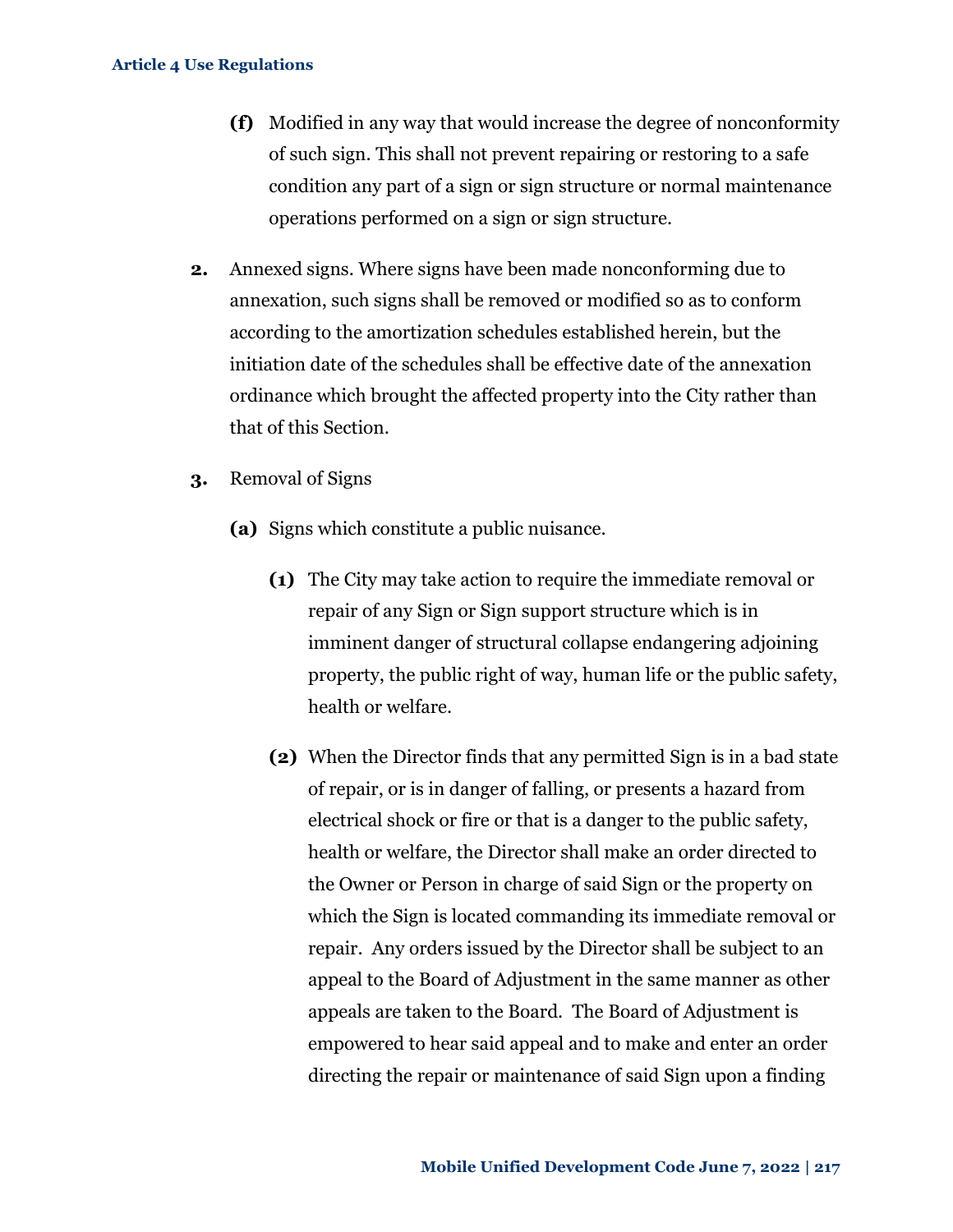**(f)** Modified in any way that would increase the degree of nonconformity of such sign. This shall not prevent repairing or restoring to a safe condition any part of a sign or sign structure or normal maintenance operations performed on a sign or sign structure.

**2.** Annexed signs. Where signs have been made nonconforming due to annexation, such signs shall be removed or modified so as to conform according to the amortization schedules established herein, but the initiation date of the schedules shall be effective date of the annexation ordinance which brought the affected property into the City rather than that of this Section.

**3.** Removal of Signs

**(a)** Signs which constitute a public nuisance.

**(1)** The City may take action to require the immediate removal or repair of any Sign or Sign support structure which is in imminent danger of structural collapse endangering adjoining property, the public right of way, human life or the public safety, health or welfare.

**(2)** When the Director finds that any permitted Sign is in a bad state of repair, or is in danger of falling, or presents a hazard from electrical shock or fire or that is a danger to the public safety, health or welfare, the Director shall make an order directed to the Owner or Person in charge of said Sign or the property on which the Sign is located commanding its immediate removal or repair. Any orders issued by the Director shall be subject to an appeal to the Board of Adjustment in the same manner as other appeals are taken to the Board. The Board of Adjustment is empowered to hear said appeal and to make and enter an order directing the repair or maintenance of said Sign upon a finding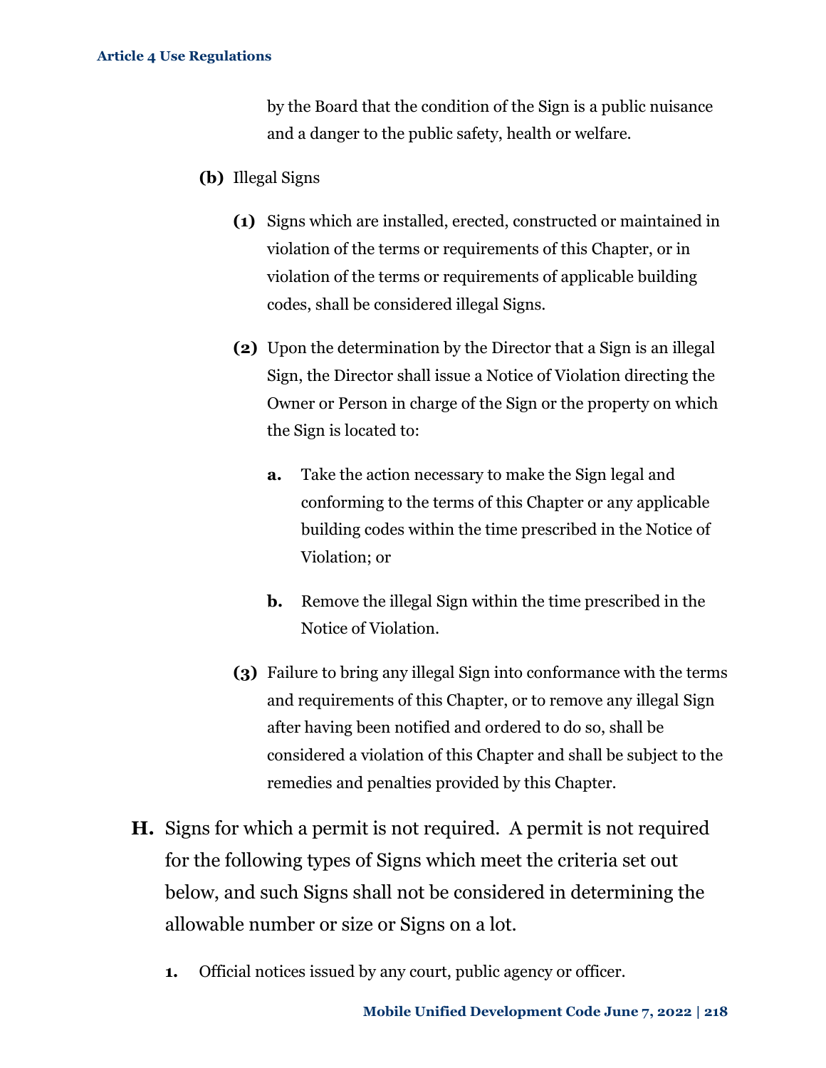by the Board that the condition of the Sign is a public nuisance and a danger to the public safety, health or welfare.

**(b)** Illegal Signs

**(1)** Signs which are installed, erected, constructed or maintained in violation of the terms or requirements of this Chapter, or in violation of the terms or requirements of applicable building codes, shall be considered illegal Signs.

**(2)** Upon the determination by the Director that a Sign is an illegal Sign, the Director shall issue a Notice of Violation directing the Owner or Person in charge of the Sign or the property on which the Sign is located to:

**a.** Take the action necessary to make the Sign legal and conforming to the terms of this Chapter or any applicable building codes within the time prescribed in the Notice of Violation; or

**b.** Remove the illegal Sign within the time prescribed in the Notice of Violation.

**(3)** Failure to bring any illegal Sign into conformance with the terms and requirements of this Chapter, or to remove any illegal Sign after having been notified and ordered to do so, shall be considered a violation of this Chapter and shall be subject to the remedies and penalties provided by this Chapter.

**H.** Signs for which a permit is not required. A permit is not required for the following types of Signs which meet the criteria set out below, and such Signs shall not be considered in determining the allowable number or size or Signs on a lot.

**1.** Official notices issued by any court, public agency or officer.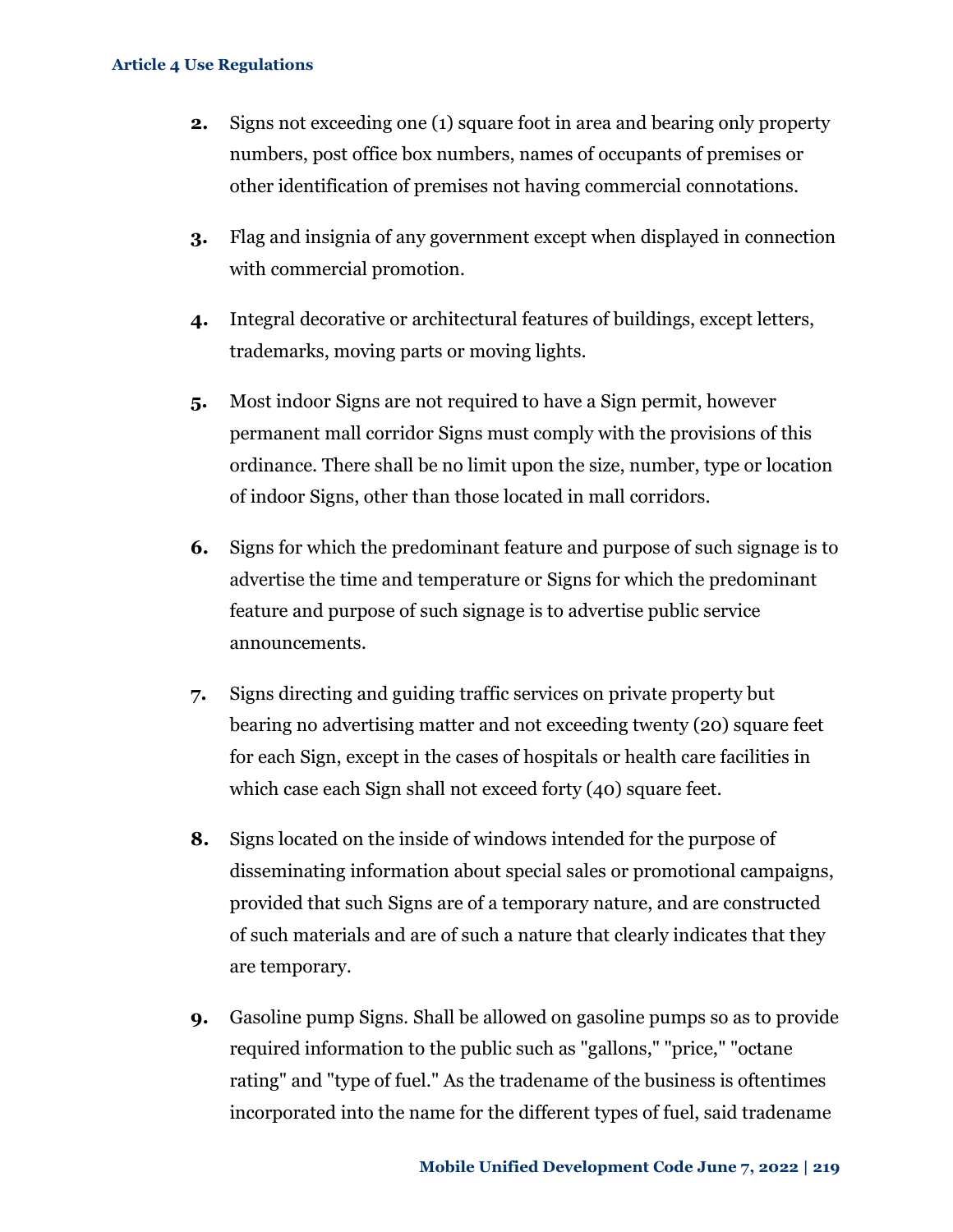2. Signs not exceeding one (1) square foot in area and bearing only property numbers, post office box numbers, names of occupants of premises or other identification of premises not having commercial connotations.

3. Flag and insignia of any government except when displayed in connection with commercial promotion.

4. Integral decorative or architectural features of buildings, except letters, trademarks, moving parts or moving lights.

5. Most indoor Signs are not required to have a Sign permit, however permanent mall corridor Signs must comply with the provisions of this ordinance. There shall be no limit upon the size, number, type or location of indoor Signs, other than those located in mall corridors.

6. Signs for which the predominant feature and purpose of such signage is to advertise the time and temperature or Signs for which the predominant feature and purpose of such signage is to advertise public service announcements.

7. Signs directing and guiding traffic services on private property but bearing no advertising matter and not exceeding twenty (20) square feet for each Sign, except in the cases of hospitals or health care facilities in which case each Sign shall not exceed forty (40) square feet.

8. Signs located on the inside of windows intended for the purpose of disseminating information about special sales or promotional campaigns, provided that such Signs are of a temporary nature, and are constructed of such materials and are of such a nature that clearly indicates that they are temporary.

9. Gasoline pump Signs. Shall be allowed on gasoline pumps so as to provide required information to the public such as "gallons," "price," "octane rating" and "type of fuel." As the tradename of the business is oftentimes incorporated into the name for the different types of fuel, said tradename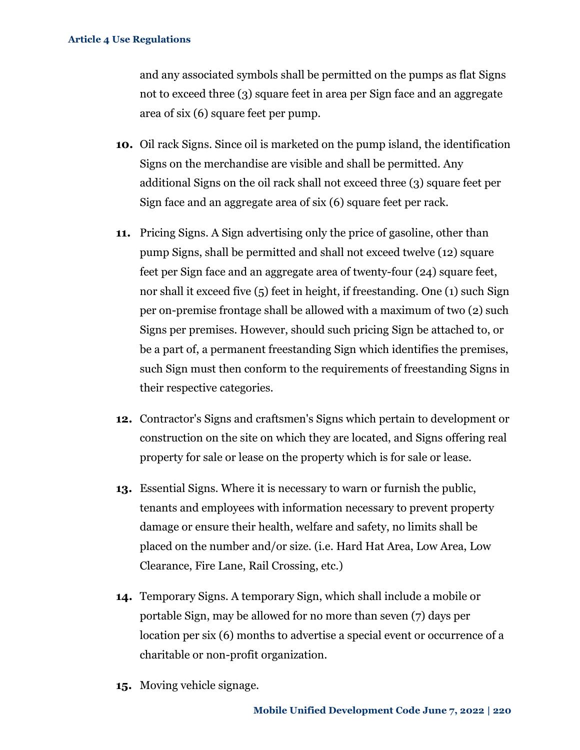and any associated symbols shall be permitted on the pumps as flat Signs not to exceed three (3) square feet in area per Sign face and an aggregate area of six (6) square feet per pump.

10. Oil rack Signs. Since oil is marketed on the pump island, the identification Signs on the merchandise are visible and shall be permitted. Any additional Signs on the oil rack shall not exceed three (3) square feet per Sign face and an aggregate area of six (6) square feet per rack.

11. Pricing Signs. A Sign advertising only the price of gasoline, other than pump Signs, shall be permitted and shall not exceed twelve (12) square feet per Sign face and an aggregate area of twenty-four (24) square feet, nor shall it exceed five (5) feet in height, if freestanding. One (1) such Sign per on-premise frontage shall be allowed with a maximum of two (2) such Signs per premises. However, should such pricing Sign be attached to, or be a part of, a permanent freestanding Sign which identifies the premises, such Sign must then conform to the requirements of freestanding Signs in their respective categories.

12. Contractor's Signs and craftsmen's Signs which pertain to development or construction on the site on which they are located, and Signs offering real property for sale or lease on the property which is for sale or lease.

13. Essential Signs. Where it is necessary to warn or furnish the public, tenants and employees with information necessary to prevent property damage or ensure their health, welfare and safety, no limits shall be placed on the number and/or size. (i.e. Hard Hat Area, Low Area, Low Clearance, Fire Lane, Rail Crossing, etc.)

14. Temporary Signs. A temporary Sign, which shall include a mobile or portable Sign, may be allowed for no more than seven (7) days per location per six (6) months to advertise a special event or occurrence of a charitable or non-profit organization.

15. Moving vehicle signage.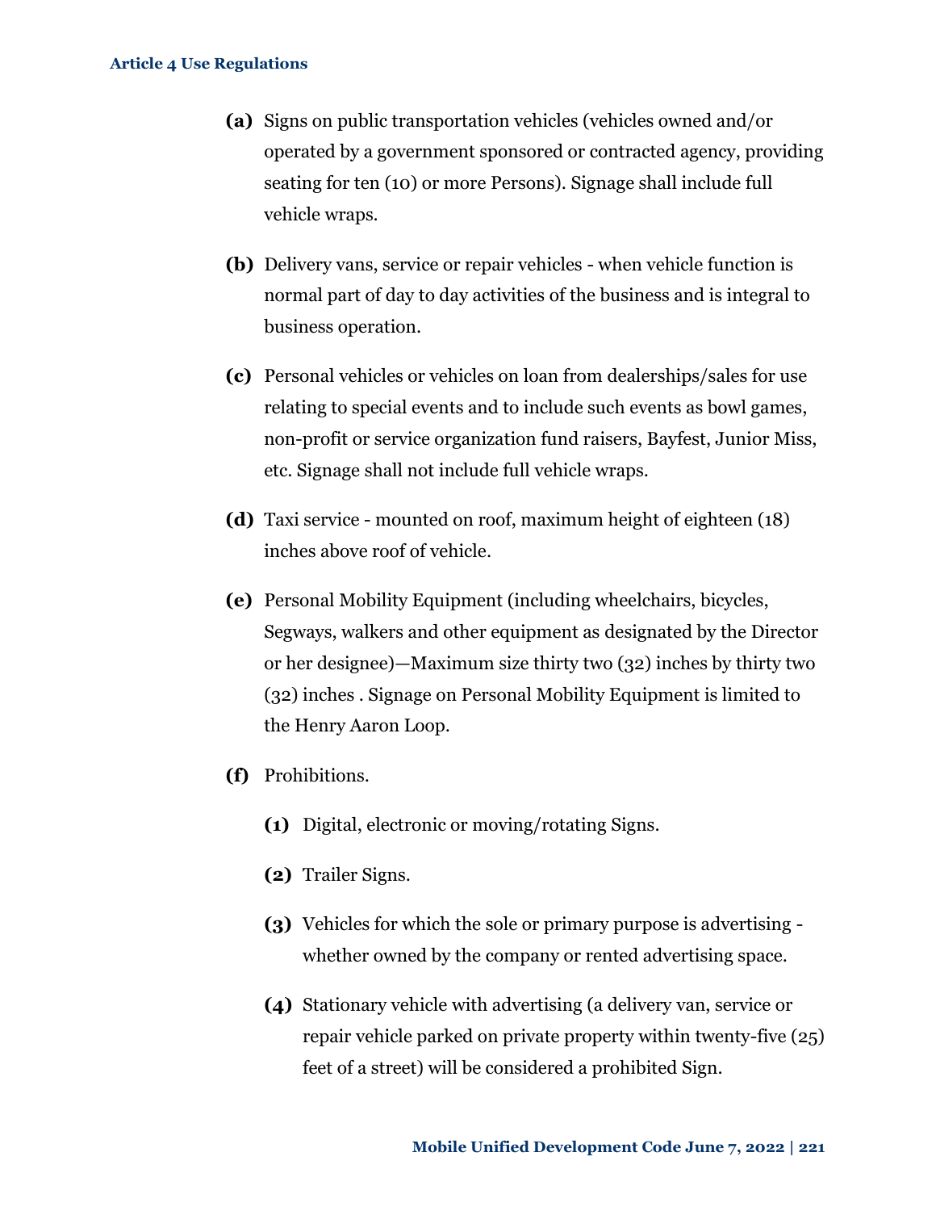**(a)** Signs on public transportation vehicles (vehicles owned and/or operated by a government sponsored or contracted agency, providing seating for ten (10) or more Persons). Signage shall include full vehicle wraps.

**(b)** Delivery vans, service or repair vehicles - when vehicle function is normal part of day to day activities of the business and is integral to business operation.

**(c)** Personal vehicles or vehicles on loan from dealerships/sales for use relating to special events and to include such events as bowl games, non-profit or service organization fund raisers, Bayfest, Junior Miss, etc. Signage shall not include full vehicle wraps.

**(d)** Taxi service - mounted on roof, maximum height of eighteen (18) inches above roof of vehicle.

**(e)** Personal Mobility Equipment (including wheelchairs, bicycles, Segways, walkers and other equipment as designated by the Director or her designee)—Maximum size thirty two (32) inches by thirty two (32) inches . Signage on Personal Mobility Equipment is limited to the Henry Aaron Loop.

**(f)** Prohibitions.

  **(1)** Digital, electronic or moving/rotating Signs.

  **(2)** Trailer Signs.

  **(3)** Vehicles for which the sole or primary purpose is advertising - whether owned by the company or rented advertising space.

  **(4)** Stationary vehicle with advertising (a delivery van, service or repair vehicle parked on private property within twenty-five (25) feet of a street) will be considered a prohibited Sign.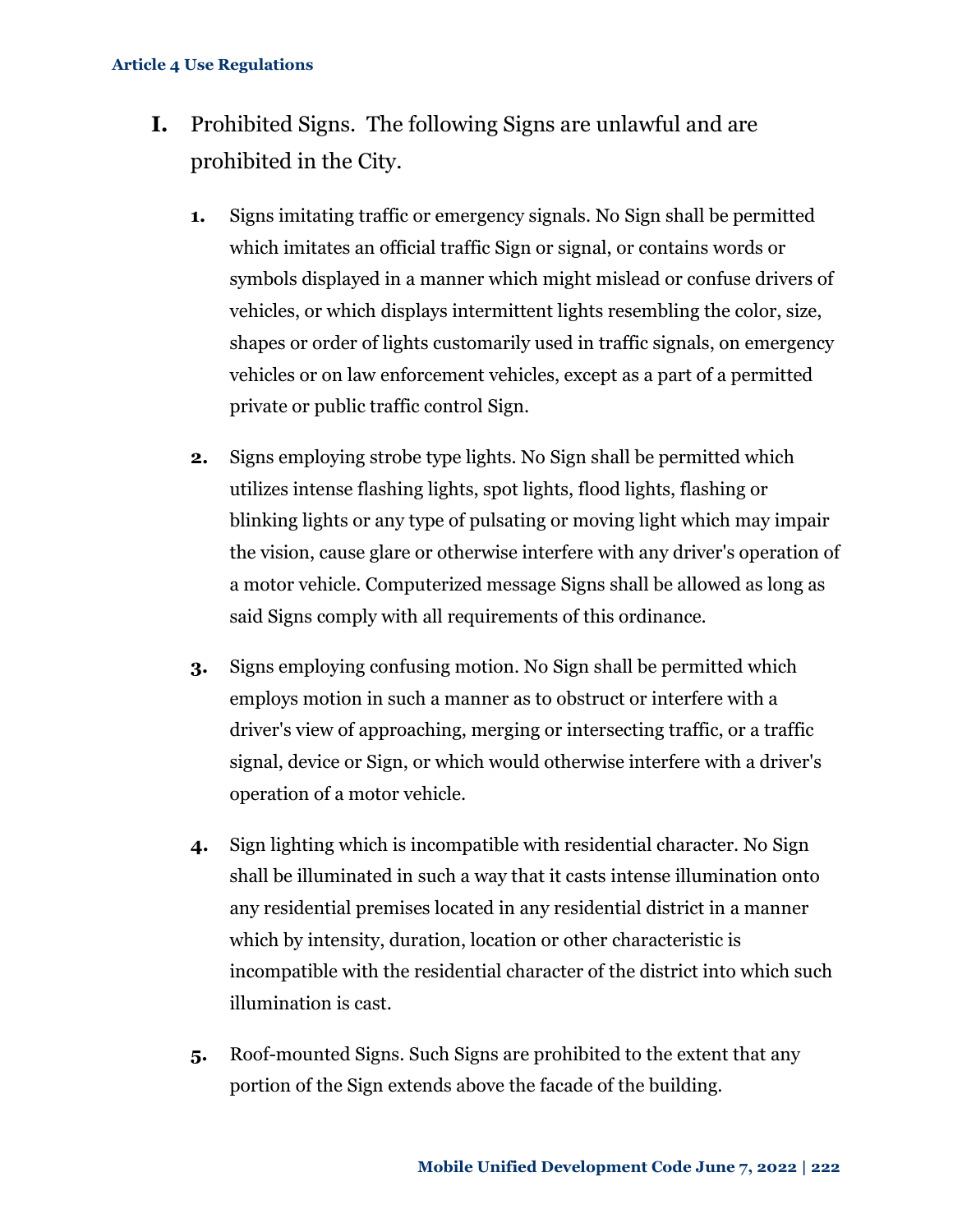**I.** Prohibited Signs. The following Signs are unlawful and are prohibited in the City.

1. Signs imitating traffic or emergency signals. No Sign shall be permitted which imitates an official traffic Sign or signal, or contains words or symbols displayed in a manner which might mislead or confuse drivers of vehicles, or which displays intermittent lights resembling the color, size, shapes or order of lights customarily used in traffic signals, on emergency vehicles or on law enforcement vehicles, except as a part of a permitted private or public traffic control Sign.

2. Signs employing strobe type lights. No Sign shall be permitted which utilizes intense flashing lights, spot lights, flood lights, flashing or blinking lights or any type of pulsating or moving light which may impair the vision, cause glare or otherwise interfere with any driver's operation of a motor vehicle. Computerized message Signs shall be allowed as long as said Signs comply with all requirements of this ordinance.

3. Signs employing confusing motion. No Sign shall be permitted which employs motion in such a manner as to obstruct or interfere with a driver's view of approaching, merging or intersecting traffic, or a traffic signal, device or Sign, or which would otherwise interfere with a driver's operation of a motor vehicle.

4. Sign lighting which is incompatible with residential character. No Sign shall be illuminated in such a way that it casts intense illumination onto any residential premises located in any residential district in a manner which by intensity, duration, location or other characteristic is incompatible with the residential character of the district into which such illumination is cast.

5. Roof-mounted Signs. Such Signs are prohibited to the extent that any portion of the Sign extends above the facade of the building.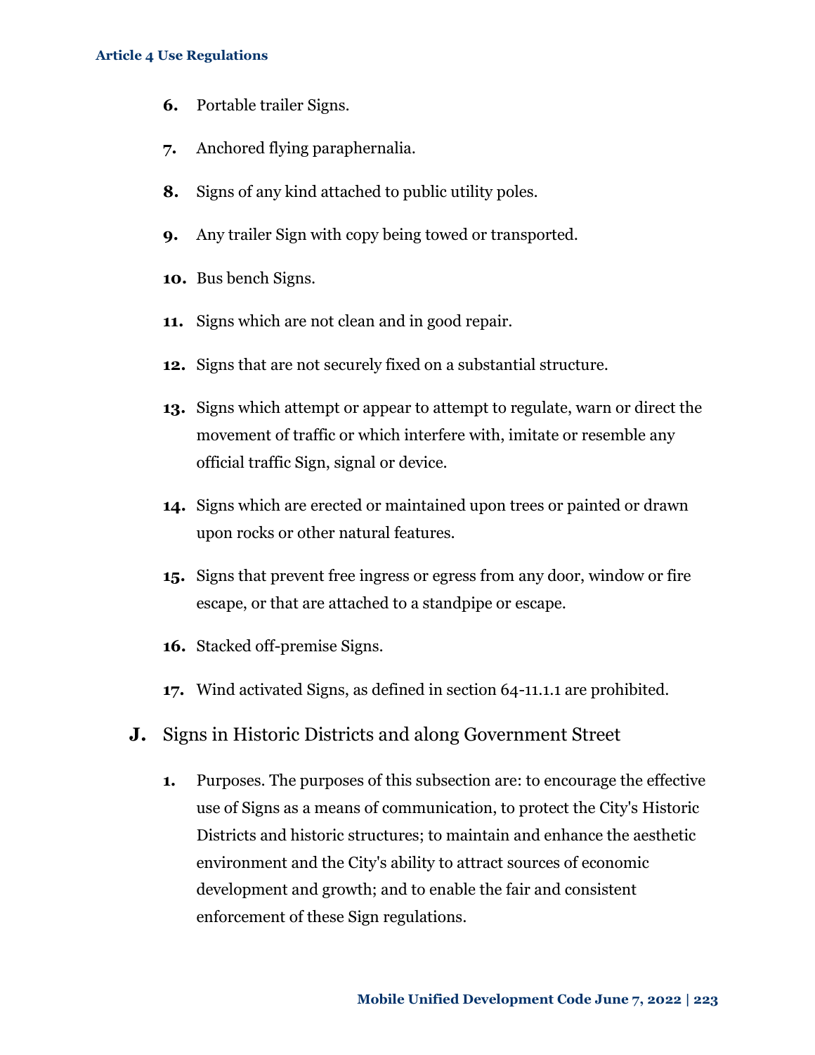6. Portable trailer Signs.

7. Anchored flying paraphernalia.

8. Signs of any kind attached to public utility poles.

9. Any trailer Sign with copy being towed or transported.

10. Bus bench Signs.

11. Signs which are not clean and in good repair.

12. Signs that are not securely fixed on a substantial structure.

13. Signs which attempt or appear to attempt to regulate, warn or direct the movement of traffic or which interfere with, imitate or resemble any official traffic Sign, signal or device.

14. Signs which are erected or maintained upon trees or painted or drawn upon rocks or other natural features.

15. Signs that prevent free ingress or egress from any door, window or fire escape, or that are attached to a standpipe or escape.

16. Stacked off-premise Signs.

17. Wind activated Signs, as defined in section 64-11.1.1 are prohibited.

## J. Signs in Historic Districts and along Government Street

1. Purposes. The purposes of this subsection are: to encourage the effective use of Signs as a means of communication, to protect the City's Historic Districts and historic structures; to maintain and enhance the aesthetic environment and the City's ability to attract sources of economic development and growth; and to enable the fair and consistent enforcement of these Sign regulations.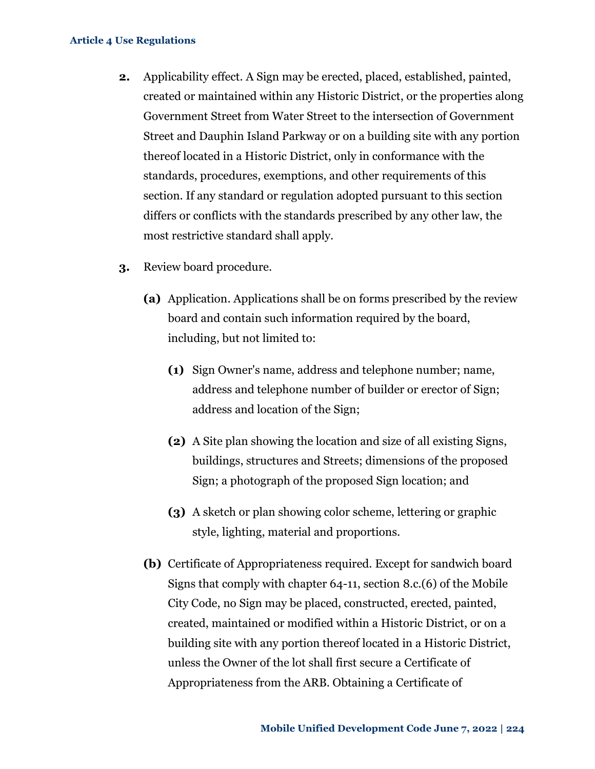2. Applicability effect. A Sign may be erected, placed, established, painted, created or maintained within any Historic District, or the properties along Government Street from Water Street to the intersection of Government Street and Dauphin Island Parkway or on a building site with any portion thereof located in a Historic District, only in conformance with the standards, procedures, exemptions, and other requirements of this section. If any standard or regulation adopted pursuant to this section differs or conflicts with the standards prescribed by any other law, the most restrictive standard shall apply.

3. Review board procedure.

   **(a)** Application. Applications shall be on forms prescribed by the review board and contain such information required by the board, including, but not limited to:

   **(1)** Sign Owner's name, address and telephone number; name, address and telephone number of builder or erector of Sign; address and location of the Sign;

   **(2)** A Site plan showing the location and size of all existing Signs, buildings, structures and Streets; dimensions of the proposed Sign; a photograph of the proposed Sign location; and

   **(3)** A sketch or plan showing color scheme, lettering or graphic style, lighting, material and proportions.

   **(b)** Certificate of Appropriateness required. Except for sandwich board Signs that comply with chapter 64-11, section 8.c.(6) of the Mobile City Code, no Sign may be placed, constructed, erected, painted, created, maintained or modified within a Historic District, or on a building site with any portion thereof located in a Historic District, unless the Owner of the lot shall first secure a Certificate of Appropriateness from the ARB. Obtaining a Certificate of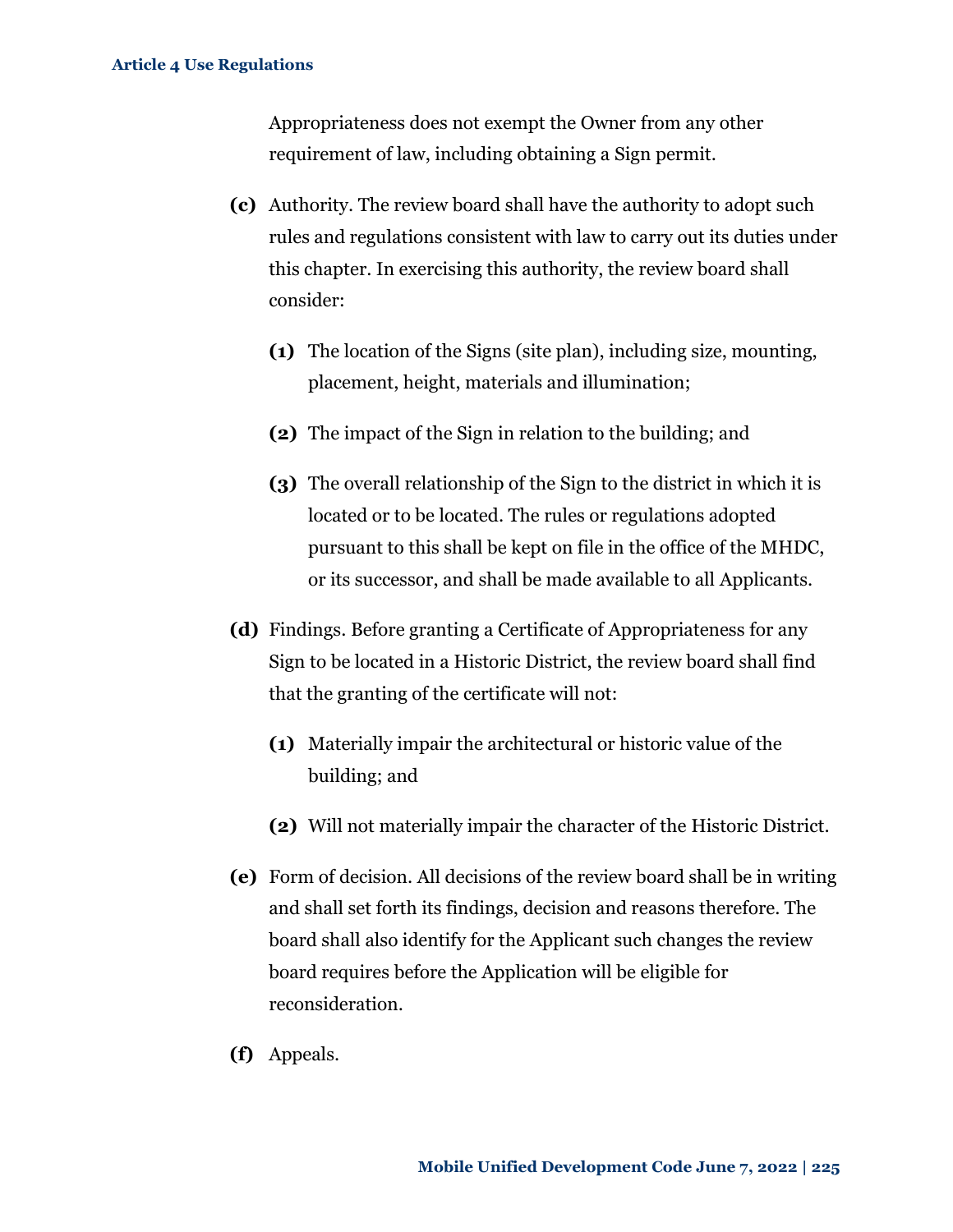Appropriateness does not exempt the Owner from any other requirement of law, including obtaining a Sign permit.

**(c)** Authority. The review board shall have the authority to adopt such rules and regulations consistent with law to carry out its duties under this chapter. In exercising this authority, the review board shall consider:

**(1)** The location of the Signs (site plan), including size, mounting, placement, height, materials and illumination;

**(2)** The impact of the Sign in relation to the building; and

**(3)** The overall relationship of the Sign to the district in which it is located or to be located. The rules or regulations adopted pursuant to this shall be kept on file in the office of the MHDC, or its successor, and shall be made available to all Applicants.

**(d)** Findings. Before granting a Certificate of Appropriateness for any Sign to be located in a Historic District, the review board shall find that the granting of the certificate will not:

**(1)** Materially impair the architectural or historic value of the building; and

**(2)** Will not materially impair the character of the Historic District.

**(e)** Form of decision. All decisions of the review board shall be in writing and shall set forth its findings, decision and reasons therefore. The board shall also identify for the Applicant such changes the review board requires before the Application will be eligible for reconsideration.

**(f)** Appeals.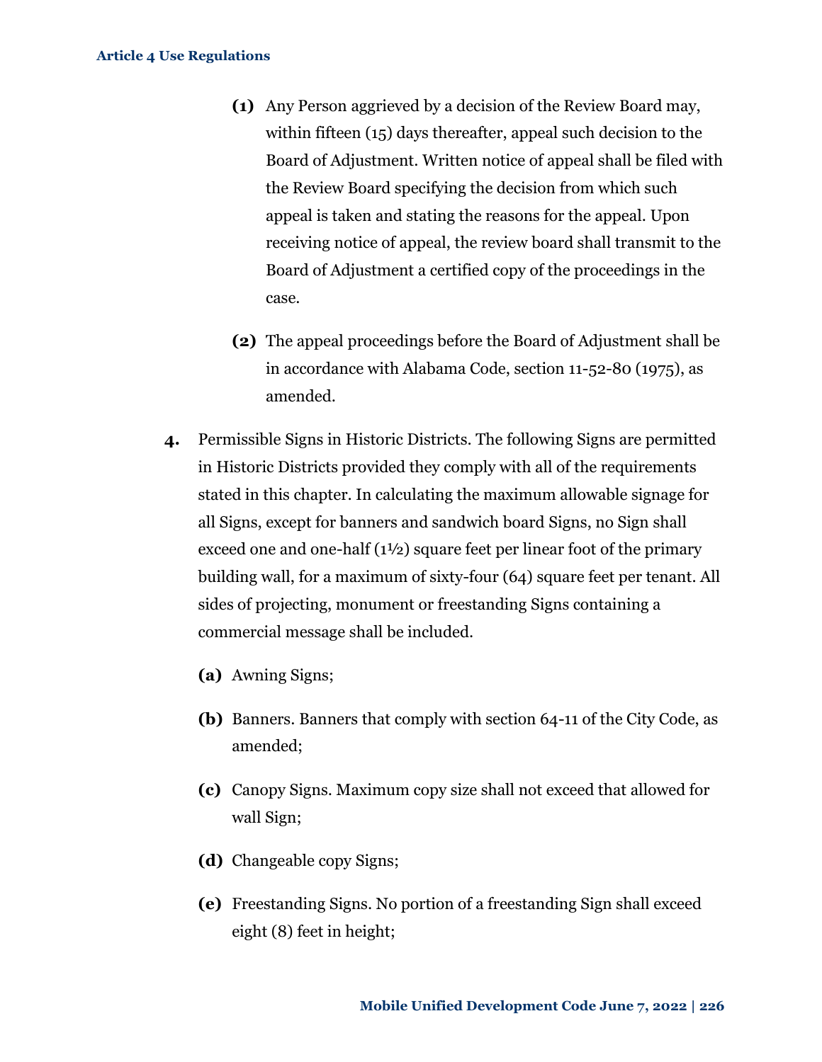(1) Any Person aggrieved by a decision of the Review Board may, within fifteen (15) days thereafter, appeal such decision to the Board of Adjustment. Written notice of appeal shall be filed with the Review Board specifying the decision from which such appeal is taken and stating the reasons for the appeal. Upon receiving notice of appeal, the review board shall transmit to the Board of Adjustment a certified copy of the proceedings in the case.

(2) The appeal proceedings before the Board of Adjustment shall be in accordance with Alabama Code, section 11-52-80 (1975), as amended.

**4.** Permissible Signs in Historic Districts. The following Signs are permitted in Historic Districts provided they comply with all of the requirements stated in this chapter. In calculating the maximum allowable signage for all Signs, except for banners and sandwich board Signs, no Sign shall exceed one and one-half (1½) square feet per linear foot of the primary building wall, for a maximum of sixty-four (64) square feet per tenant. All sides of projecting, monument or freestanding Signs containing a commercial message shall be included.

**(a)** Awning Signs;

**(b)** Banners. Banners that comply with section 64-11 of the City Code, as amended;

**(c)** Canopy Signs. Maximum copy size shall not exceed that allowed for wall Sign;

**(d)** Changeable copy Signs;

**(e)** Freestanding Signs. No portion of a freestanding Sign shall exceed eight (8) feet in height;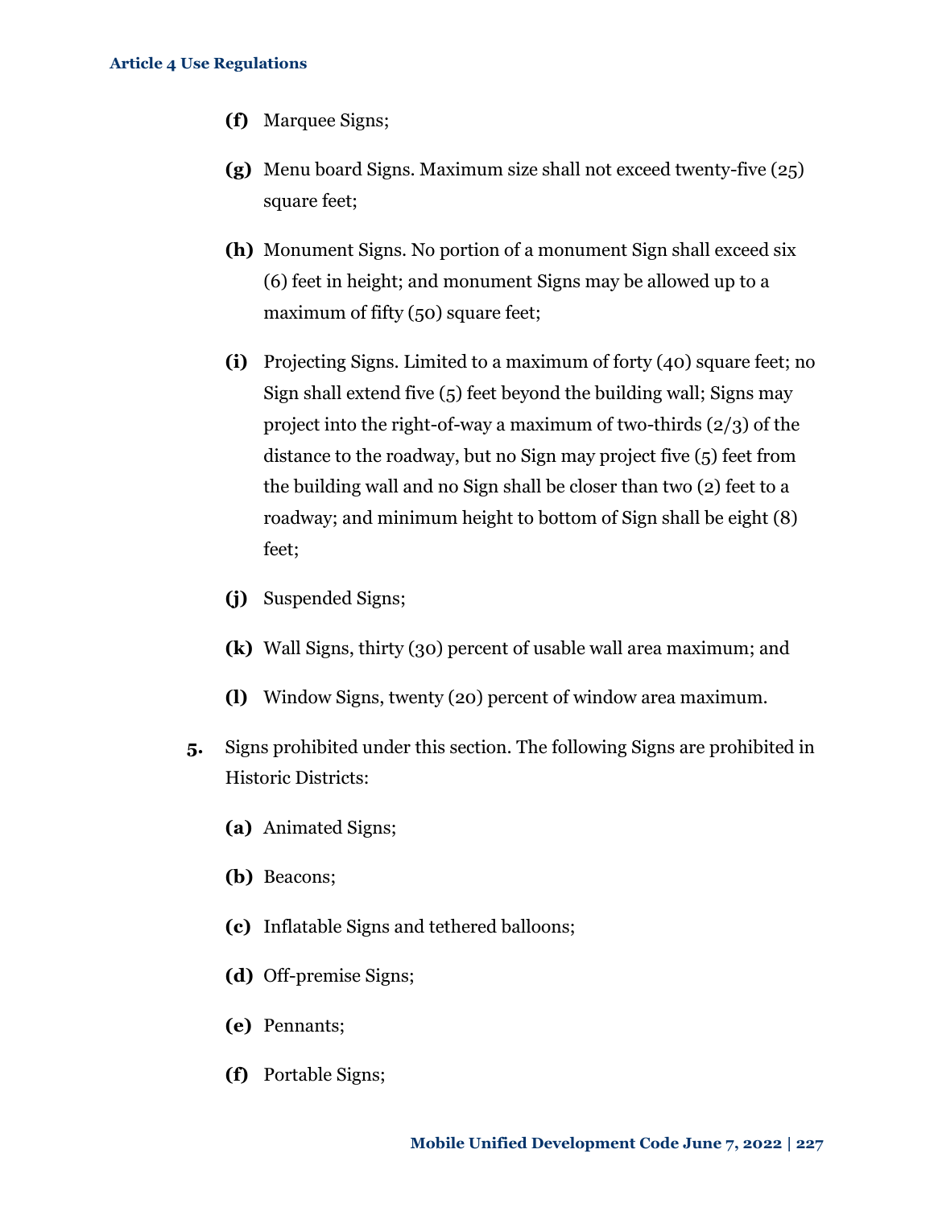(f) Marquee Signs;

(g) Menu board Signs. Maximum size shall not exceed twenty-five (25) square feet;

(h) Monument Signs. No portion of a monument Sign shall exceed six (6) feet in height; and monument Signs may be allowed up to a maximum of fifty (50) square feet;

(i) Projecting Signs. Limited to a maximum of forty (40) square feet; no Sign shall extend five (5) feet beyond the building wall; Signs may project into the right-of-way a maximum of two-thirds (2/3) of the distance to the roadway, but no Sign may project five (5) feet from the building wall and no Sign shall be closer than two (2) feet to a roadway; and minimum height to bottom of Sign shall be eight (8) feet;

(j) Suspended Signs;

(k) Wall Signs, thirty (30) percent of usable wall area maximum; and

(l) Window Signs, twenty (20) percent of window area maximum.

5. Signs prohibited under this section. The following Signs are prohibited in Historic Districts:

   (a) Animated Signs;

   (b) Beacons;

   (c) Inflatable Signs and tethered balloons;

   (d) Off-premise Signs;

   (e) Pennants;

   (f) Portable Signs;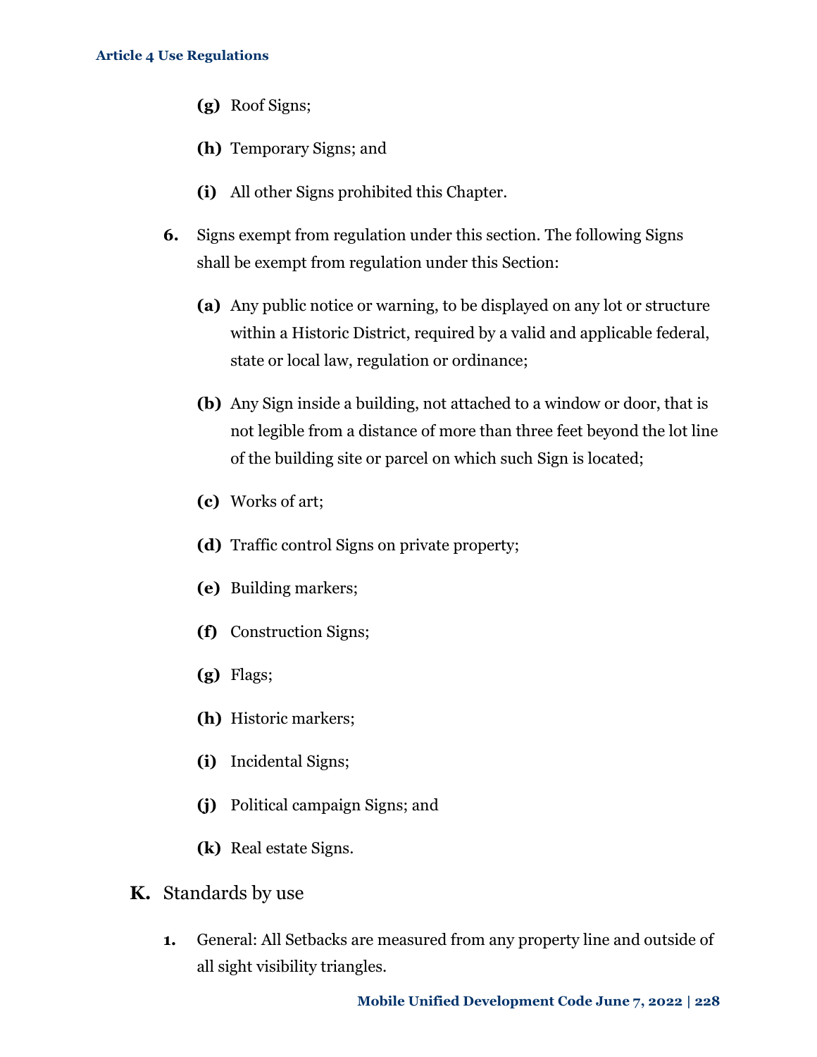- **(g)** Roof Signs;
- **(h)** Temporary Signs; and
- **(i)** All other Signs prohibited this Chapter.

**6.** Signs exempt from regulation under this section. The following Signs shall be exempt from regulation under this Section:

- **(a)** Any public notice or warning, to be displayed on any lot or structure within a Historic District, required by a valid and applicable federal, state or local law, regulation or ordinance;
- **(b)** Any Sign inside a building, not attached to a window or door, that is not legible from a distance of more than three feet beyond the lot line of the building site or parcel on which such Sign is located;
- **(c)** Works of art;
- **(d)** Traffic control Signs on private property;
- **(e)** Building markers;
- **(f)** Construction Signs;
- **(g)** Flags;
- **(h)** Historic markers;
- **(i)** Incidental Signs;
- **(j)** Political campaign Signs; and
- **(k)** Real estate Signs.

## K. Standards by use

**1.** General: All Setbacks are measured from any property line and outside of all sight visibility triangles.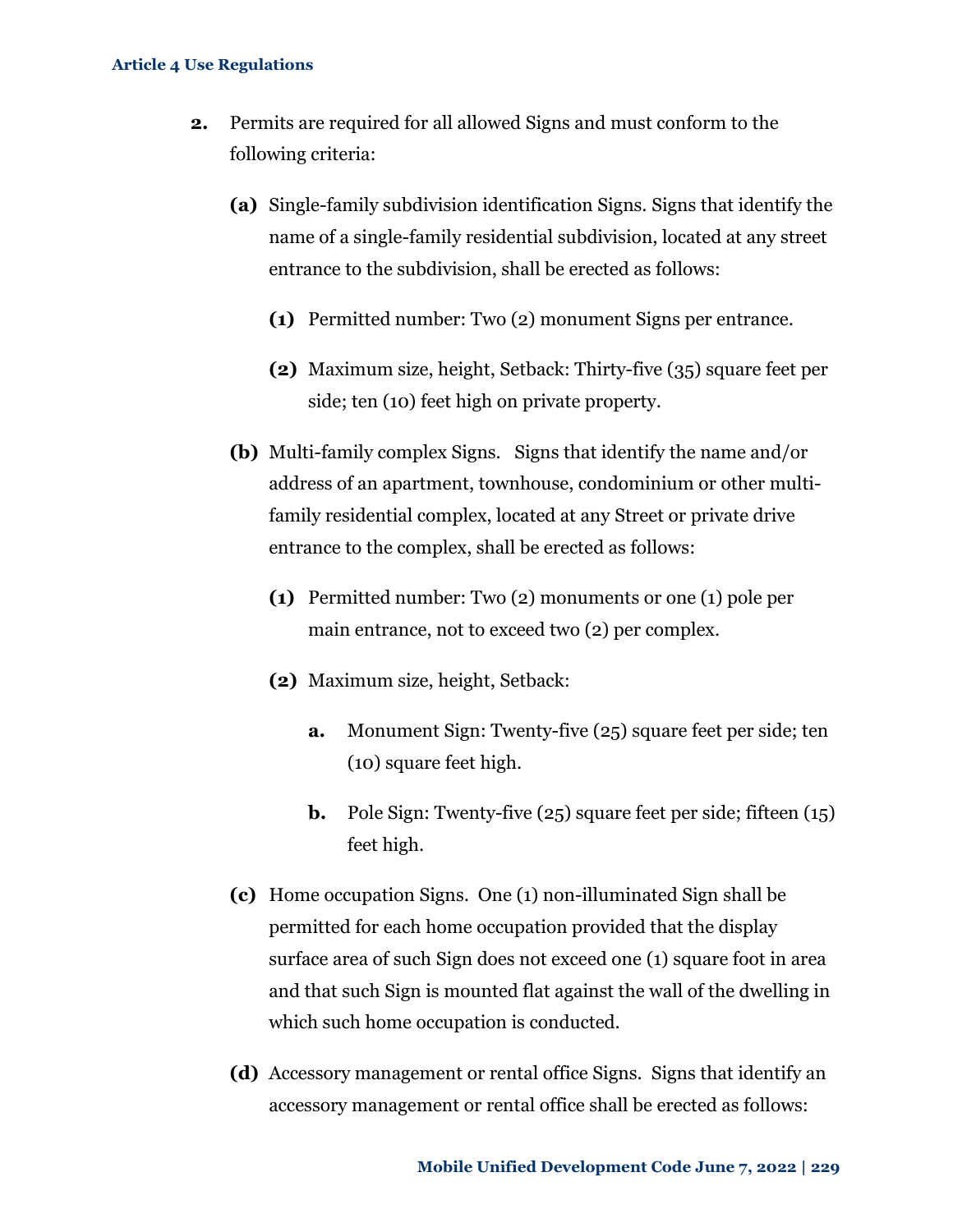2. Permits are required for all allowed Signs and must conform to the following criteria:

   **(a)** Single-family subdivision identification Signs. Signs that identify the name of a single-family residential subdivision, located at any street entrance to the subdivision, shall be erected as follows:

   **(1)** Permitted number: Two (2) monument Signs per entrance.

   **(2)** Maximum size, height, Setback: Thirty-five (35) square feet per side; ten (10) feet high on private property.

   **(b)** Multi-family complex Signs. Signs that identify the name and/or address of an apartment, townhouse, condominium or other multi-family residential complex, located at any Street or private drive entrance to the complex, shall be erected as follows:

   **(1)** Permitted number: Two (2) monuments or one (1) pole per main entrance, not to exceed two (2) per complex.

   **(2)** Maximum size, height, Setback:

   **a.** Monument Sign: Twenty-five (25) square feet per side; ten (10) square feet high.

   **b.** Pole Sign: Twenty-five (25) square feet per side; fifteen (15) feet high.

   **(c)** Home occupation Signs. One (1) non-illuminated Sign shall be permitted for each home occupation provided that the display surface area of such Sign does not exceed one (1) square foot in area and that such Sign is mounted flat against the wall of the dwelling in which such home occupation is conducted.

   **(d)** Accessory management or rental office Signs. Signs that identify an accessory management or rental office shall be erected as follows: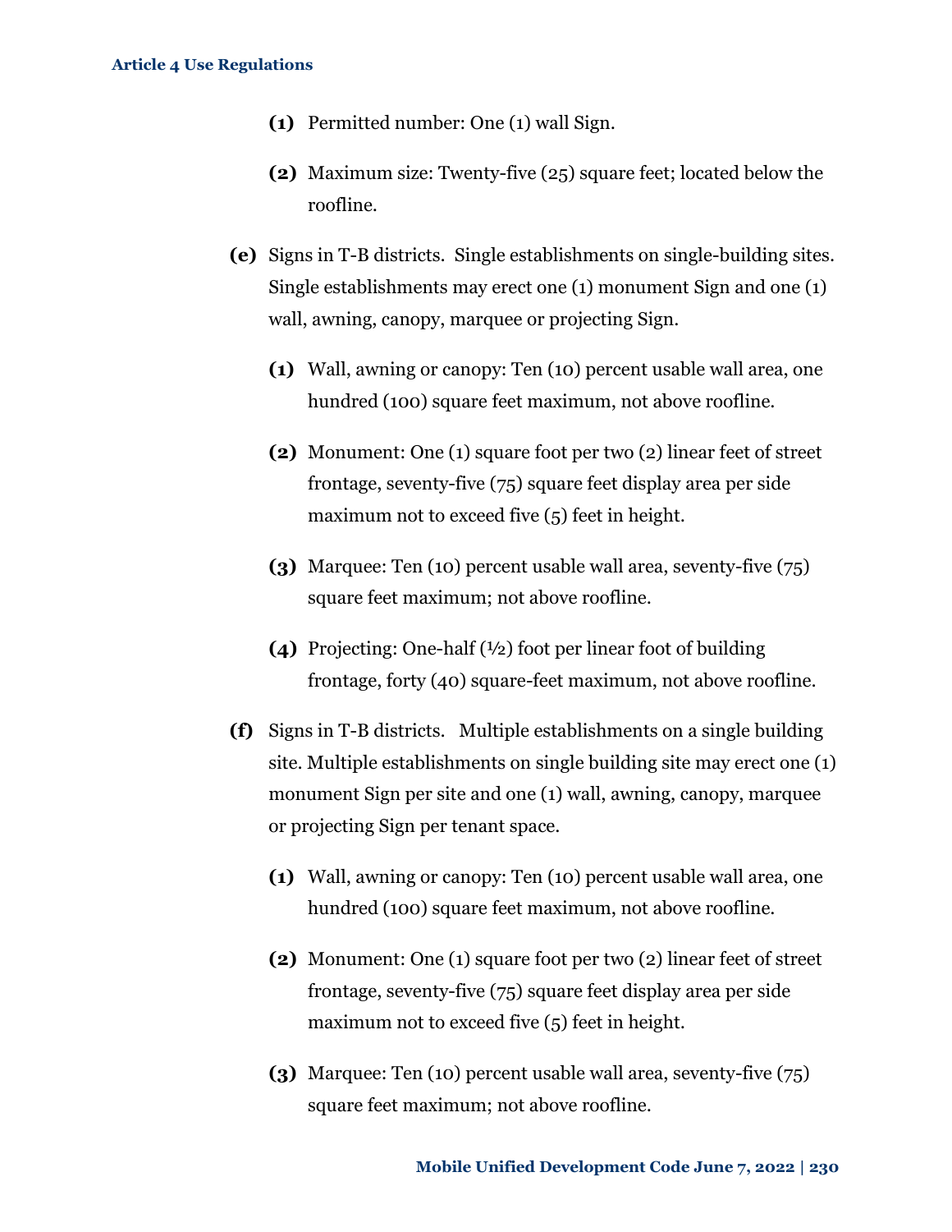**(1)** Permitted number: One (1) wall Sign.

**(2)** Maximum size: Twenty-five (25) square feet; located below the roofline.

**(e)** Signs in T-B districts. Single establishments on single-building sites. Single establishments may erect one (1) monument Sign and one (1) wall, awning, canopy, marquee or projecting Sign.

**(1)** Wall, awning or canopy: Ten (10) percent usable wall area, one hundred (100) square feet maximum, not above roofline.

**(2)** Monument: One (1) square foot per two (2) linear feet of street frontage, seventy-five (75) square feet display area per side maximum not to exceed five (5) feet in height.

**(3)** Marquee: Ten (10) percent usable wall area, seventy-five (75) square feet maximum; not above roofline.

**(4)** Projecting: One-half (½) foot per linear foot of building frontage, forty (40) square-feet maximum, not above roofline.

**(f)** Signs in T-B districts. Multiple establishments on a single building site. Multiple establishments on single building site may erect one (1) monument Sign per site and one (1) wall, awning, canopy, marquee or projecting Sign per tenant space.

**(1)** Wall, awning or canopy: Ten (10) percent usable wall area, one hundred (100) square feet maximum, not above roofline.

**(2)** Monument: One (1) square foot per two (2) linear feet of street frontage, seventy-five (75) square feet display area per side maximum not to exceed five (5) feet in height.

**(3)** Marquee: Ten (10) percent usable wall area, seventy-five (75) square feet maximum; not above roofline.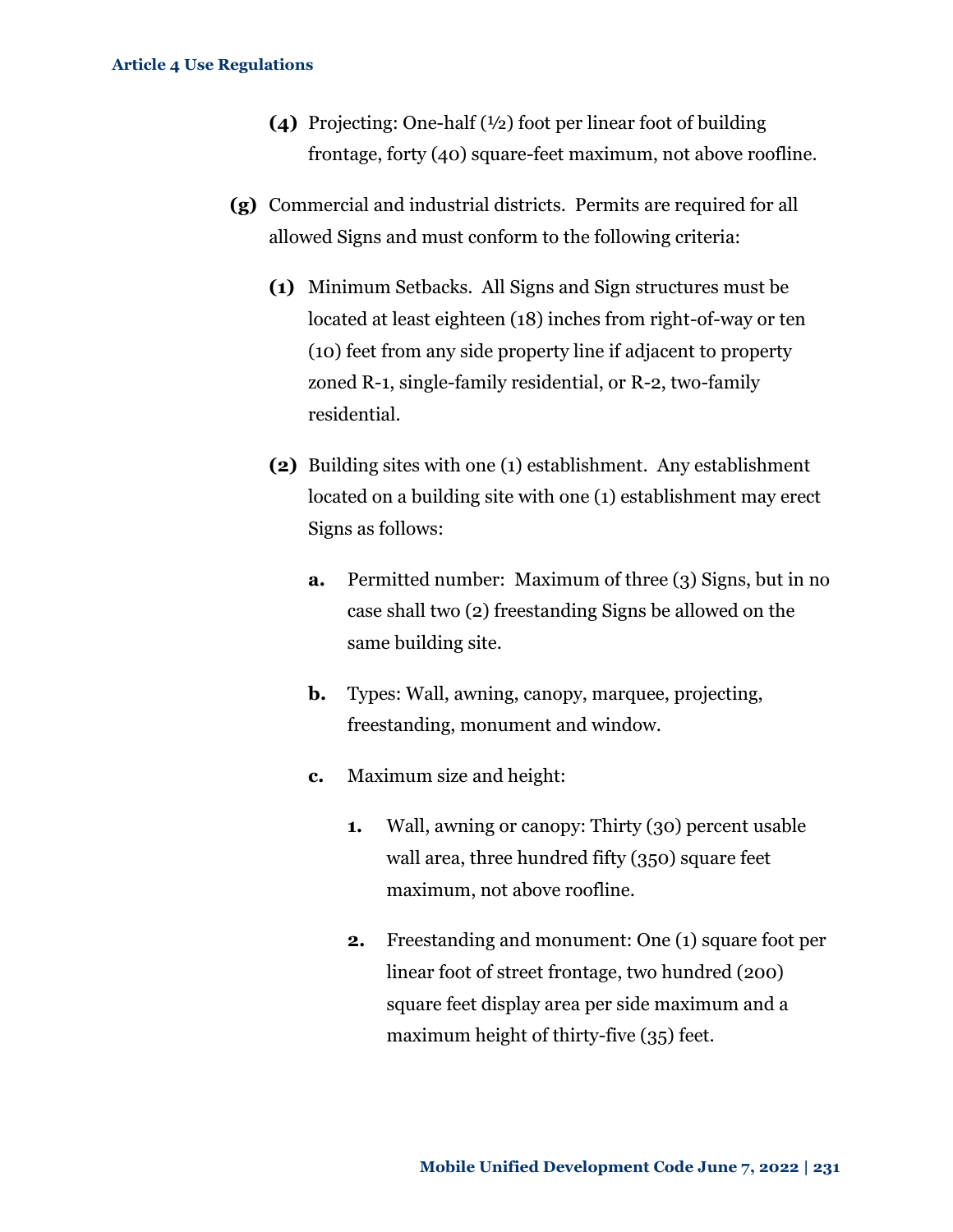**(4)** Projecting: One-half (½) foot per linear foot of building frontage, forty (40) square-feet maximum, not above roofline.

**(g)** Commercial and industrial districts. Permits are required for all allowed Signs and must conform to the following criteria:

**(1)** Minimum Setbacks. All Signs and Sign structures must be located at least eighteen (18) inches from right-of-way or ten (10) feet from any side property line if adjacent to property zoned R-1, single-family residential, or R-2, two-family residential.

**(2)** Building sites with one (1) establishment. Any establishment located on a building site with one (1) establishment may erect Signs as follows:

**a.** Permitted number: Maximum of three (3) Signs, but in no case shall two (2) freestanding Signs be allowed on the same building site.

**b.** Types: Wall, awning, canopy, marquee, projecting, freestanding, monument and window.

**c.** Maximum size and height:

**1.** Wall, awning or canopy: Thirty (30) percent usable wall area, three hundred fifty (350) square feet maximum, not above roofline.

**2.** Freestanding and monument: One (1) square foot per linear foot of street frontage, two hundred (200) square feet display area per side maximum and a maximum height of thirty-five (35) feet.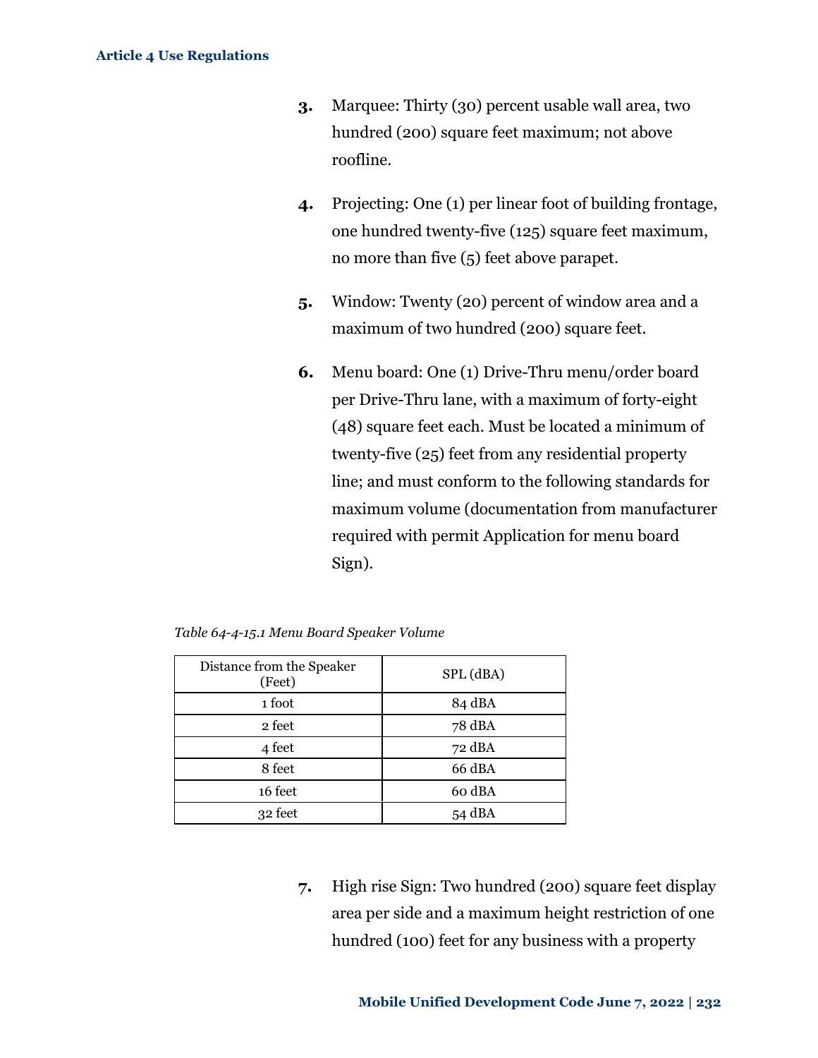3. Marquee: Thirty (30) percent usable wall area, two hundred (200) square feet maximum; not above roofline.

4. Projecting: One (1) per linear foot of building frontage, one hundred twenty-five (125) square feet maximum, no more than five (5) feet above parapet.

5. Window: Twenty (20) percent of window area and a maximum of two hundred (200) square feet.

6. Menu board: One (1) Drive-Thru menu/order board per Drive-Thru lane, with a maximum of forty-eight (48) square feet each. Must be located a minimum of twenty-five (25) feet from any residential property line; and must conform to the following standards for maximum volume (documentation from manufacturer required with permit Application for menu board Sign).

*Table 64-4-15.1 Menu Board Speaker Volume*

| Distance from the Speaker (Feet) | SPL (dBA) |
|---|---|
| 1 foot | 84 dBA |
| 2 feet | 78 dBA |
| 4 feet | 72 dBA |
| 8 feet | 66 dBA |
| 16 feet | 60 dBA |
| 32 feet | 54 dBA |

7. High rise Sign: Two hundred (200) square feet display area per side and a maximum height restriction of one hundred (100) feet for any business with a property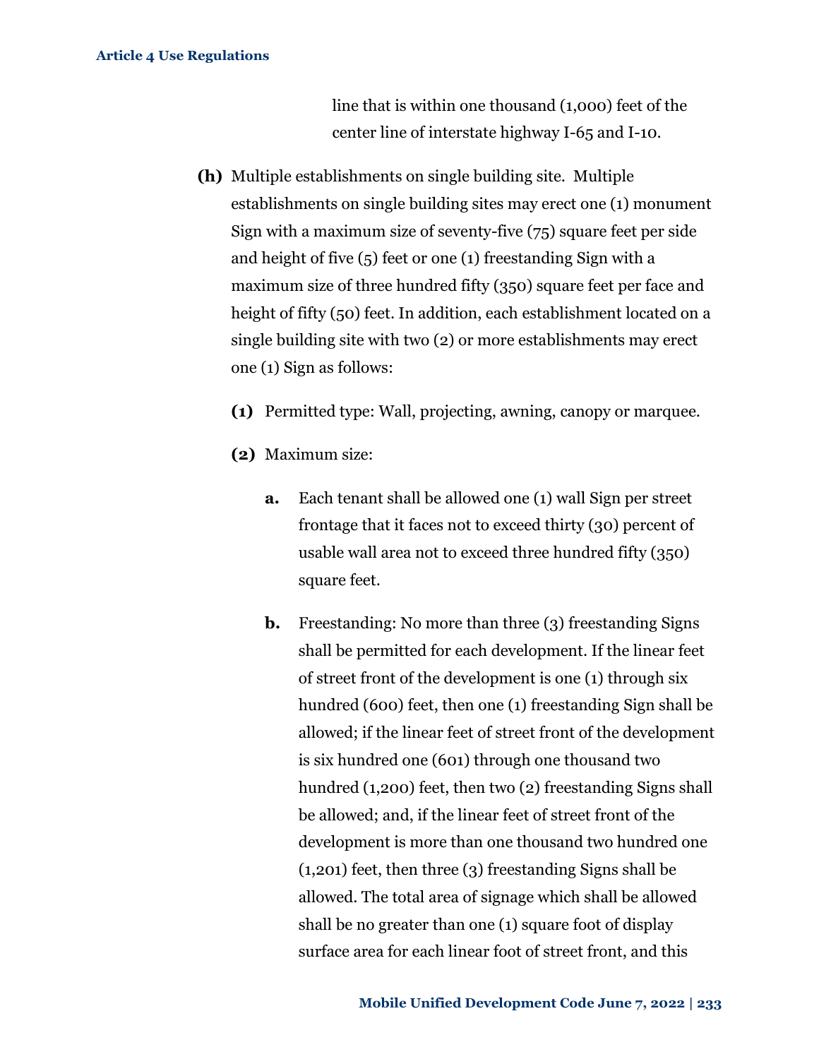line that is within one thousand (1,000) feet of the center line of interstate highway I-65 and I-10.

**(h)** Multiple establishments on single building site. Multiple establishments on single building sites may erect one (1) monument Sign with a maximum size of seventy-five (75) square feet per side and height of five (5) feet or one (1) freestanding Sign with a maximum size of three hundred fifty (350) square feet per face and height of fifty (50) feet. In addition, each establishment located on a single building site with two (2) or more establishments may erect one (1) Sign as follows:

**(1)** Permitted type: Wall, projecting, awning, canopy or marquee.

**(2)** Maximum size:

**a.** Each tenant shall be allowed one (1) wall Sign per street frontage that it faces not to exceed thirty (30) percent of usable wall area not to exceed three hundred fifty (350) square feet.

**b.** Freestanding: No more than three (3) freestanding Signs shall be permitted for each development. If the linear feet of street front of the development is one (1) through six hundred (600) feet, then one (1) freestanding Sign shall be allowed; if the linear feet of street front of the development is six hundred one (601) through one thousand two hundred (1,200) feet, then two (2) freestanding Signs shall be allowed; and, if the linear feet of street front of the development is more than one thousand two hundred one (1,201) feet, then three (3) freestanding Signs shall be allowed. The total area of signage which shall be allowed shall be no greater than one (1) square foot of display surface area for each linear foot of street front, and this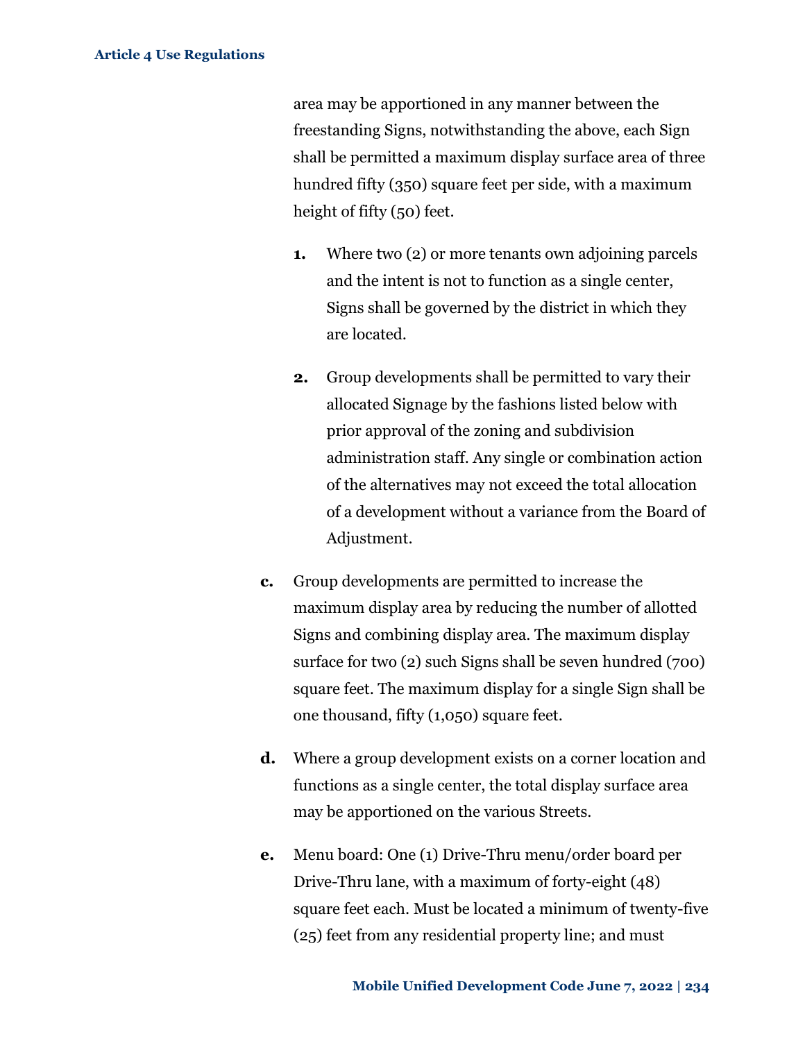area may be apportioned in any manner between the freestanding Signs, notwithstanding the above, each Sign shall be permitted a maximum display surface area of three hundred fifty (350) square feet per side, with a maximum height of fifty (50) feet.

1. Where two (2) or more tenants own adjoining parcels and the intent is not to function as a single center, Signs shall be governed by the district in which they are located.

2. Group developments shall be permitted to vary their allocated Signage by the fashions listed below with prior approval of the zoning and subdivision administration staff. Any single or combination action of the alternatives may not exceed the total allocation of a development without a variance from the Board of Adjustment.

**c.** Group developments are permitted to increase the maximum display area by reducing the number of allotted Signs and combining display area. The maximum display surface for two (2) such Signs shall be seven hundred (700) square feet. The maximum display for a single Sign shall be one thousand, fifty (1,050) square feet.

**d.** Where a group development exists on a corner location and functions as a single center, the total display surface area may be apportioned on the various Streets.

**e.** Menu board: One (1) Drive-Thru menu/order board per Drive-Thru lane, with a maximum of forty-eight (48) square feet each. Must be located a minimum of twenty-five (25) feet from any residential property line; and must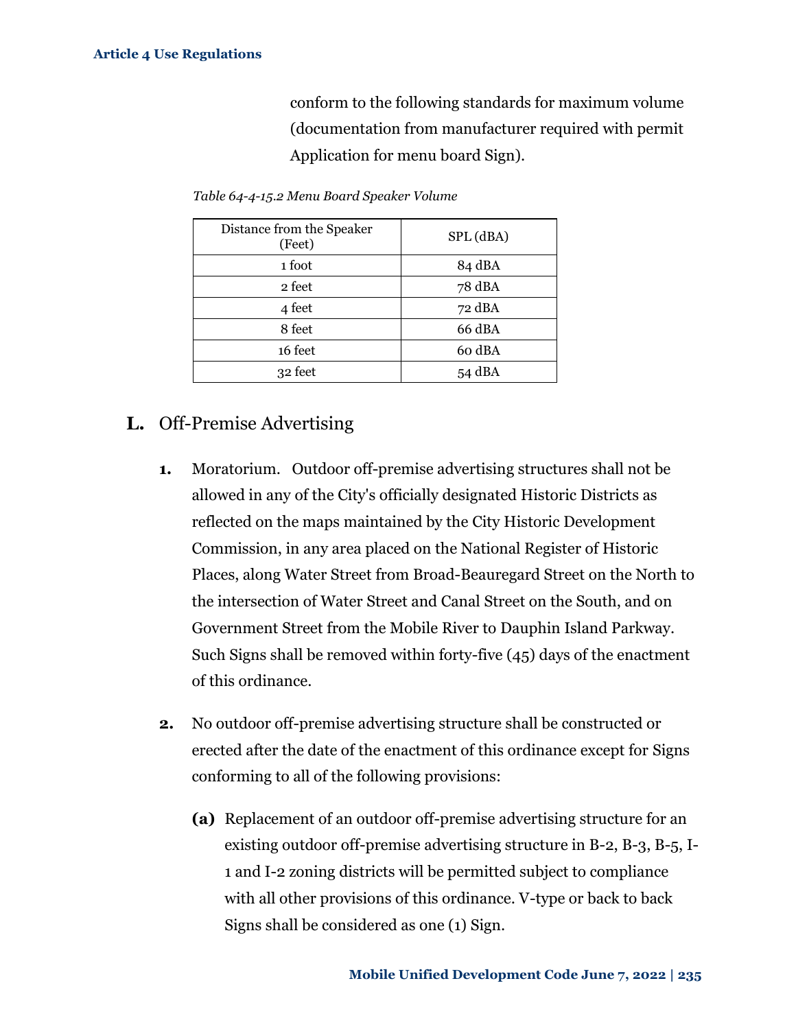conform to the following standards for maximum volume (documentation from manufacturer required with permit Application for menu board Sign).

*Table 64-4-15.2 Menu Board Speaker Volume*

| Distance from the Speaker (Feet) | SPL (dBA) |
|---|---|
| 1 foot | 84 dBA |
| 2 feet | 78 dBA |
| 4 feet | 72 dBA |
| 8 feet | 66 dBA |
| 16 feet | 60 dBA |
| 32 feet | 54 dBA |

## **L.** Off-Premise Advertising

**1.** Moratorium. Outdoor off-premise advertising structures shall not be allowed in any of the City's officially designated Historic Districts as reflected on the maps maintained by the City Historic Development Commission, in any area placed on the National Register of Historic Places, along Water Street from Broad-Beauregard Street on the North to the intersection of Water Street and Canal Street on the South, and on Government Street from the Mobile River to Dauphin Island Parkway. Such Signs shall be removed within forty-five (45) days of the enactment of this ordinance.

**2.** No outdoor off-premise advertising structure shall be constructed or erected after the date of the enactment of this ordinance except for Signs conforming to all of the following provisions:

**(a)** Replacement of an outdoor off-premise advertising structure for an existing outdoor off-premise advertising structure in B-2, B-3, B-5, I-1 and I-2 zoning districts will be permitted subject to compliance with all other provisions of this ordinance. V-type or back to back Signs shall be considered as one (1) Sign.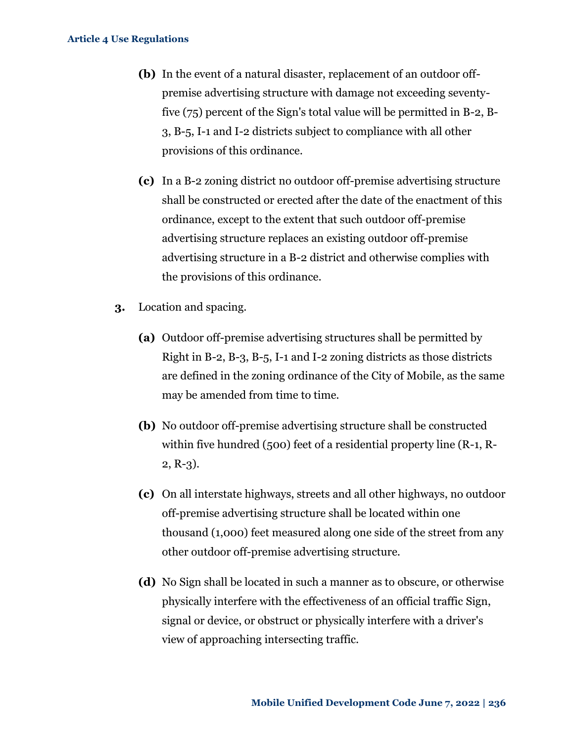**(b)** In the event of a natural disaster, replacement of an outdoor off-premise advertising structure with damage not exceeding seventy-five (75) percent of the Sign's total value will be permitted in B-2, B-3, B-5, I-1 and I-2 districts subject to compliance with all other provisions of this ordinance.

**(c)** In a B-2 zoning district no outdoor off-premise advertising structure shall be constructed or erected after the date of the enactment of this ordinance, except to the extent that such outdoor off-premise advertising structure replaces an existing outdoor off-premise advertising structure in a B-2 district and otherwise complies with the provisions of this ordinance.

**3.** Location and spacing.

**(a)** Outdoor off-premise advertising structures shall be permitted by Right in B-2, B-3, B-5, I-1 and I-2 zoning districts as those districts are defined in the zoning ordinance of the City of Mobile, as the same may be amended from time to time.

**(b)** No outdoor off-premise advertising structure shall be constructed within five hundred (500) feet of a residential property line (R-1, R-2, R-3).

**(c)** On all interstate highways, streets and all other highways, no outdoor off-premise advertising structure shall be located within one thousand (1,000) feet measured along one side of the street from any other outdoor off-premise advertising structure.

**(d)** No Sign shall be located in such a manner as to obscure, or otherwise physically interfere with the effectiveness of an official traffic Sign, signal or device, or obstruct or physically interfere with a driver's view of approaching intersecting traffic.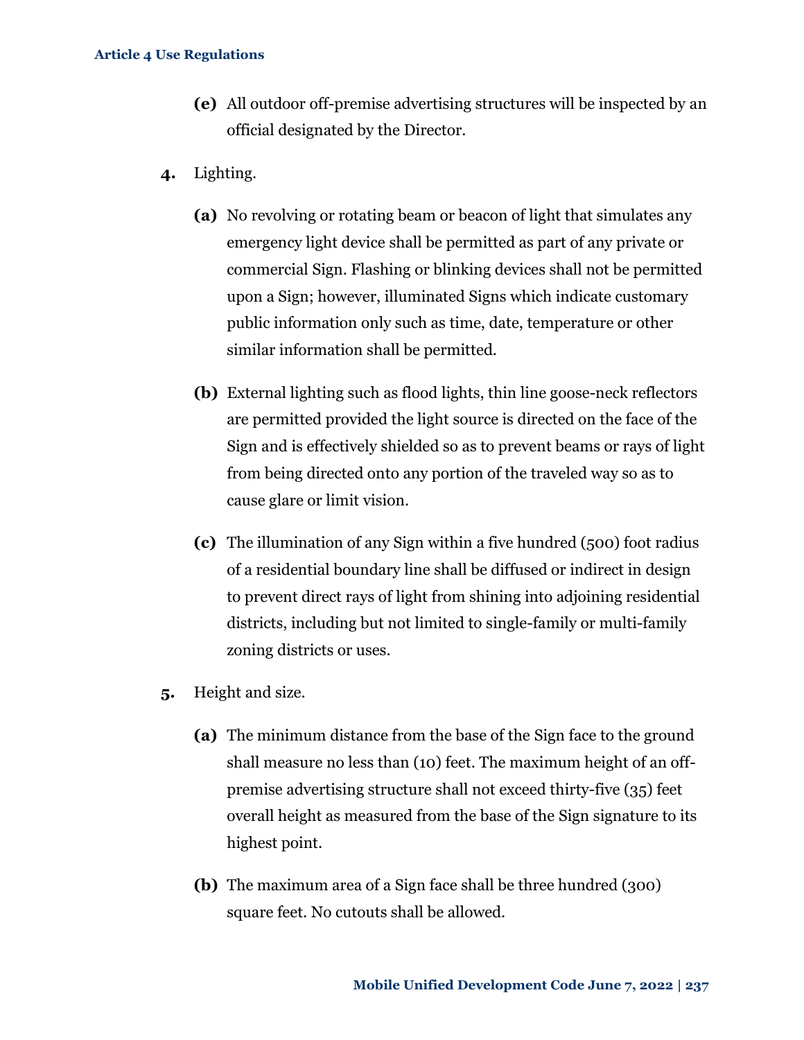**(e)** All outdoor off-premise advertising structures will be inspected by an official designated by the Director.

**4.** Lighting.

**(a)** No revolving or rotating beam or beacon of light that simulates any emergency light device shall be permitted as part of any private or commercial Sign. Flashing or blinking devices shall not be permitted upon a Sign; however, illuminated Signs which indicate customary public information only such as time, date, temperature or other similar information shall be permitted.

**(b)** External lighting such as flood lights, thin line goose-neck reflectors are permitted provided the light source is directed on the face of the Sign and is effectively shielded so as to prevent beams or rays of light from being directed onto any portion of the traveled way so as to cause glare or limit vision.

**(c)** The illumination of any Sign within a five hundred (500) foot radius of a residential boundary line shall be diffused or indirect in design to prevent direct rays of light from shining into adjoining residential districts, including but not limited to single-family or multi-family zoning districts or uses.

**5.** Height and size.

**(a)** The minimum distance from the base of the Sign face to the ground shall measure no less than (10) feet. The maximum height of an off-premise advertising structure shall not exceed thirty-five (35) feet overall height as measured from the base of the Sign signature to its highest point.

**(b)** The maximum area of a Sign face shall be three hundred (300) square feet. No cutouts shall be allowed.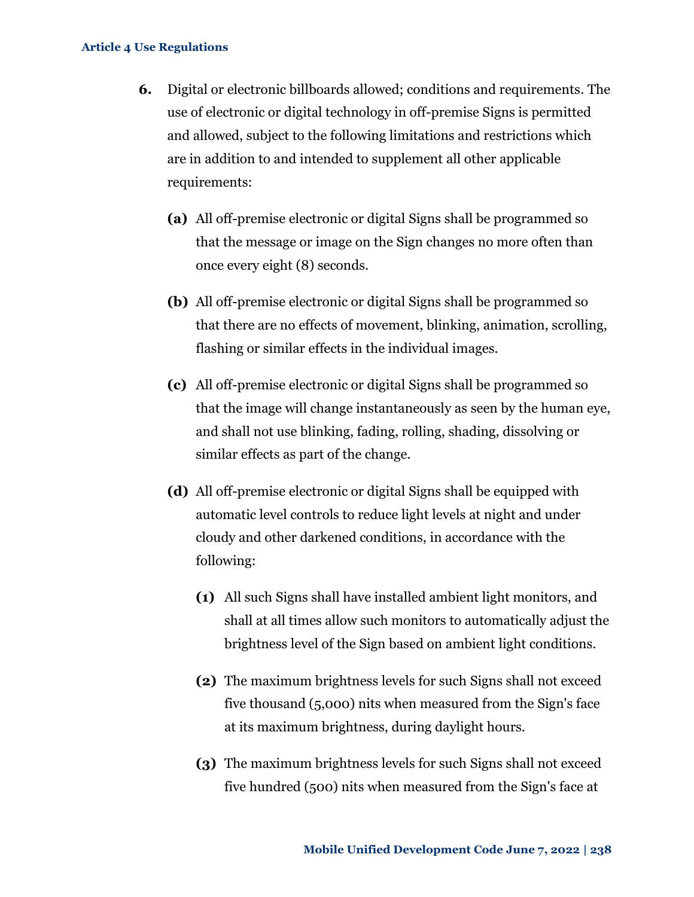**6.** Digital or electronic billboards allowed; conditions and requirements. The use of electronic or digital technology in off-premise Signs is permitted and allowed, subject to the following limitations and restrictions which are in addition to and intended to supplement all other applicable requirements:

**(a)** All off-premise electronic or digital Signs shall be programmed so that the message or image on the Sign changes no more often than once every eight (8) seconds.

**(b)** All off-premise electronic or digital Signs shall be programmed so that there are no effects of movement, blinking, animation, scrolling, flashing or similar effects in the individual images.

**(c)** All off-premise electronic or digital Signs shall be programmed so that the image will change instantaneously as seen by the human eye, and shall not use blinking, fading, rolling, shading, dissolving or similar effects as part of the change.

**(d)** All off-premise electronic or digital Signs shall be equipped with automatic level controls to reduce light levels at night and under cloudy and other darkened conditions, in accordance with the following:

**(1)** All such Signs shall have installed ambient light monitors, and shall at all times allow such monitors to automatically adjust the brightness level of the Sign based on ambient light conditions.

**(2)** The maximum brightness levels for such Signs shall not exceed five thousand (5,000) nits when measured from the Sign's face at its maximum brightness, during daylight hours.

**(3)** The maximum brightness levels for such Signs shall not exceed five hundred (500) nits when measured from the Sign's face at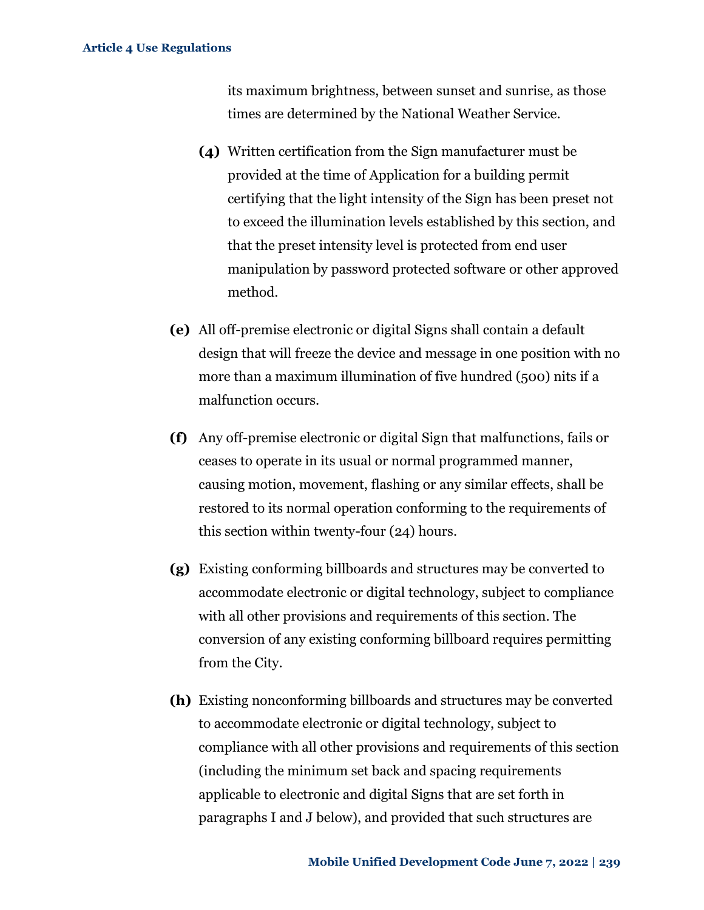its maximum brightness, between sunset and sunrise, as those times are determined by the National Weather Service.

**(4)** Written certification from the Sign manufacturer must be provided at the time of Application for a building permit certifying that the light intensity of the Sign has been preset not to exceed the illumination levels established by this section, and that the preset intensity level is protected from end user manipulation by password protected software or other approved method.

**(e)** All off-premise electronic or digital Signs shall contain a default design that will freeze the device and message in one position with no more than a maximum illumination of five hundred (500) nits if a malfunction occurs.

**(f)** Any off-premise electronic or digital Sign that malfunctions, fails or ceases to operate in its usual or normal programmed manner, causing motion, movement, flashing or any similar effects, shall be restored to its normal operation conforming to the requirements of this section within twenty-four (24) hours.

**(g)** Existing conforming billboards and structures may be converted to accommodate electronic or digital technology, subject to compliance with all other provisions and requirements of this section. The conversion of any existing conforming billboard requires permitting from the City.

**(h)** Existing nonconforming billboards and structures may be converted to accommodate electronic or digital technology, subject to compliance with all other provisions and requirements of this section (including the minimum set back and spacing requirements applicable to electronic and digital Signs that are set forth in paragraphs I and J below), and provided that such structures are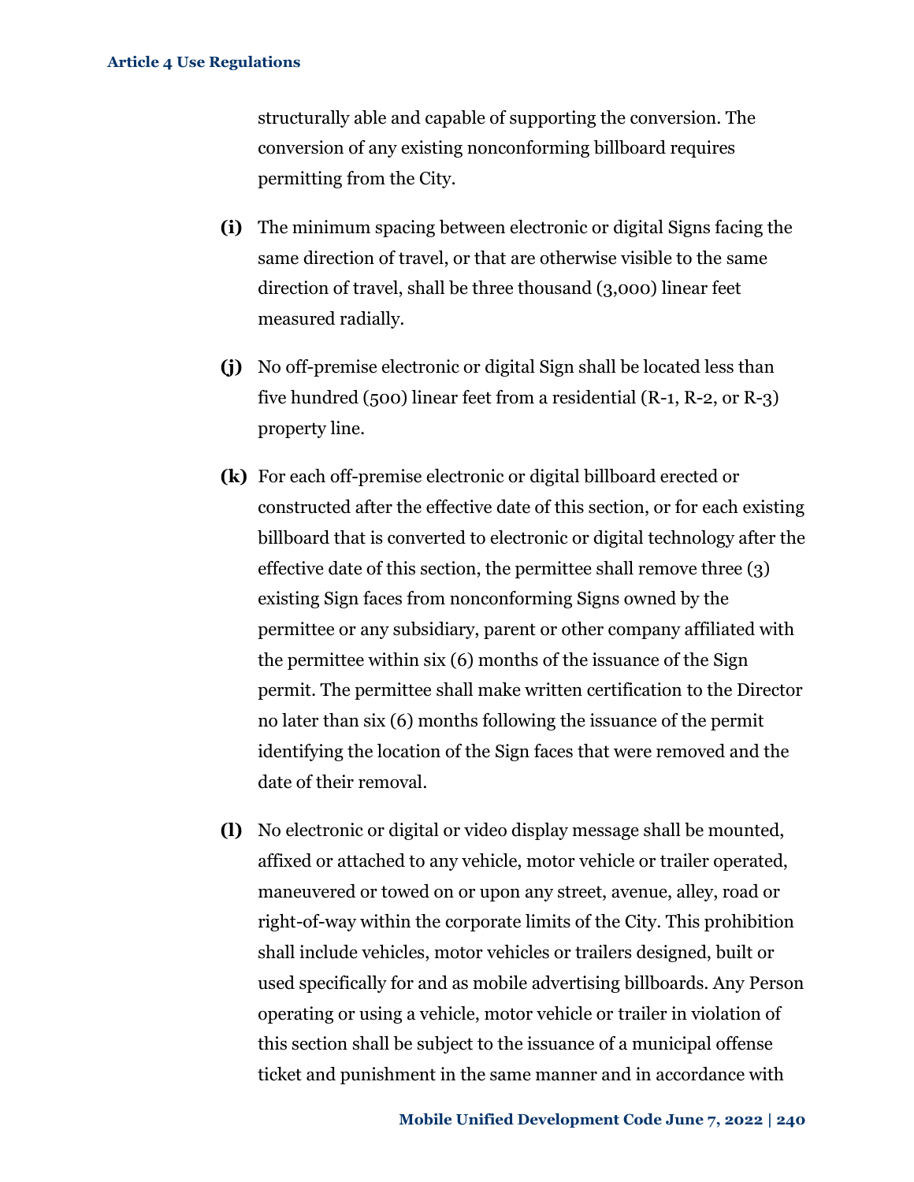structurally able and capable of supporting the conversion. The conversion of any existing nonconforming billboard requires permitting from the City.

**(i)** The minimum spacing between electronic or digital Signs facing the same direction of travel, or that are otherwise visible to the same direction of travel, shall be three thousand (3,000) linear feet measured radially.

**(j)** No off-premise electronic or digital Sign shall be located less than five hundred (500) linear feet from a residential (R-1, R-2, or R-3) property line.

**(k)** For each off-premise electronic or digital billboard erected or constructed after the effective date of this section, or for each existing billboard that is converted to electronic or digital technology after the effective date of this section, the permittee shall remove three (3) existing Sign faces from nonconforming Signs owned by the permittee or any subsidiary, parent or other company affiliated with the permittee within six (6) months of the issuance of the Sign permit. The permittee shall make written certification to the Director no later than six (6) months following the issuance of the permit identifying the location of the Sign faces that were removed and the date of their removal.

**(l)** No electronic or digital or video display message shall be mounted, affixed or attached to any vehicle, motor vehicle or trailer operated, maneuvered or towed on or upon any street, avenue, alley, road or right-of-way within the corporate limits of the City. This prohibition shall include vehicles, motor vehicles or trailers designed, built or used specifically for and as mobile advertising billboards. Any Person operating or using a vehicle, motor vehicle or trailer in violation of this section shall be subject to the issuance of a municipal offense ticket and punishment in the same manner and in accordance with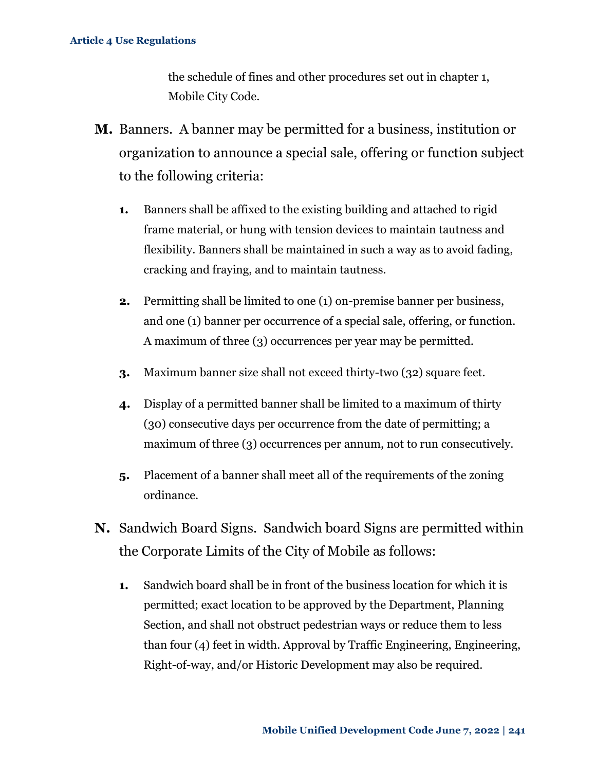the schedule of fines and other procedures set out in chapter 1, Mobile City Code.

**M.** Banners. A banner may be permitted for a business, institution or organization to announce a special sale, offering or function subject to the following criteria:

1. Banners shall be affixed to the existing building and attached to rigid frame material, or hung with tension devices to maintain tautness and flexibility. Banners shall be maintained in such a way as to avoid fading, cracking and fraying, and to maintain tautness.
2. Permitting shall be limited to one (1) on-premise banner per business, and one (1) banner per occurrence of a special sale, offering, or function. A maximum of three (3) occurrences per year may be permitted.
3. Maximum banner size shall not exceed thirty-two (32) square feet.
4. Display of a permitted banner shall be limited to a maximum of thirty (30) consecutive days per occurrence from the date of permitting; a maximum of three (3) occurrences per annum, not to run consecutively.
5. Placement of a banner shall meet all of the requirements of the zoning ordinance.

**N.** Sandwich Board Signs. Sandwich board Signs are permitted within the Corporate Limits of the City of Mobile as follows:

1. Sandwich board shall be in front of the business location for which it is permitted; exact location to be approved by the Department, Planning Section, and shall not obstruct pedestrian ways or reduce them to less than four (4) feet in width. Approval by Traffic Engineering, Engineering, Right-of-way, and/or Historic Development may also be required.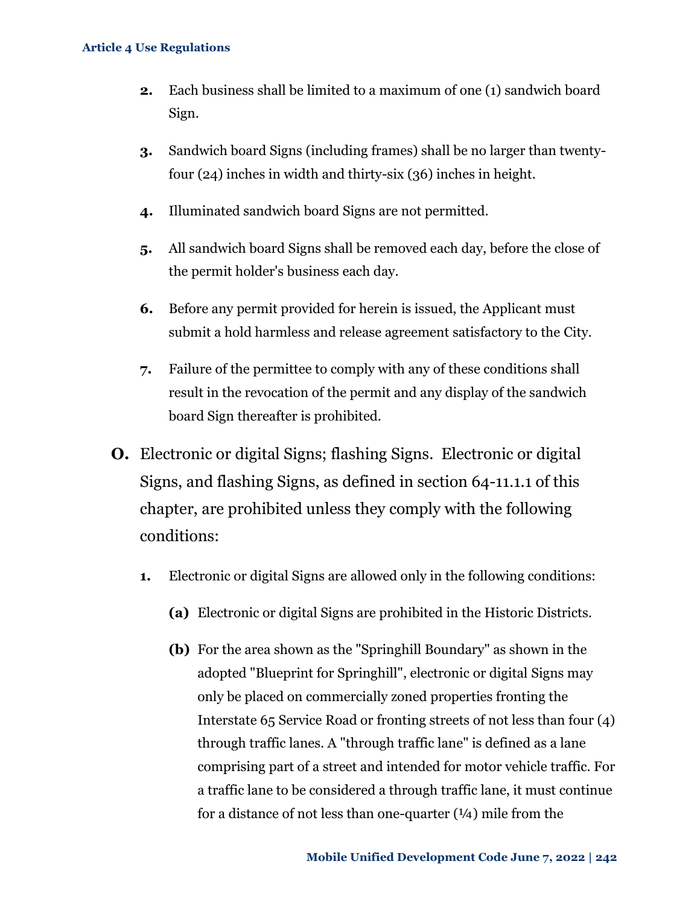2. Each business shall be limited to a maximum of one (1) sandwich board Sign.

3. Sandwich board Signs (including frames) shall be no larger than twenty-four (24) inches in width and thirty-six (36) inches in height.

4. Illuminated sandwich board Signs are not permitted.

5. All sandwich board Signs shall be removed each day, before the close of the permit holder's business each day.

6. Before any permit provided for herein is issued, the Applicant must submit a hold harmless and release agreement satisfactory to the City.

7. Failure of the permittee to comply with any of these conditions shall result in the revocation of the permit and any display of the sandwich board Sign thereafter is prohibited.

**O.** Electronic or digital Signs; flashing Signs. Electronic or digital Signs, and flashing Signs, as defined in section 64-11.1.1 of this chapter, are prohibited unless they comply with the following conditions:

1. Electronic or digital Signs are allowed only in the following conditions:

   **(a)** Electronic or digital Signs are prohibited in the Historic Districts.

   **(b)** For the area shown as the "Springhill Boundary" as shown in the adopted "Blueprint for Springhill", electronic or digital Signs may only be placed on commercially zoned properties fronting the Interstate 65 Service Road or fronting streets of not less than four (4) through traffic lanes. A "through traffic lane" is defined as a lane comprising part of a street and intended for motor vehicle traffic. For a traffic lane to be considered a through traffic lane, it must continue for a distance of not less than one-quarter (¼) mile from the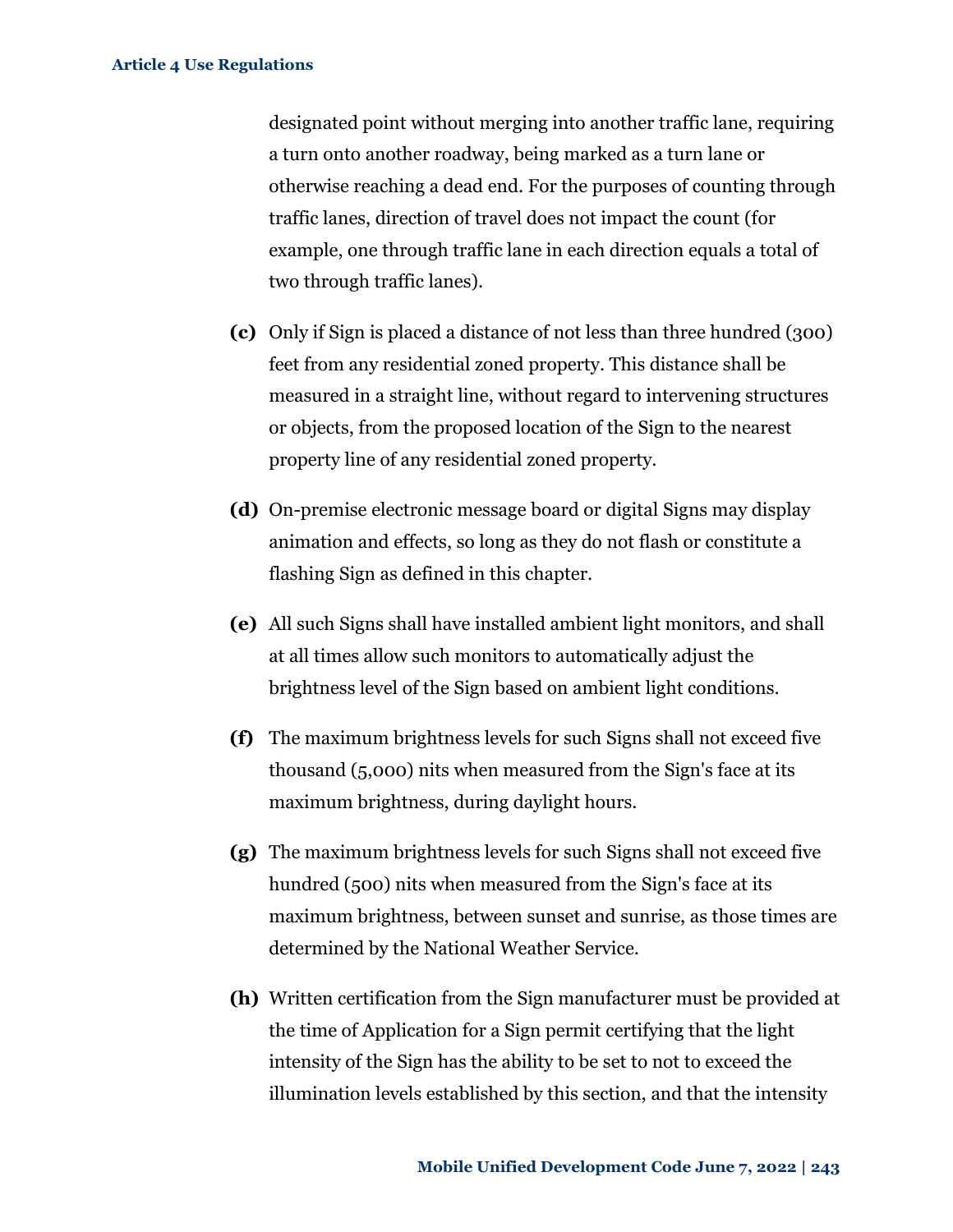designated point without merging into another traffic lane, requiring a turn onto another roadway, being marked as a turn lane or otherwise reaching a dead end. For the purposes of counting through traffic lanes, direction of travel does not impact the count (for example, one through traffic lane in each direction equals a total of two through traffic lanes).

**(c)** Only if Sign is placed a distance of not less than three hundred (300) feet from any residential zoned property. This distance shall be measured in a straight line, without regard to intervening structures or objects, from the proposed location of the Sign to the nearest property line of any residential zoned property.

**(d)** On-premise electronic message board or digital Signs may display animation and effects, so long as they do not flash or constitute a flashing Sign as defined in this chapter.

**(e)** All such Signs shall have installed ambient light monitors, and shall at all times allow such monitors to automatically adjust the brightness level of the Sign based on ambient light conditions.

**(f)** The maximum brightness levels for such Signs shall not exceed five thousand (5,000) nits when measured from the Sign's face at its maximum brightness, during daylight hours.

**(g)** The maximum brightness levels for such Signs shall not exceed five hundred (500) nits when measured from the Sign's face at its maximum brightness, between sunset and sunrise, as those times are determined by the National Weather Service.

**(h)** Written certification from the Sign manufacturer must be provided at the time of Application for a Sign permit certifying that the light intensity of the Sign has the ability to be set to not to exceed the illumination levels established by this section, and that the intensity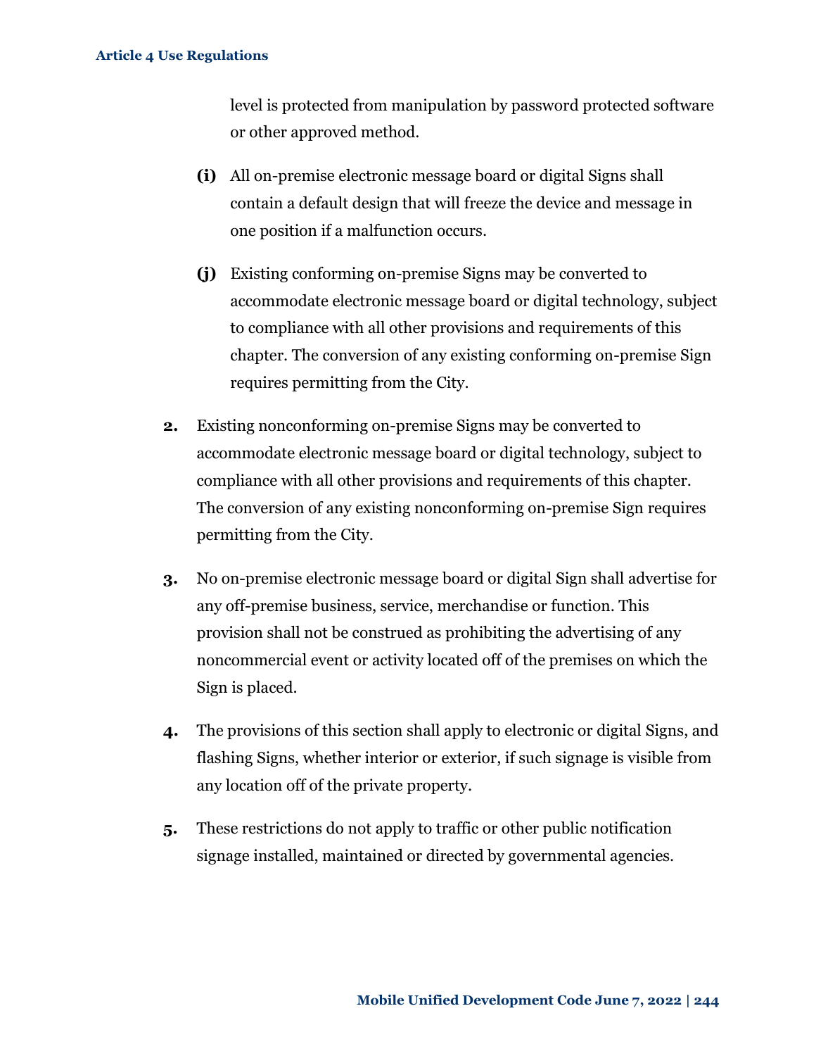level is protected from manipulation by password protected software or other approved method.

**(i)** All on-premise electronic message board or digital Signs shall contain a default design that will freeze the device and message in one position if a malfunction occurs.

**(j)** Existing conforming on-premise Signs may be converted to accommodate electronic message board or digital technology, subject to compliance with all other provisions and requirements of this chapter. The conversion of any existing conforming on-premise Sign requires permitting from the City.

**2.** Existing nonconforming on-premise Signs may be converted to accommodate electronic message board or digital technology, subject to compliance with all other provisions and requirements of this chapter. The conversion of any existing nonconforming on-premise Sign requires permitting from the City.

**3.** No on-premise electronic message board or digital Sign shall advertise for any off-premise business, service, merchandise or function. This provision shall not be construed as prohibiting the advertising of any noncommercial event or activity located off of the premises on which the Sign is placed.

**4.** The provisions of this section shall apply to electronic or digital Signs, and flashing Signs, whether interior or exterior, if such signage is visible from any location off of the private property.

**5.** These restrictions do not apply to traffic or other public notification signage installed, maintained or directed by governmental agencies.